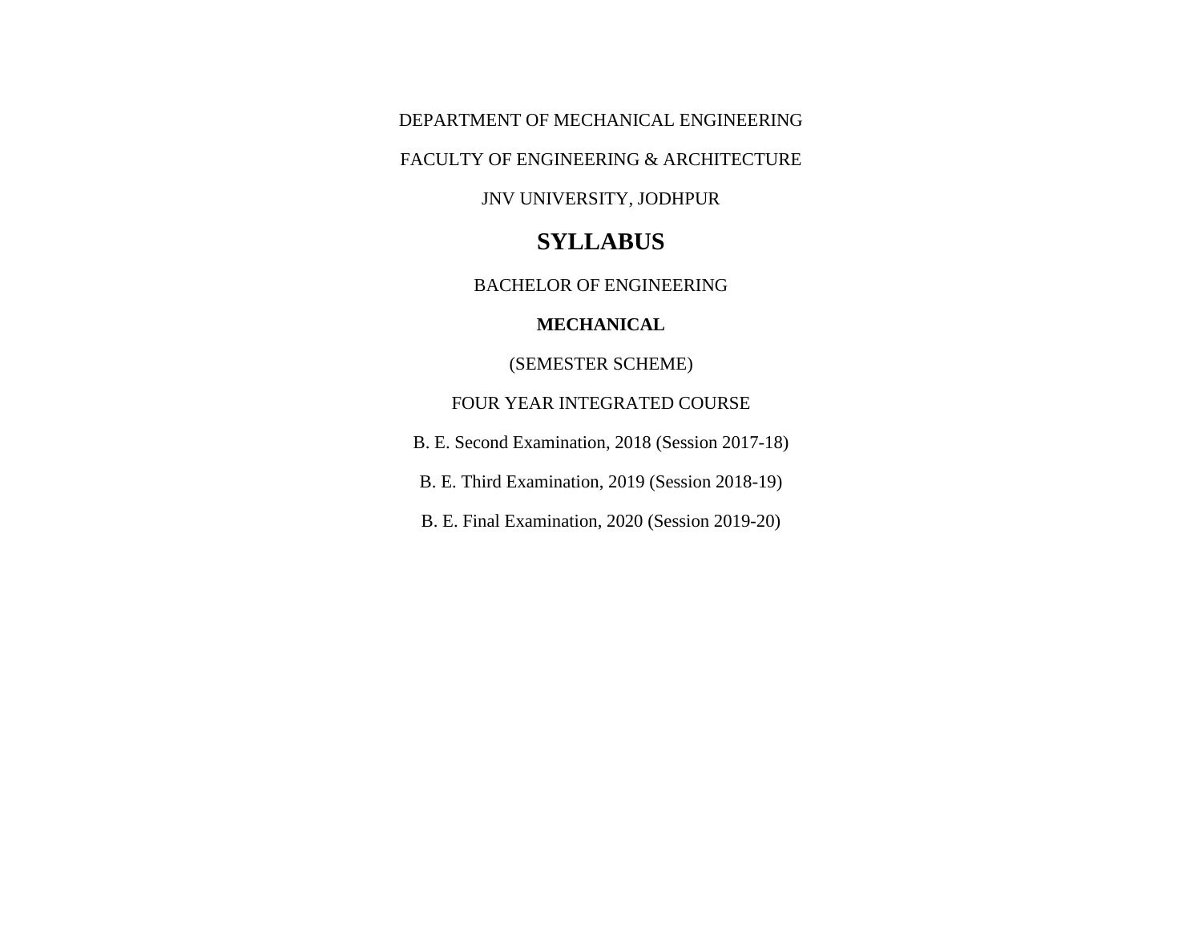DEPARTMENT OF MECHANICAL ENGINEERING

FACULTY OF ENGINEERING & ARCHITECTURE

JNV UNIVERSITY, JODHPUR

# SYLLABUS

BACHELOR OF ENGINEERING

**MECHANICAL**

(SEMESTER SCHEME)

FOUR YEAR INTEGRATED COURSE

B. E. Second Examination, 2018 (Session 2017-18)

B. E. Third Examination, 2019 (Session 2018-19)

B. E. Final Examination, 2020 (Session 2019-20)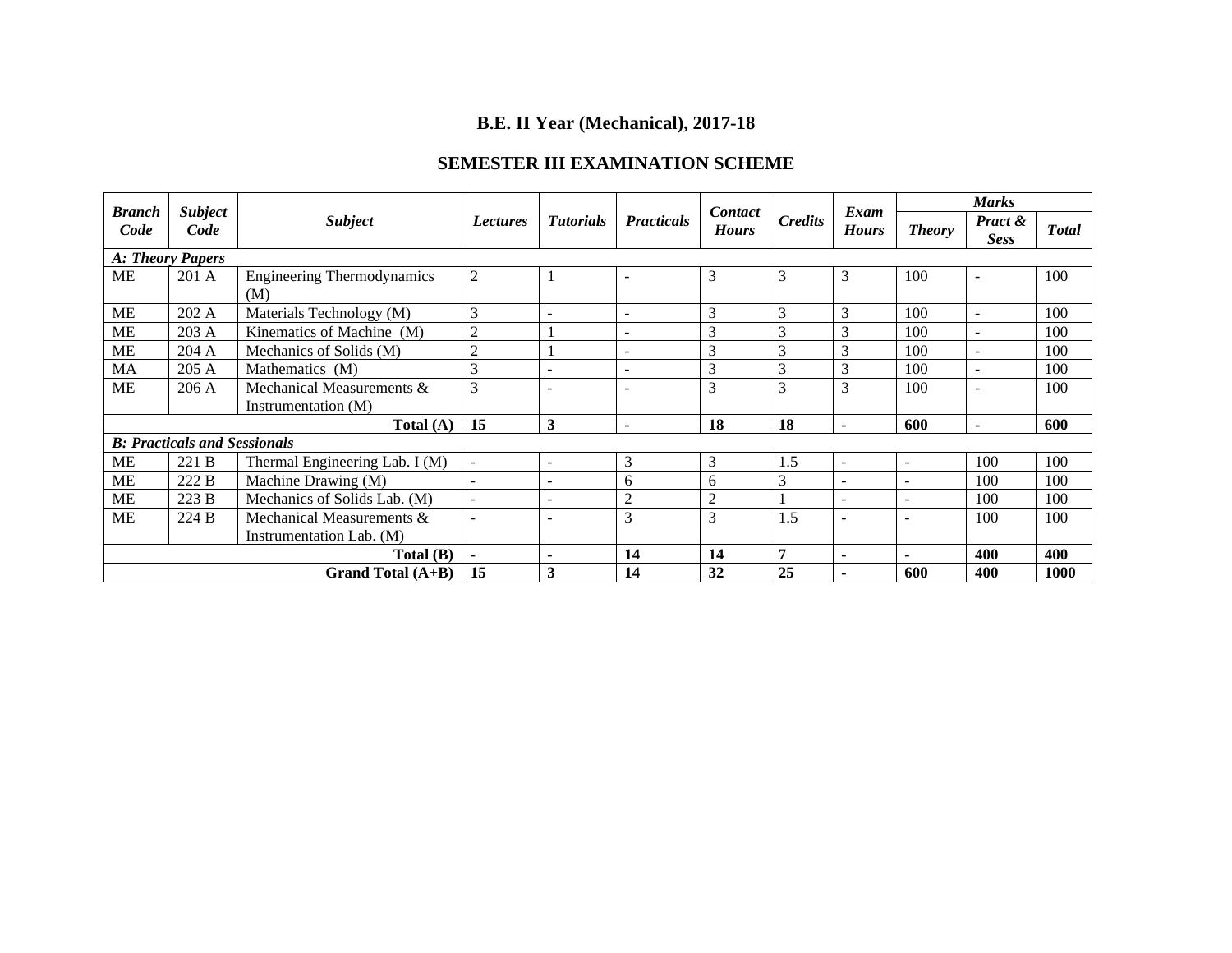# B.E. II Year (Mechanical), 2017-18

## SEMESTER III EXAMINATION SCHEME

| *Branch Code* | *Subject Code* | *Subject* | *Lectures* | *Tutorials* | *Practicals* | *Contact Hours* | *Credits* | *Exam Hours* | *Marks* | | |
|---|---|---|---|---|---|---|---|---|---|---|---|
| | | | | | | | | | *Theory* | *Pract & Sess* | *Total* |
| ***A: Theory Papers*** | | | | | | | | | | | |
| ME | 201 A | Engineering Thermodynamics (M) | 2 | 1 | - | 3 | 3 | 3 | 100 | - | 100 |
| ME | 202 A | Materials Technology (M) | 3 | - | - | 3 | 3 | 3 | 100 | - | 100 |
| ME | 203 A | Kinematics of Machine (M) | 2 | 1 | - | 3 | 3 | 3 | 100 | - | 100 |
| ME | 204 A | Mechanics of Solids (M) | 2 | 1 | - | 3 | 3 | 3 | 100 | - | 100 |
| MA | 205 A | Mathematics (M) | 3 | - | - | 3 | 3 | 3 | 100 | - | 100 |
| ME | 206 A | Mechanical Measurements & Instrumentation (M) | 3 | - | - | 3 | 3 | 3 | 100 | - | 100 |
| | | **Total (A)** | **15** | **3** | **-** | **18** | **18** | **-** | **600** | **-** | **600** |
| ***B: Practicals and Sessionals*** | | | | | | | | | | | |
| ME | 221 B | Thermal Engineering Lab. I (M) | - | - | 3 | 3 | 1.5 | - | - | 100 | 100 |
| ME | 222 B | Machine Drawing (M) | - | - | 6 | 6 | 3 | - | - | 100 | 100 |
| ME | 223 B | Mechanics of Solids Lab. (M) | - | - | 2 | 2 | 1 | - | - | 100 | 100 |
| ME | 224 B | Mechanical Measurements & Instrumentation Lab. (M) | - | - | 3 | 3 | 1.5 | - | - | 100 | 100 |
| | | **Total (B)** | **-** | **-** | **14** | **14** | **7** | **-** | **-** | **400** | **400** |
| | | **Grand Total (A+B)** | **15** | **3** | **14** | **32** | **25** | **-** | **600** | **400** | **1000** |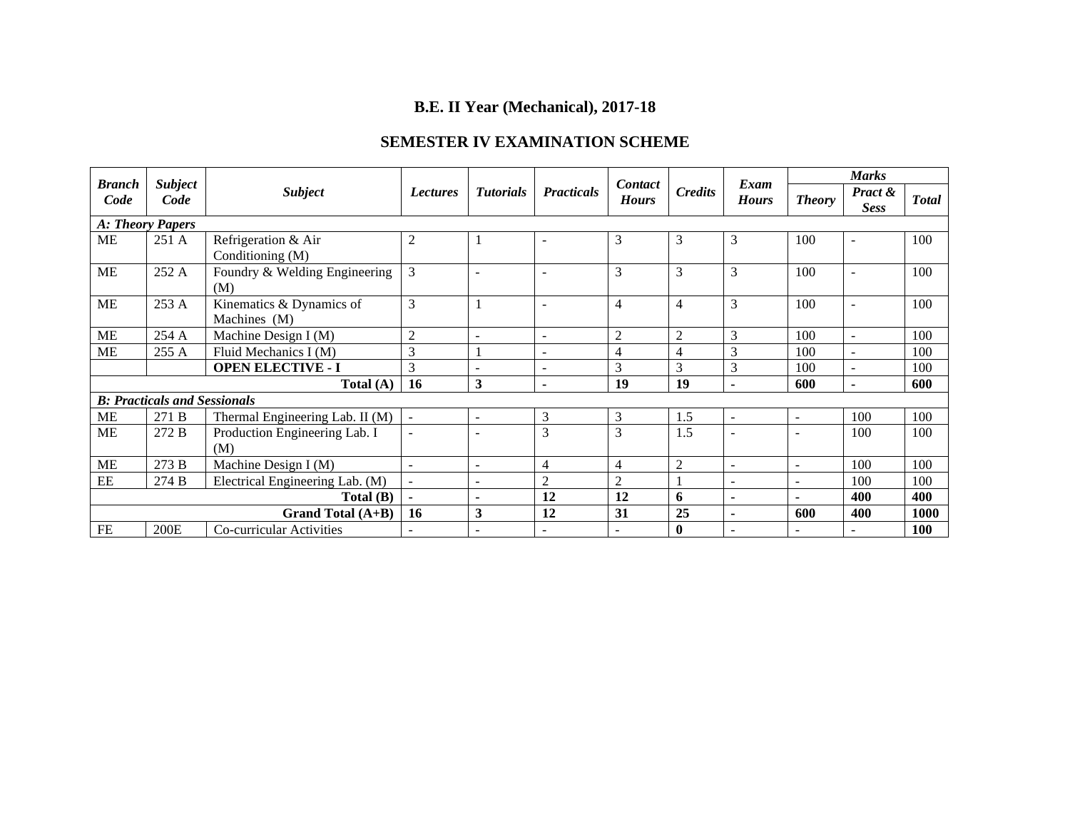# B.E. II Year (Mechanical), 2017-18

## SEMESTER IV EXAMINATION SCHEME

| *Branch Code* | *Subject Code* | *Subject* | *Lectures* | *Tutorials* | *Practicals* | *Contact Hours* | *Credits* | *Exam Hours* | *Marks* | | |
|---|---|---|---|---|---|---|---|---|---|---|---|
| | | | | | | | | | *Theory* | *Pract & Sess* | *Total* |
| ***A: Theory Papers*** | | | | | | | | | | | |
| ME | 251 A | Refrigeration & Air Conditioning (M) | 2 | 1 | - | 3 | 3 | 3 | 100 | - | 100 |
| ME | 252 A | Foundry & Welding Engineering (M) | 3 | - | - | 3 | 3 | 3 | 100 | - | 100 |
| ME | 253 A | Kinematics & Dynamics of Machines (M) | 3 | 1 | - | 4 | 4 | 3 | 100 | - | 100 |
| ME | 254 A | Machine Design I (M) | 2 | - | - | 2 | 2 | 3 | 100 | - | 100 |
| ME | 255 A | Fluid Mechanics I (M) | 3 | 1 | - | 4 | 4 | 3 | 100 | - | 100 |
| | | **OPEN ELECTIVE - I** | 3 | - | - | 3 | 3 | 3 | 100 | - | 100 |
| | | **Total (A)** | **16** | **3** | **-** | **19** | **19** | **-** | **600** | **-** | **600** |
| ***B: Practicals and Sessionals*** | | | | | | | | | | | |
| ME | 271 B | Thermal Engineering Lab. II (M) | - | - | 3 | 3 | 1.5 | - | - | 100 | 100 |
| ME | 272 B | Production Engineering Lab. I (M) | - | - | 3 | 3 | 1.5 | - | - | 100 | 100 |
| ME | 273 B | Machine Design I (M) | - | - | 4 | 4 | 2 | - | - | 100 | 100 |
| EE | 274 B | Electrical Engineering Lab. (M) | - | - | 2 | 2 | 1 | - | - | 100 | 100 |
| | | **Total (B)** | **-** | **-** | **12** | **12** | **6** | **-** | **-** | **400** | **400** |
| | | **Grand Total (A+B)** | **16** | **3** | **12** | **31** | **25** | **-** | **600** | **400** | **1000** |
| FE | 200E | Co-curricular Activities | - | - | - | - | **0** | - | - | - | **100** |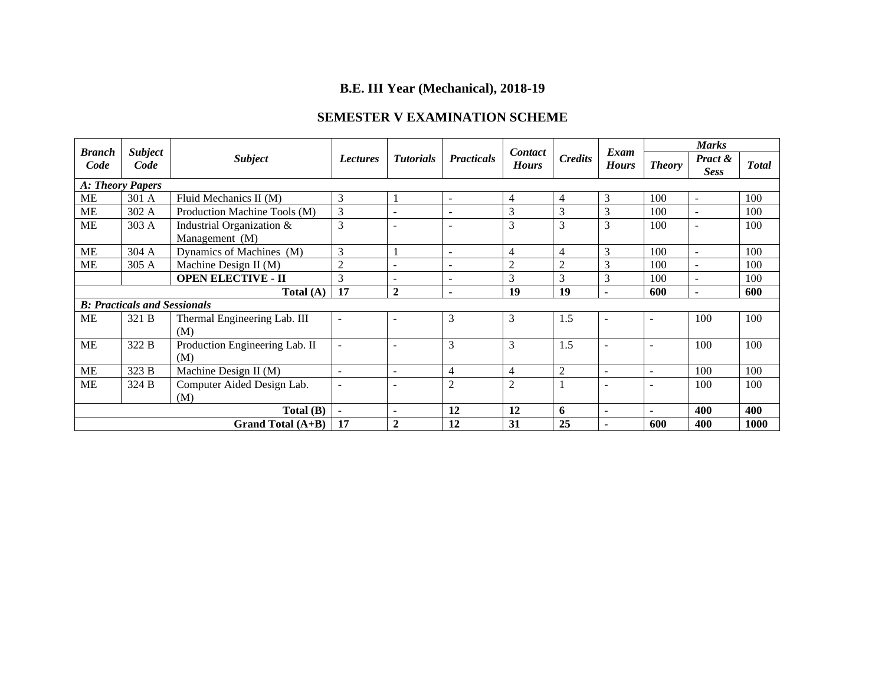# B.E. III Year (Mechanical), 2018-19

## SEMESTER V EXAMINATION SCHEME

| *Branch Code* | *Subject Code* | *Subject* | *Lectures* | *Tutorials* | *Practicals* | *Contact Hours* | *Credits* | *Exam Hours* | *Marks* | | |
|---|---|---|---|---|---|---|---|---|---|---|---|
| | | | | | | | | | *Theory* | *Pract & Sess* | *Total* |
| ***A: Theory Papers*** | | | | | | | | | | | |
| ME | 301 A | Fluid Mechanics II (M) | 3 | 1 | - | 4 | 4 | 3 | 100 | - | 100 |
| ME | 302 A | Production Machine Tools (M) | 3 | - | - | 3 | 3 | 3 | 100 | - | 100 |
| ME | 303 A | Industrial Organization & Management (M) | 3 | - | - | 3 | 3 | 3 | 100 | - | 100 |
| ME | 304 A | Dynamics of Machines (M) | 3 | 1 | - | 4 | 4 | 3 | 100 | - | 100 |
| ME | 305 A | Machine Design II (M) | 2 | - | - | 2 | 2 | 3 | 100 | - | 100 |
| | | **OPEN ELECTIVE - II** | 3 | - | - | 3 | 3 | 3 | 100 | - | 100 |
| | | **Total (A)** | **17** | **2** | **-** | **19** | **19** | **-** | **600** | **-** | **600** |
| ***B: Practicals and Sessionals*** | | | | | | | | | | | |
| ME | 321 B | Thermal Engineering Lab. III (M) | - | - | 3 | 3 | 1.5 | - | - | 100 | 100 |
| ME | 322 B | Production Engineering Lab. II (M) | - | - | 3 | 3 | 1.5 | - | - | 100 | 100 |
| ME | 323 B | Machine Design II (M) | - | - | 4 | 4 | 2 | - | - | 100 | 100 |
| ME | 324 B | Computer Aided Design Lab. (M) | - | - | 2 | 2 | 1 | - | - | 100 | 100 |
| | | **Total (B)** | **-** | **-** | **12** | **12** | **6** | **-** | **-** | **400** | **400** |
| | | **Grand Total (A+B)** | **17** | **2** | **12** | **31** | **25** | **-** | **600** | **400** | **1000** |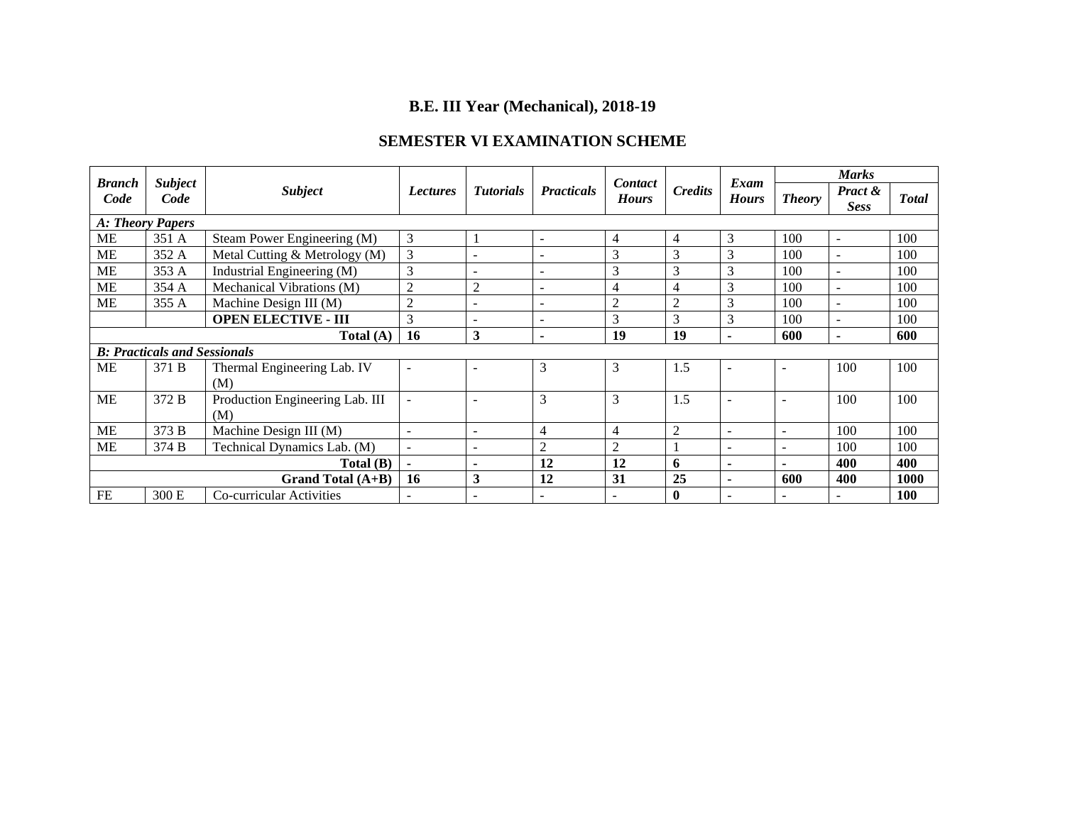## B.E. III Year (Mechanical), 2018-19

## SEMESTER VI EXAMINATION SCHEME

| *Branch Code* | *Subject Code* | *Subject* | *Lectures* | *Tutorials* | *Practicals* | *Contact Hours* | *Credits* | *Exam Hours* | *Marks* | | |
|---|---|---|---|---|---|---|---|---|---|---|---|
| | | | | | | | | | *Theory* | *Pract & Sess* | *Total* |
| ***A: Theory Papers*** | | | | | | | | | | | |
| ME | 351 A | Steam Power Engineering (M) | 3 | 1 | - | 4 | 4 | 3 | 100 | - | 100 |
| ME | 352 A | Metal Cutting & Metrology (M) | 3 | - | - | 3 | 3 | 3 | 100 | - | 100 |
| ME | 353 A | Industrial Engineering (M) | 3 | - | - | 3 | 3 | 3 | 100 | - | 100 |
| ME | 354 A | Mechanical Vibrations (M) | 2 | 2 | - | 4 | 4 | 3 | 100 | - | 100 |
| ME | 355 A | Machine Design III (M) | 2 | - | - | 2 | 2 | 3 | 100 | - | 100 |
| | | **OPEN ELECTIVE - III** | 3 | - | - | 3 | 3 | 3 | 100 | - | 100 |
| | | **Total (A)** | **16** | **3** | **-** | **19** | **19** | **-** | **600** | **-** | **600** |
| ***B: Practicals and Sessionals*** | | | | | | | | | | | |
| ME | 371 B | Thermal Engineering Lab. IV (M) | - | - | 3 | 3 | 1.5 | - | - | 100 | 100 |
| ME | 372 B | Production Engineering Lab. III (M) | - | - | 3 | 3 | 1.5 | - | - | 100 | 100 |
| ME | 373 B | Machine Design III (M) | - | - | 4 | 4 | 2 | - | - | 100 | 100 |
| ME | 374 B | Technical Dynamics Lab. (M) | - | - | 2 | 2 | 1 | - | - | 100 | 100 |
| | | **Total (B)** | **-** | **-** | **12** | **12** | **6** | **-** | **-** | **400** | **400** |
| | | **Grand Total (A+B)** | **16** | **3** | **12** | **31** | **25** | **-** | **600** | **400** | **1000** |
| FE | 300 E | Co-curricular Activities | - | - | - | - | **0** | - | - | - | **100** |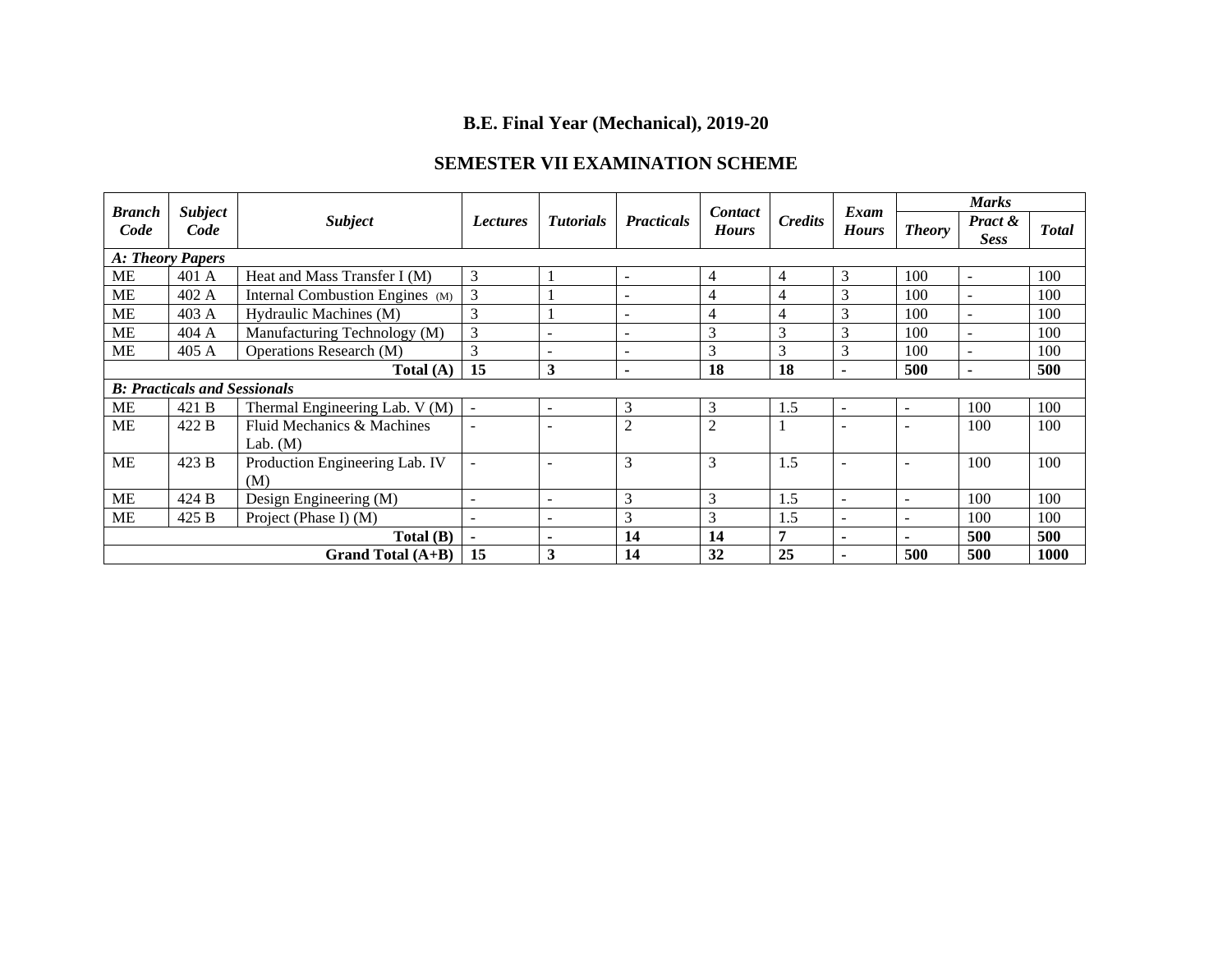# B.E. Final Year (Mechanical), 2019-20

## SEMESTER VII EXAMINATION SCHEME

| *Branch Code* | *Subject Code* | *Subject* | *Lectures* | *Tutorials* | *Practicals* | *Contact Hours* | *Credits* | *Exam Hours* | *Marks* | | |
|---|---|---|---|---|---|---|---|---|---|---|---|
| | | | | | | | | | *Theory* | *Pract & Sess* | *Total* |
| ***A: Theory Papers*** | | | | | | | | | | | |
| ME | 401 A | Heat and Mass Transfer I (M) | 3 | 1 | - | 4 | 4 | 3 | 100 | - | 100 |
| ME | 402 A | Internal Combustion Engines (M) | 3 | 1 | - | 4 | 4 | 3 | 100 | - | 100 |
| ME | 403 A | Hydraulic Machines (M) | 3 | 1 | - | 4 | 4 | 3 | 100 | - | 100 |
| ME | 404 A | Manufacturing Technology (M) | 3 | - | - | 3 | 3 | 3 | 100 | - | 100 |
| ME | 405 A | Operations Research (M) | 3 | - | - | 3 | 3 | 3 | 100 | - | 100 |
| | | **Total (A)** | **15** | **3** | **-** | **18** | **18** | **-** | **500** | **-** | **500** |
| ***B: Practicals and Sessionals*** | | | | | | | | | | | |
| ME | 421 B | Thermal Engineering Lab. V (M) | - | - | 3 | 3 | 1.5 | - | - | 100 | 100 |
| ME | 422 B | Fluid Mechanics & Machines Lab. (M) | - | - | 2 | 2 | 1 | - | - | 100 | 100 |
| ME | 423 B | Production Engineering Lab. IV (M) | - | - | 3 | 3 | 1.5 | - | - | 100 | 100 |
| ME | 424 B | Design Engineering (M) | - | - | 3 | 3 | 1.5 | - | - | 100 | 100 |
| ME | 425 B | Project (Phase I) (M) | - | - | 3 | 3 | 1.5 | - | - | 100 | 100 |
| | | **Total (B)** | **-** | **-** | **14** | **14** | **7** | **-** | **-** | **500** | **500** |
| | | **Grand Total (A+B)** | **15** | **3** | **14** | **32** | **25** | **-** | **500** | **500** | **1000** |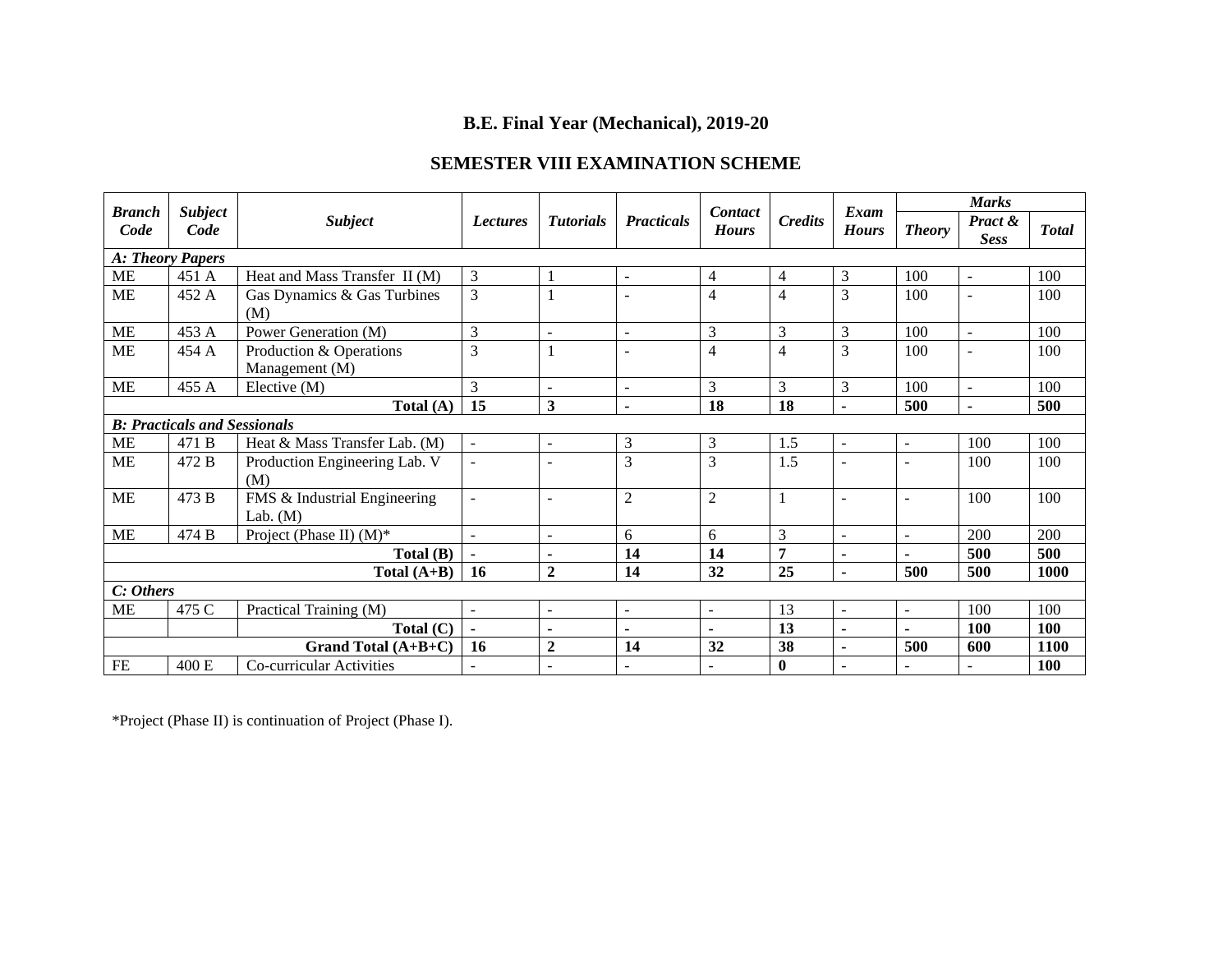# B.E. Final Year (Mechanical), 2019-20

## SEMESTER VIII EXAMINATION SCHEME

| *Branch Code* | *Subject Code* | *Subject* | *Lectures* | *Tutorials* | *Practicals* | *Contact Hours* | *Credits* | *Exam Hours* | *Marks* | | |
|---|---|---|---|---|---|---|---|---|---|---|---|
| | | | | | | | | | *Theory* | *Pract & Sess* | *Total* |
| ***A: Theory Papers*** | | | | | | | | | | | |
| ME | 451 A | Heat and Mass Transfer II (M) | 3 | 1 | - | 4 | 4 | 3 | 100 | - | 100 |
| ME | 452 A | Gas Dynamics & Gas Turbines (M) | 3 | 1 | - | 4 | 4 | 3 | 100 | - | 100 |
| ME | 453 A | Power Generation (M) | 3 | - | - | 3 | 3 | 3 | 100 | - | 100 |
| ME | 454 A | Production & Operations Management (M) | 3 | 1 | - | 4 | 4 | 3 | 100 | - | 100 |
| ME | 455 A | Elective (M) | 3 | - | - | 3 | 3 | 3 | 100 | - | 100 |
| | | **Total (A)** | **15** | **3** | **-** | **18** | **18** | **-** | **500** | **-** | **500** |
| ***B: Practicals and Sessionals*** | | | | | | | | | | | |
| ME | 471 B | Heat & Mass Transfer Lab. (M) | - | - | 3 | 3 | 1.5 | - | - | 100 | 100 |
| ME | 472 B | Production Engineering Lab. V (M) | - | - | 3 | 3 | 1.5 | - | - | 100 | 100 |
| ME | 473 B | FMS & Industrial Engineering Lab. (M) | - | - | 2 | 2 | 1 | - | - | 100 | 100 |
| ME | 474 B | Project (Phase II) (M)* | - | - | 6 | 6 | 3 | - | - | 200 | 200 |
| | | **Total (B)** | **-** | **-** | **14** | **14** | **7** | **-** | **-** | **500** | **500** |
| | | **Total (A+B)** | **16** | **2** | **14** | **32** | **25** | **-** | **500** | **500** | **1000** |
| ***C: Others*** | | | | | | | | | | | |
| ME | 475 C | Practical Training (M) | - | - | - | - | 13 | - | - | 100 | 100 |
| | | **Total (C)** | **-** | **-** | **-** | **-** | **13** | **-** | **-** | **100** | **100** |
| | | **Grand Total (A+B+C)** | **16** | **2** | **14** | **32** | **38** | **-** | **500** | **600** | **1100** |
| FE | 400 E | Co-curricular Activities | - | - | - | - | **0** | - | - | - | **100** |

*Project (Phase II) is continuation of Project (Phase I).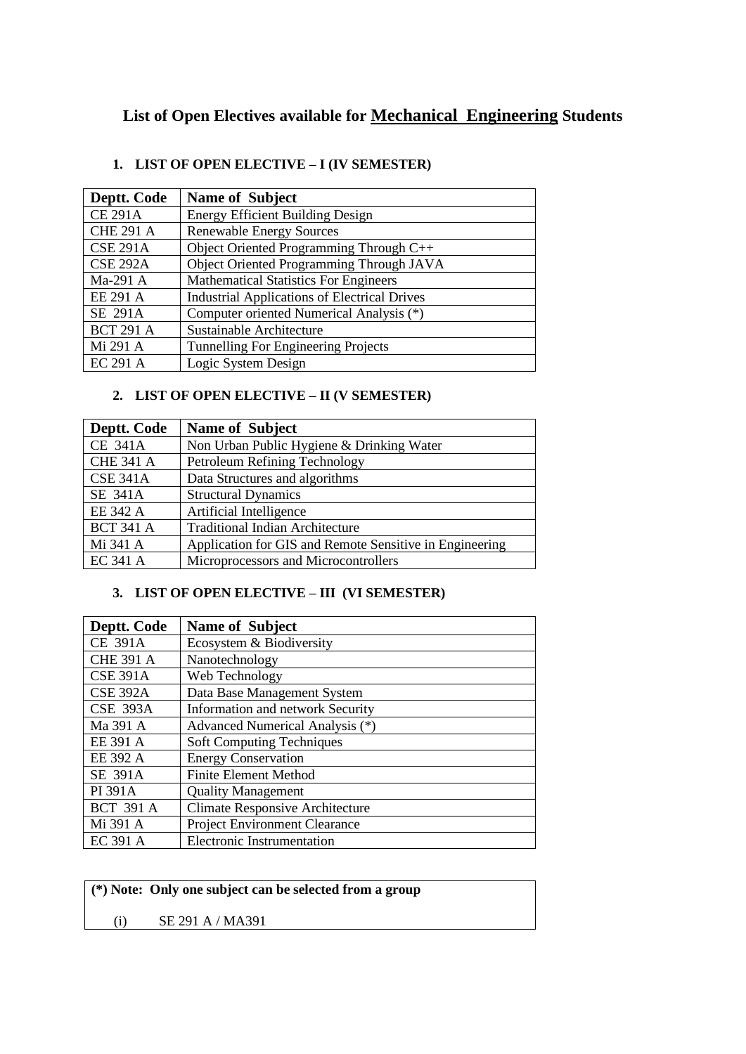# List of Open Electives available for <u>Mechanical Engineering</u> Students

## 1. LIST OF OPEN ELECTIVE – I (IV SEMESTER)

| Deptt. Code | Name of Subject |
|---|---|
| CE 291A | Energy Efficient Building Design |
| CHE 291 A | Renewable Energy Sources |
| CSE 291A | Object Oriented Programming Through C++ |
| CSE 292A | Object Oriented Programming Through JAVA |
| Ma-291 A | Mathematical Statistics For Engineers |
| EE 291 A | Industrial Applications of Electrical Drives |
| SE 291A | Computer oriented Numerical Analysis (*) |
| BCT 291 A | Sustainable Architecture |
| Mi 291 A | Tunnelling For Engineering Projects |
| EC 291 A | Logic System Design |

## 2. LIST OF OPEN ELECTIVE – II (V SEMESTER)

| Deptt. Code | Name of Subject |
|---|---|
| CE 341A | Non Urban Public Hygiene & Drinking Water |
| CHE 341 A | Petroleum Refining Technology |
| CSE 341A | Data Structures and algorithms |
| SE 341A | Structural Dynamics |
| EE 342 A | Artificial Intelligence |
| BCT 341 A | Traditional Indian Architecture |
| Mi 341 A | Application for GIS and Remote Sensitive in Engineering |
| EC 341 A | Microprocessors and Microcontrollers |

## 3. LIST OF OPEN ELECTIVE – III (VI SEMESTER)

| Deptt. Code | Name of Subject |
|---|---|
| CE 391A | Ecosystem & Biodiversity |
| CHE 391 A | Nanotechnology |
| CSE 391A | Web Technology |
| CSE 392A | Data Base Management System |
| CSE 393A | Information and network Security |
| Ma 391 A | Advanced Numerical Analysis (*) |
| EE 391 A | Soft Computing Techniques |
| EE 392 A | Energy Conservation |
| SE 391A | Finite Element Method |
| PI 391A | Quality Management |
| BCT 391 A | Climate Responsive Architecture |
| Mi 391 A | Project Environment Clearance |
| EC 391 A | Electronic Instrumentation |

**(*) Note: Only one subject can be selected from a group**

(i) SE 291 A / MA391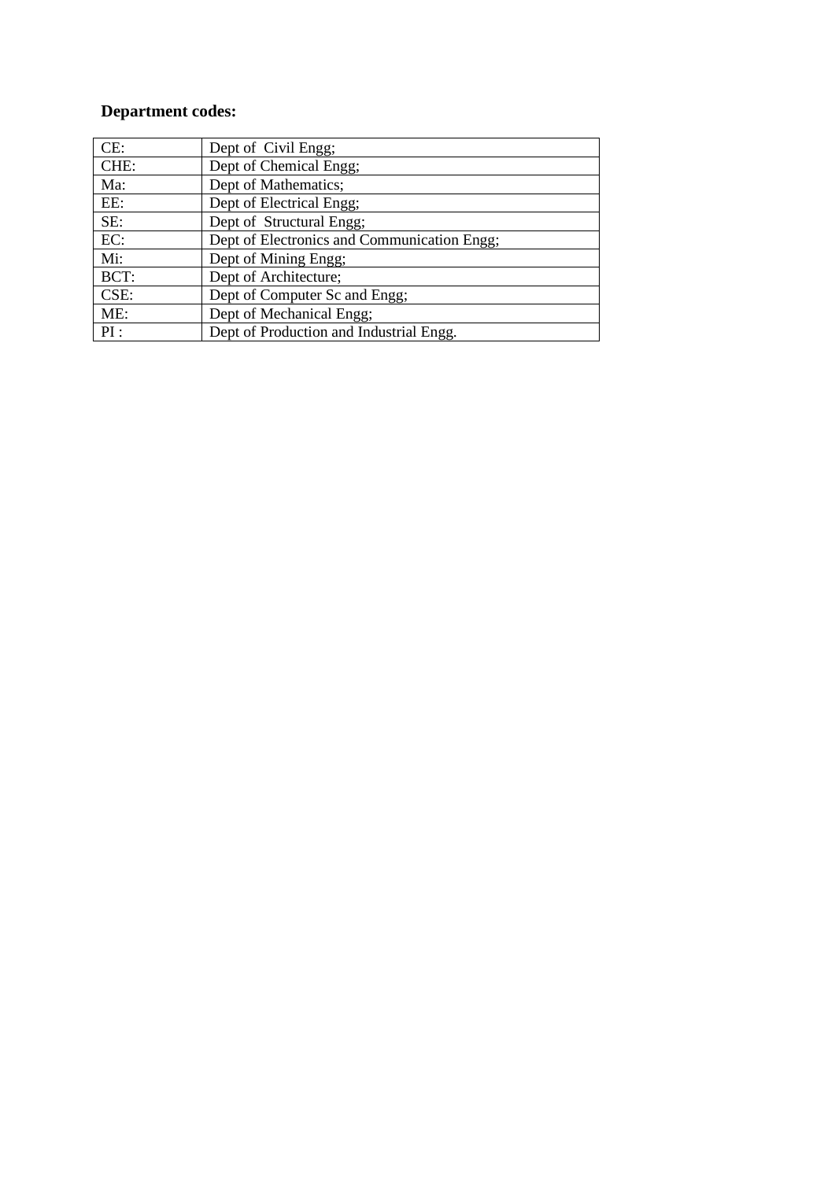**Department codes:**

| | |
|---|---|
| CE: | Dept of Civil Engg; |
| CHE: | Dept of Chemical Engg; |
| Ma: | Dept of Mathematics; |
| EE: | Dept of Electrical Engg; |
| SE: | Dept of Structural Engg; |
| EC: | Dept of Electronics and Communication Engg; |
| Mi: | Dept of Mining Engg; |
| BCT: | Dept of Architecture; |
| CSE: | Dept of Computer Sc and Engg; |
| ME: | Dept of Mechanical Engg; |
| PI : | Dept of Production and Industrial Engg. |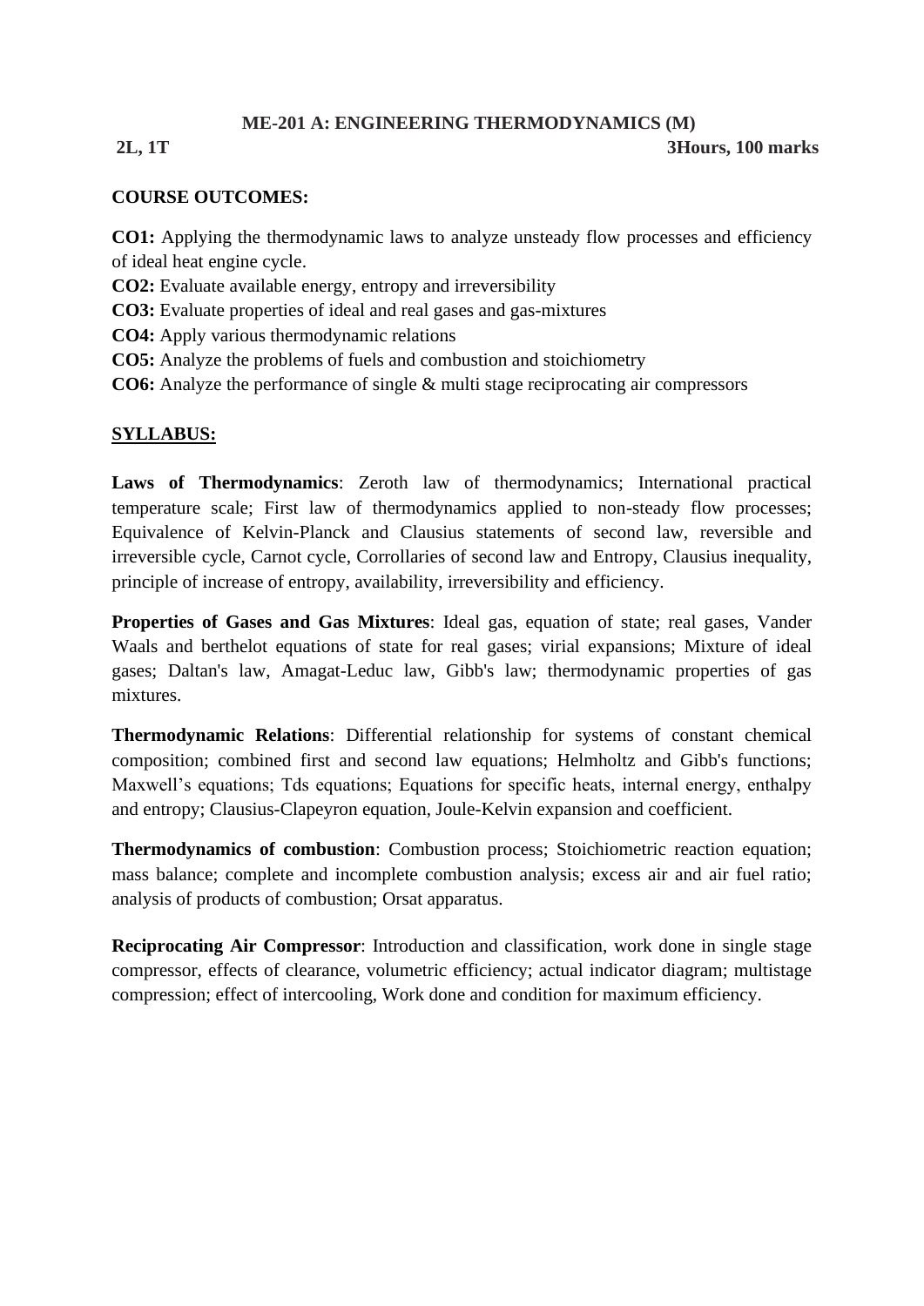## ME-201 A: ENGINEERING THERMODYNAMICS (M)

**2L, 1T** **3Hours, 100 marks**

**COURSE OUTCOMES:**

**CO1:** Applying the thermodynamic laws to analyze unsteady flow processes and efficiency of ideal heat engine cycle.
**CO2:** Evaluate available energy, entropy and irreversibility
**CO3:** Evaluate properties of ideal and real gases and gas-mixtures
**CO4:** Apply various thermodynamic relations
**CO5:** Analyze the problems of fuels and combustion and stoichiometry
**CO6:** Analyze the performance of single & multi stage reciprocating air compressors

**SYLLABUS:**

**Laws of Thermodynamics**: Zeroth law of thermodynamics; International practical temperature scale; First law of thermodynamics applied to non-steady flow processes; Equivalence of Kelvin-Planck and Clausius statements of second law, reversible and irreversible cycle, Carnot cycle, Corrollaries of second law and Entropy, Clausius inequality, principle of increase of entropy, availability, irreversibility and efficiency.

**Properties of Gases and Gas Mixtures**: Ideal gas, equation of state; real gases, Vander Waals and berthelot equations of state for real gases; virial expansions; Mixture of ideal gases; Daltan's law, Amagat-Leduc law, Gibb's law; thermodynamic properties of gas mixtures.

**Thermodynamic Relations**: Differential relationship for systems of constant chemical composition; combined first and second law equations; Helmholtz and Gibb's functions; Maxwell's equations; Tds equations; Equations for specific heats, internal energy, enthalpy and entropy; Clausius-Clapeyron equation, Joule-Kelvin expansion and coefficient.

**Thermodynamics of combustion**: Combustion process; Stoichiometric reaction equation; mass balance; complete and incomplete combustion analysis; excess air and air fuel ratio; analysis of products of combustion; Orsat apparatus.

**Reciprocating Air Compressor**: Introduction and classification, work done in single stage compressor, effects of clearance, volumetric efficiency; actual indicator diagram; multistage compression; effect of intercooling, Work done and condition for maximum efficiency.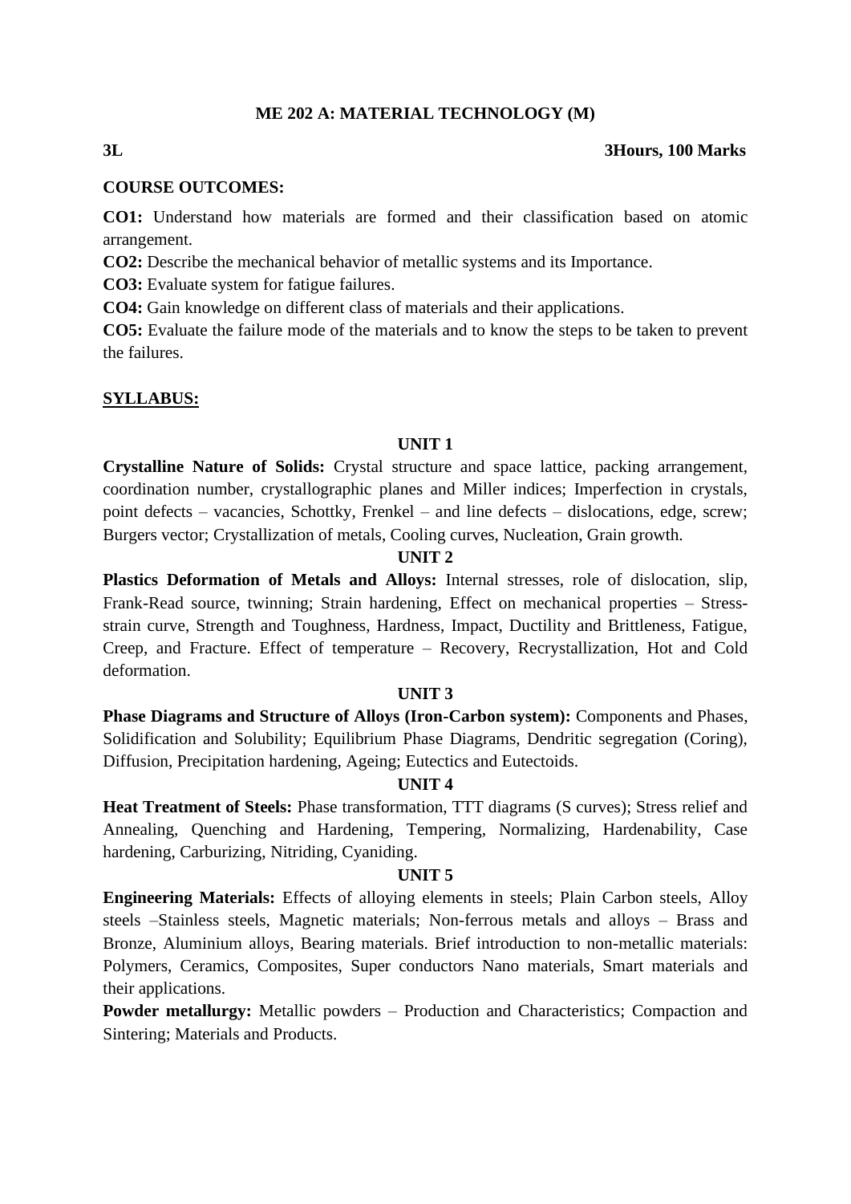# ME 202 A: MATERIAL TECHNOLOGY (M)

**3L** **3Hours, 100 Marks**

**COURSE OUTCOMES:**

**CO1:** Understand how materials are formed and their classification based on atomic arrangement.

**CO2:** Describe the mechanical behavior of metallic systems and its Importance.

**CO3:** Evaluate system for fatigue failures.

**CO4:** Gain knowledge on different class of materials and their applications.

**CO5:** Evaluate the failure mode of the materials and to know the steps to be taken to prevent the failures.

**SYLLABUS:**

**UNIT 1**

**Crystalline Nature of Solids:** Crystal structure and space lattice, packing arrangement, coordination number, crystallographic planes and Miller indices; Imperfection in crystals, point defects – vacancies, Schottky, Frenkel – and line defects – dislocations, edge, screw; Burgers vector; Crystallization of metals, Cooling curves, Nucleation, Grain growth.

**UNIT 2**

**Plastics Deformation of Metals and Alloys:** Internal stresses, role of dislocation, slip, Frank-Read source, twinning; Strain hardening, Effect on mechanical properties – Stress-strain curve, Strength and Toughness, Hardness, Impact, Ductility and Brittleness, Fatigue, Creep, and Fracture. Effect of temperature – Recovery, Recrystallization, Hot and Cold deformation.

**UNIT 3**

**Phase Diagrams and Structure of Alloys (Iron-Carbon system):** Components and Phases, Solidification and Solubility; Equilibrium Phase Diagrams, Dendritic segregation (Coring), Diffusion, Precipitation hardening, Ageing; Eutectics and Eutectoids.

**UNIT 4**

**Heat Treatment of Steels:** Phase transformation, TTT diagrams (S curves); Stress relief and Annealing, Quenching and Hardening, Tempering, Normalizing, Hardenability, Case hardening, Carburizing, Nitriding, Cyaniding.

**UNIT 5**

**Engineering Materials:** Effects of alloying elements in steels; Plain Carbon steels, Alloy steels –Stainless steels, Magnetic materials; Non-ferrous metals and alloys – Brass and Bronze, Aluminium alloys, Bearing materials. Brief introduction to non-metallic materials: Polymers, Ceramics, Composites, Super conductors Nano materials, Smart materials and their applications.

**Powder metallurgy:** Metallic powders – Production and Characteristics; Compaction and Sintering; Materials and Products.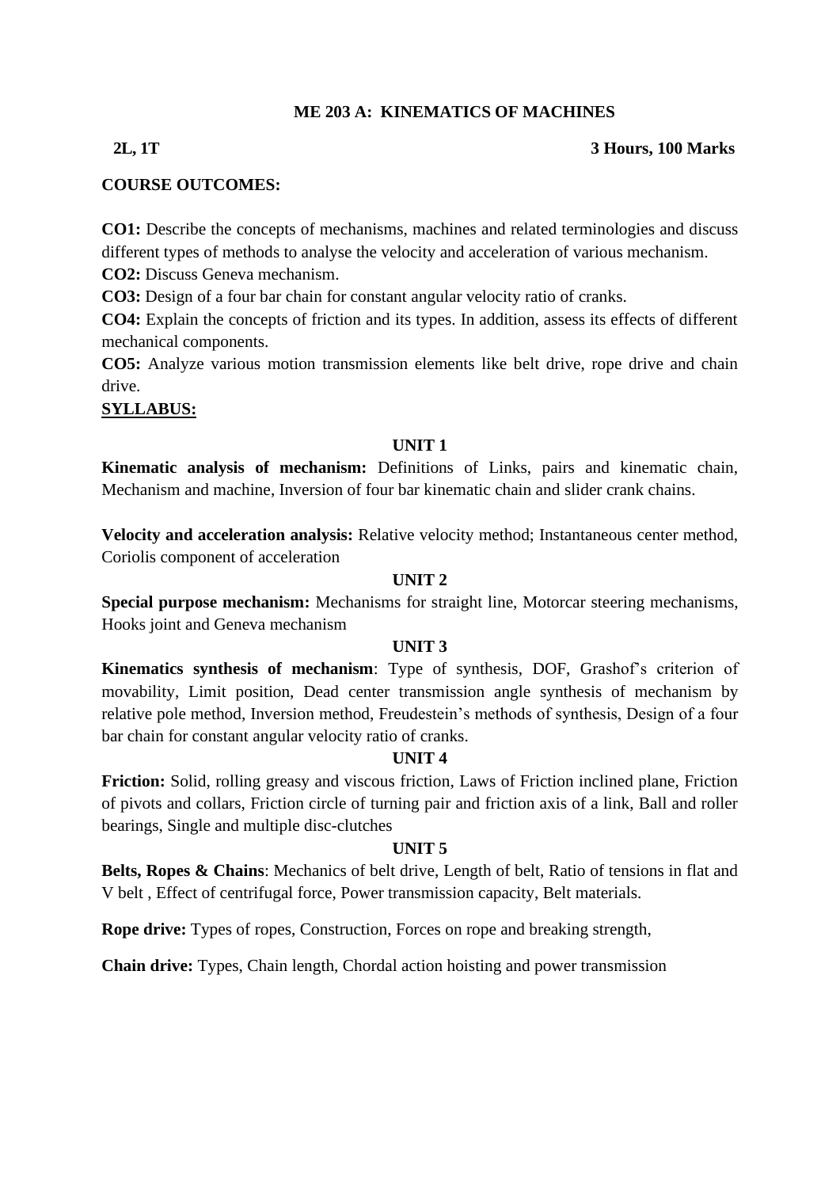## ME 203 A: KINEMATICS OF MACHINES

**2L, 1T** **3 Hours, 100 Marks**

**COURSE OUTCOMES:**

**CO1:** Describe the concepts of mechanisms, machines and related terminologies and discuss different types of methods to analyse the velocity and acceleration of various mechanism.

**CO2:** Discuss Geneva mechanism.

**CO3:** Design of a four bar chain for constant angular velocity ratio of cranks.

**CO4:** Explain the concepts of friction and its types. In addition, assess its effects of different mechanical components.

**CO5:** Analyze various motion transmission elements like belt drive, rope drive and chain drive.

**SYLLABUS:**

### UNIT 1

**Kinematic analysis of mechanism:** Definitions of Links, pairs and kinematic chain, Mechanism and machine, Inversion of four bar kinematic chain and slider crank chains.

**Velocity and acceleration analysis:** Relative velocity method; Instantaneous center method, Coriolis component of acceleration

### UNIT 2

**Special purpose mechanism:** Mechanisms for straight line, Motorcar steering mechanisms, Hooks joint and Geneva mechanism

### UNIT 3

**Kinematics synthesis of mechanism**: Type of synthesis, DOF, Grashof's criterion of movability, Limit position, Dead center transmission angle synthesis of mechanism by relative pole method, Inversion method, Freudestein's methods of synthesis, Design of a four bar chain for constant angular velocity ratio of cranks.

### UNIT 4

**Friction:** Solid, rolling greasy and viscous friction, Laws of Friction inclined plane, Friction of pivots and collars, Friction circle of turning pair and friction axis of a link, Ball and roller bearings, Single and multiple disc-clutches

### UNIT 5

**Belts, Ropes & Chains**: Mechanics of belt drive, Length of belt, Ratio of tensions in flat and V belt , Effect of centrifugal force, Power transmission capacity, Belt materials.

**Rope drive:** Types of ropes, Construction, Forces on rope and breaking strength,

**Chain drive:** Types, Chain length, Chordal action hoisting and power transmission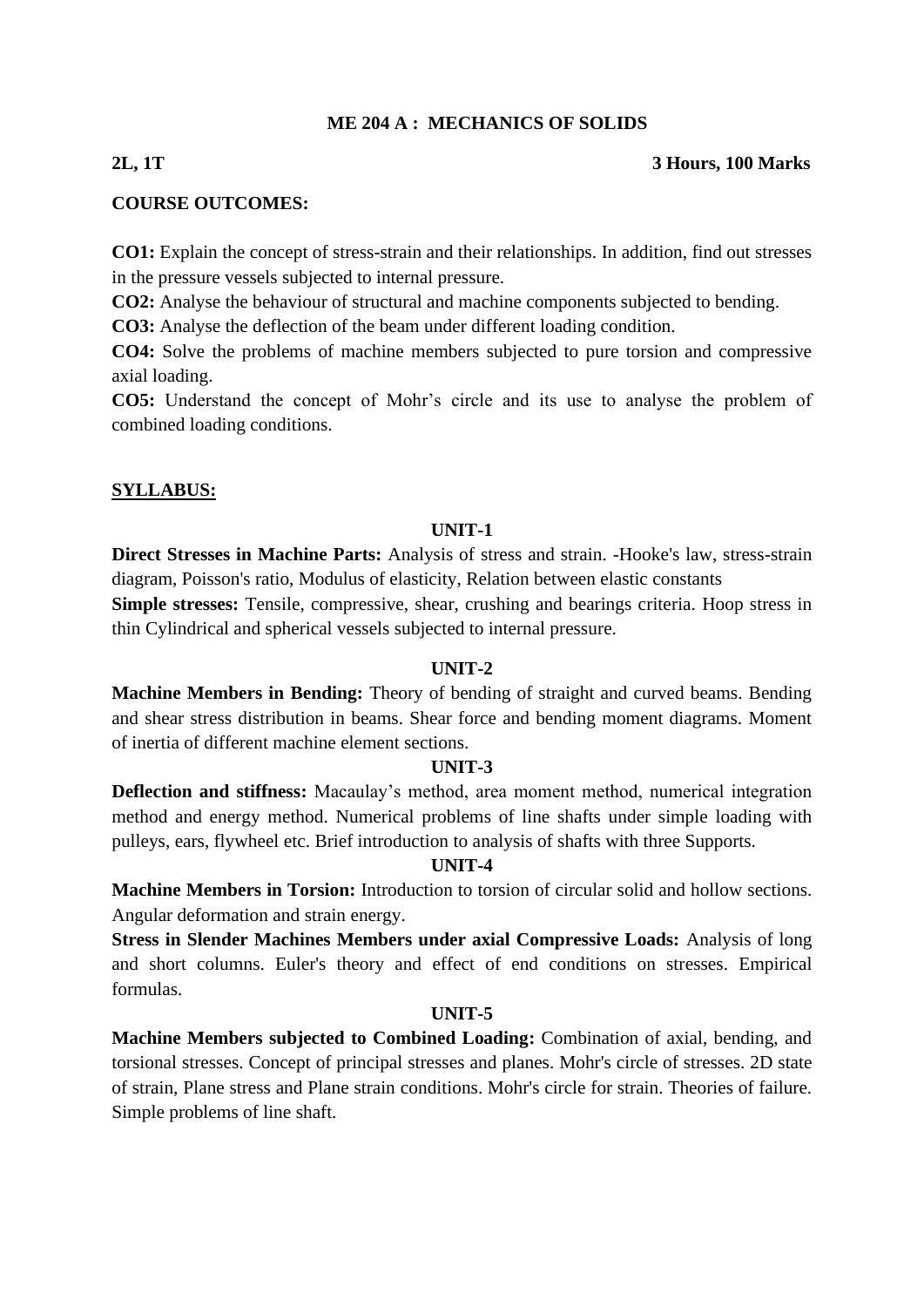# ME 204 A : MECHANICS OF SOLIDS

**2L, 1T** **3 Hours, 100 Marks**

**COURSE OUTCOMES:**

**CO1:** Explain the concept of stress-strain and their relationships. In addition, find out stresses in the pressure vessels subjected to internal pressure.
**CO2:** Analyse the behaviour of structural and machine components subjected to bending.
**CO3:** Analyse the deflection of the beam under different loading condition.
**CO4:** Solve the problems of machine members subjected to pure torsion and compressive axial loading.
**CO5:** Understand the concept of Mohr's circle and its use to analyse the problem of combined loading conditions.

## SYLLABUS:

### UNIT-1

**Direct Stresses in Machine Parts:** Analysis of stress and strain. -Hooke's law, stress-strain diagram, Poisson's ratio, Modulus of elasticity, Relation between elastic constants
**Simple stresses:** Tensile, compressive, shear, crushing and bearings criteria. Hoop stress in thin Cylindrical and spherical vessels subjected to internal pressure.

### UNIT-2

**Machine Members in Bending:** Theory of bending of straight and curved beams. Bending and shear stress distribution in beams. Shear force and bending moment diagrams. Moment of inertia of different machine element sections.

### UNIT-3

**Deflection and stiffness:** Macaulay's method, area moment method, numerical integration method and energy method. Numerical problems of line shafts under simple loading with pulleys, ears, flywheel etc. Brief introduction to analysis of shafts with three Supports.

### UNIT-4

**Machine Members in Torsion:** Introduction to torsion of circular solid and hollow sections. Angular deformation and strain energy.
**Stress in Slender Machines Members under axial Compressive Loads:** Analysis of long and short columns. Euler's theory and effect of end conditions on stresses. Empirical formulas.

### UNIT-5

**Machine Members subjected to Combined Loading:** Combination of axial, bending, and torsional stresses. Concept of principal stresses and planes. Mohr's circle of stresses. 2D state of strain, Plane stress and Plane strain conditions. Mohr's circle for strain. Theories of failure. Simple problems of line shaft.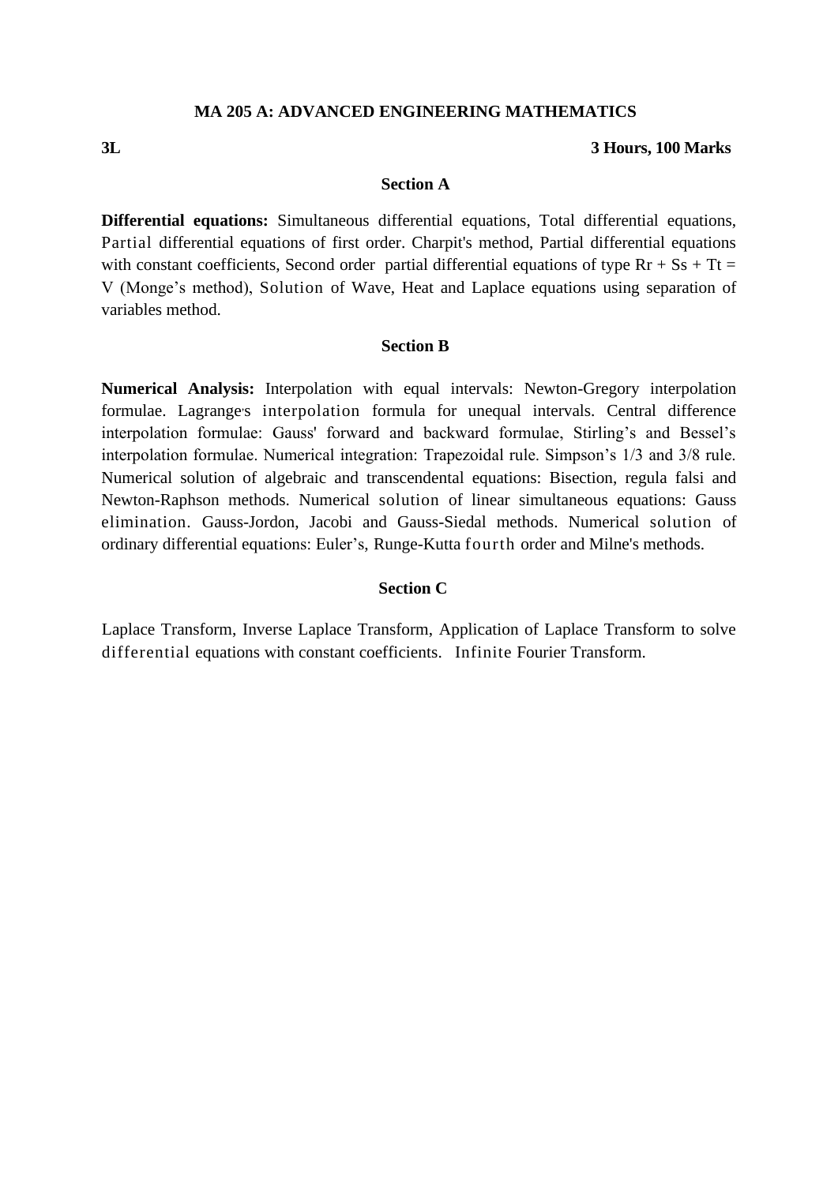## MA 205 A: ADVANCED ENGINEERING MATHEMATICS

**3L** **3 Hours, 100 Marks**

### Section A

**Differential equations:** Simultaneous differential equations, Total differential equations, Partial differential equations of first order. Charpit's method, Partial differential equations with constant coefficients, Second order partial differential equations of type $Rr + Ss + Tt = V$ (Monge's method), Solution of Wave, Heat and Laplace equations using separation of variables method.

### Section B

**Numerical Analysis:** Interpolation with equal intervals: Newton-Gregory interpolation formulae. Lagrange's interpolation formula for unequal intervals. Central difference interpolation formulae: Gauss' forward and backward formulae, Stirling's and Bessel's interpolation formulae. Numerical integration: Trapezoidal rule. Simpson's 1/3 and 3/8 rule. Numerical solution of algebraic and transcendental equations: Bisection, regula falsi and Newton-Raphson methods. Numerical solution of linear simultaneous equations: Gauss elimination. Gauss-Jordon, Jacobi and Gauss-Siedal methods. Numerical solution of ordinary differential equations: Euler's, Runge-Kutta fourth order and Milne's methods.

### Section C

Laplace Transform, Inverse Laplace Transform, Application of Laplace Transform to solve differential equations with constant coefficients. Infinite Fourier Transform.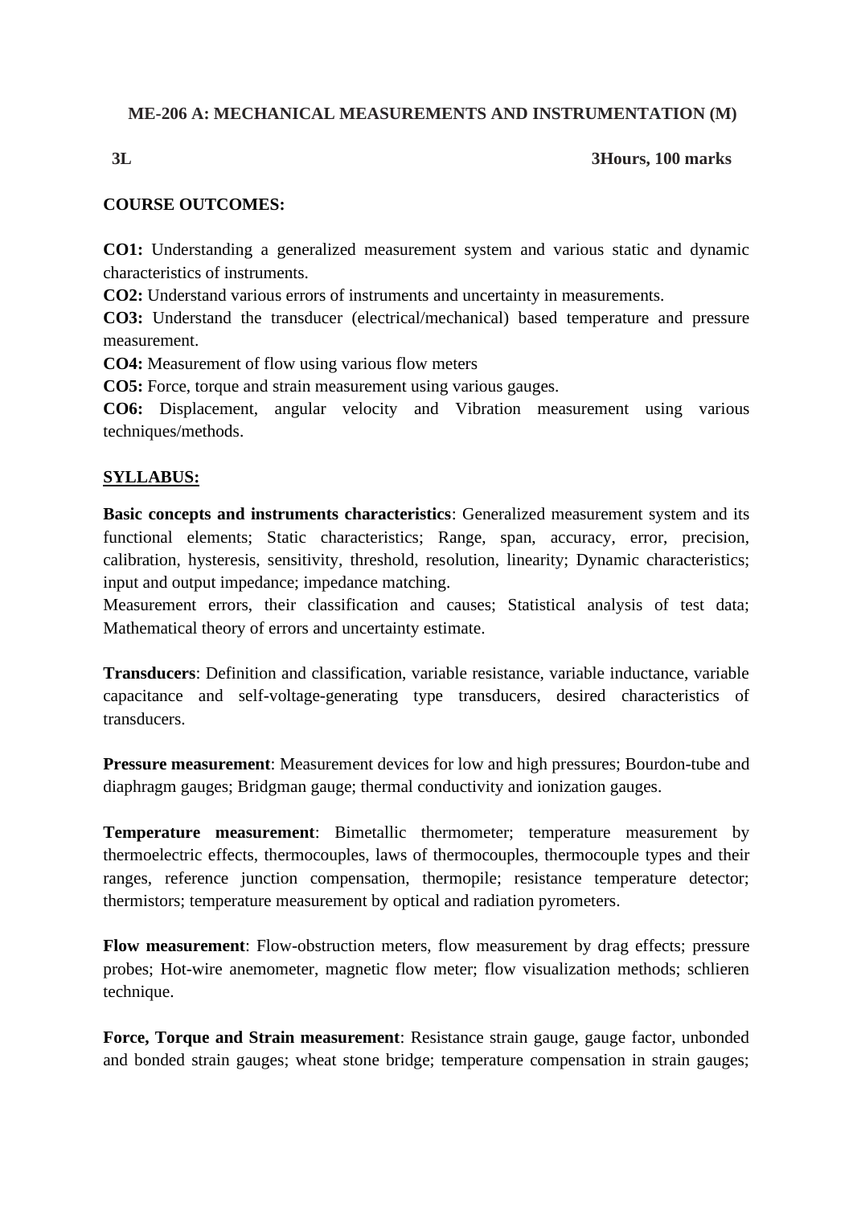### ME-206 A: MECHANICAL MEASUREMENTS AND INSTRUMENTATION (M)

**3L** **3Hours, 100 marks**

**COURSE OUTCOMES:**

**CO1:** Understanding a generalized measurement system and various static and dynamic characteristics of instruments.
**CO2:** Understand various errors of instruments and uncertainty in measurements.
**CO3:** Understand the transducer (electrical/mechanical) based temperature and pressure measurement.
**CO4:** Measurement of flow using various flow meters
**CO5:** Force, torque and strain measurement using various gauges.
**CO6:** Displacement, angular velocity and Vibration measurement using various techniques/methods.

**SYLLABUS:**

**Basic concepts and instruments characteristics**: Generalized measurement system and its functional elements; Static characteristics; Range, span, accuracy, error, precision, calibration, hysteresis, sensitivity, threshold, resolution, linearity; Dynamic characteristics; input and output impedance; impedance matching.
Measurement errors, their classification and causes; Statistical analysis of test data; Mathematical theory of errors and uncertainty estimate.

**Transducers**: Definition and classification, variable resistance, variable inductance, variable capacitance and self-voltage-generating type transducers, desired characteristics of transducers.

**Pressure measurement**: Measurement devices for low and high pressures; Bourdon-tube and diaphragm gauges; Bridgman gauge; thermal conductivity and ionization gauges.

**Temperature measurement**: Bimetallic thermometer; temperature measurement by thermoelectric effects, thermocouples, laws of thermocouples, thermocouple types and their ranges, reference junction compensation, thermopile; resistance temperature detector; thermistors; temperature measurement by optical and radiation pyrometers.

**Flow measurement**: Flow-obstruction meters, flow measurement by drag effects; pressure probes; Hot-wire anemometer, magnetic flow meter; flow visualization methods; schlieren technique.

**Force, Torque and Strain measurement**: Resistance strain gauge, gauge factor, unbonded and bonded strain gauges; wheat stone bridge; temperature compensation in strain gauges;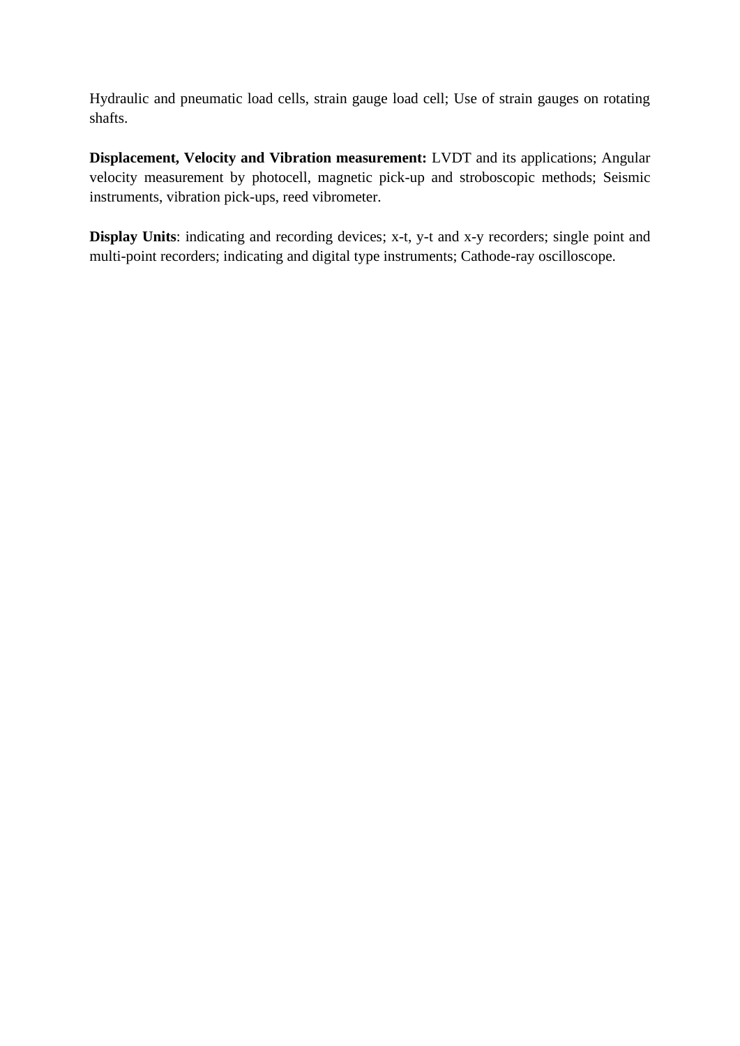Hydraulic and pneumatic load cells, strain gauge load cell; Use of strain gauges on rotating shafts.

**Displacement, Velocity and Vibration measurement:** LVDT and its applications; Angular velocity measurement by photocell, magnetic pick-up and stroboscopic methods; Seismic instruments, vibration pick-ups, reed vibrometer.

**Display Units**: indicating and recording devices; x-t, y-t and x-y recorders; single point and multi-point recorders; indicating and digital type instruments; Cathode-ray oscilloscope.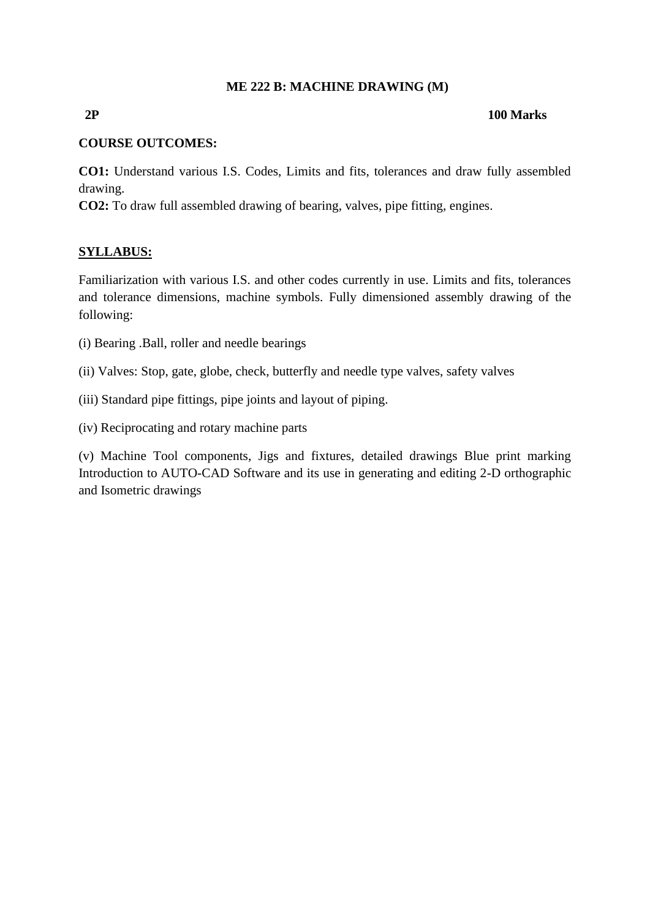# ME 222 B: MACHINE DRAWING (M)

**2P** **100 Marks**

**COURSE OUTCOMES:**

**CO1:** Understand various I.S. Codes, Limits and fits, tolerances and draw fully assembled drawing.
**CO2:** To draw full assembled drawing of bearing, valves, pipe fitting, engines.

## SYLLABUS:

Familiarization with various I.S. and other codes currently in use. Limits and fits, tolerances and tolerance dimensions, machine symbols. Fully dimensioned assembly drawing of the following:

(i) Bearing .Ball, roller and needle bearings

(ii) Valves: Stop, gate, globe, check, butterfly and needle type valves, safety valves

(iii) Standard pipe fittings, pipe joints and layout of piping.

(iv) Reciprocating and rotary machine parts

(v) Machine Tool components, Jigs and fixtures, detailed drawings Blue print marking Introduction to AUTO-CAD Software and its use in generating and editing 2-D orthographic and Isometric drawings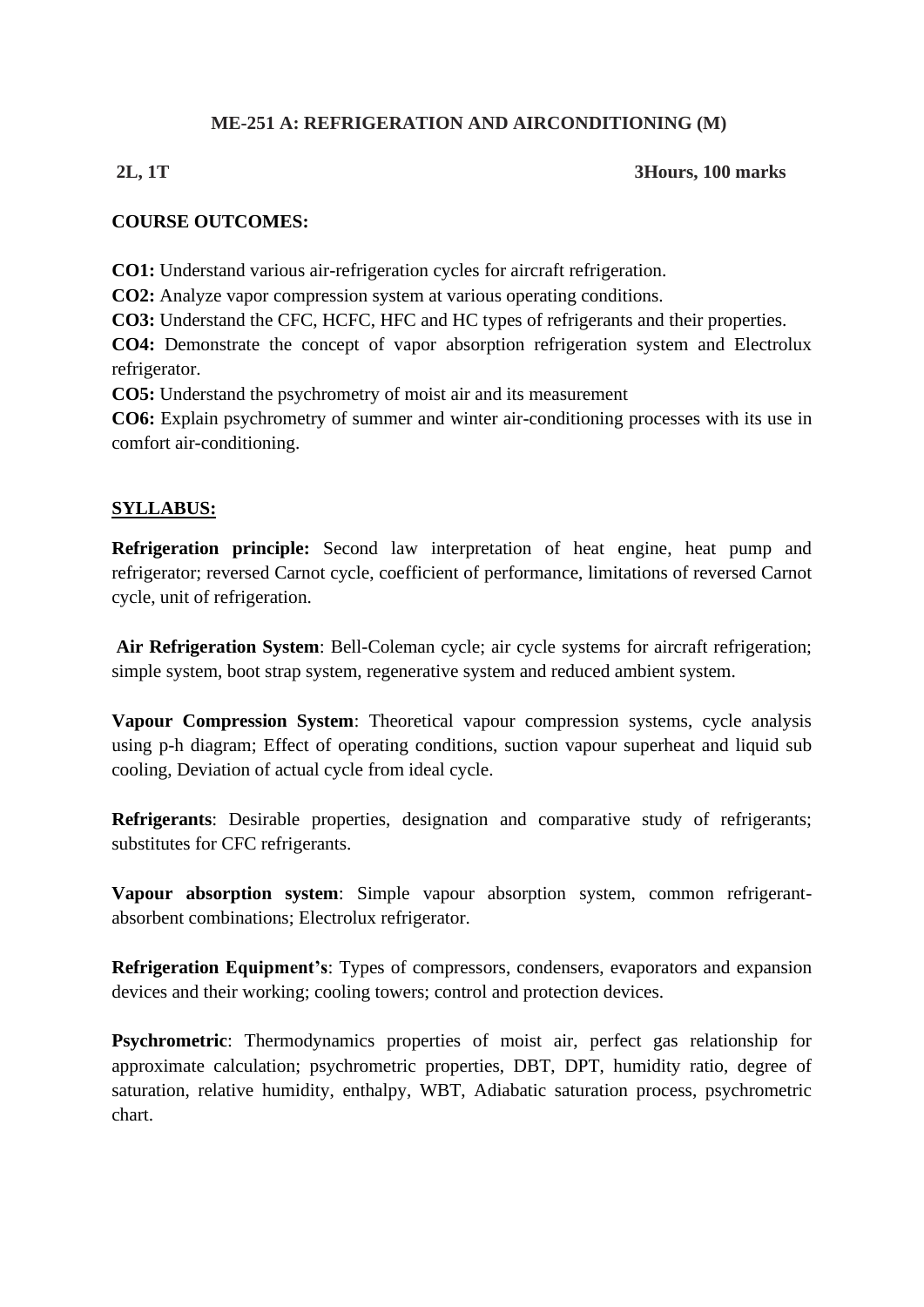## ME-251 A: REFRIGERATION AND AIRCONDITIONING (M)

**2L, 1T** **3Hours, 100 marks**

**COURSE OUTCOMES:**

**CO1:** Understand various air-refrigeration cycles for aircraft refrigeration.
**CO2:** Analyze vapor compression system at various operating conditions.
**CO3:** Understand the CFC, HCFC, HFC and HC types of refrigerants and their properties.
**CO4:** Demonstrate the concept of vapor absorption refrigeration system and Electrolux refrigerator.
**CO5:** Understand the psychrometry of moist air and its measurement
**CO6:** Explain psychrometry of summer and winter air-conditioning processes with its use in comfort air-conditioning.

**SYLLABUS:**

**Refrigeration principle:** Second law interpretation of heat engine, heat pump and refrigerator; reversed Carnot cycle, coefficient of performance, limitations of reversed Carnot cycle, unit of refrigeration.

**Air Refrigeration System**: Bell-Coleman cycle; air cycle systems for aircraft refrigeration; simple system, boot strap system, regenerative system and reduced ambient system.

**Vapour Compression System**: Theoretical vapour compression systems, cycle analysis using p-h diagram; Effect of operating conditions, suction vapour superheat and liquid sub cooling, Deviation of actual cycle from ideal cycle.

**Refrigerants**: Desirable properties, designation and comparative study of refrigerants; substitutes for CFC refrigerants.

**Vapour absorption system**: Simple vapour absorption system, common refrigerant-absorbent combinations; Electrolux refrigerator.

**Refrigeration Equipment's**: Types of compressors, condensers, evaporators and expansion devices and their working; cooling towers; control and protection devices.

**Psychrometric**: Thermodynamics properties of moist air, perfect gas relationship for approximate calculation; psychrometric properties, DBT, DPT, humidity ratio, degree of saturation, relative humidity, enthalpy, WBT, Adiabatic saturation process, psychrometric chart.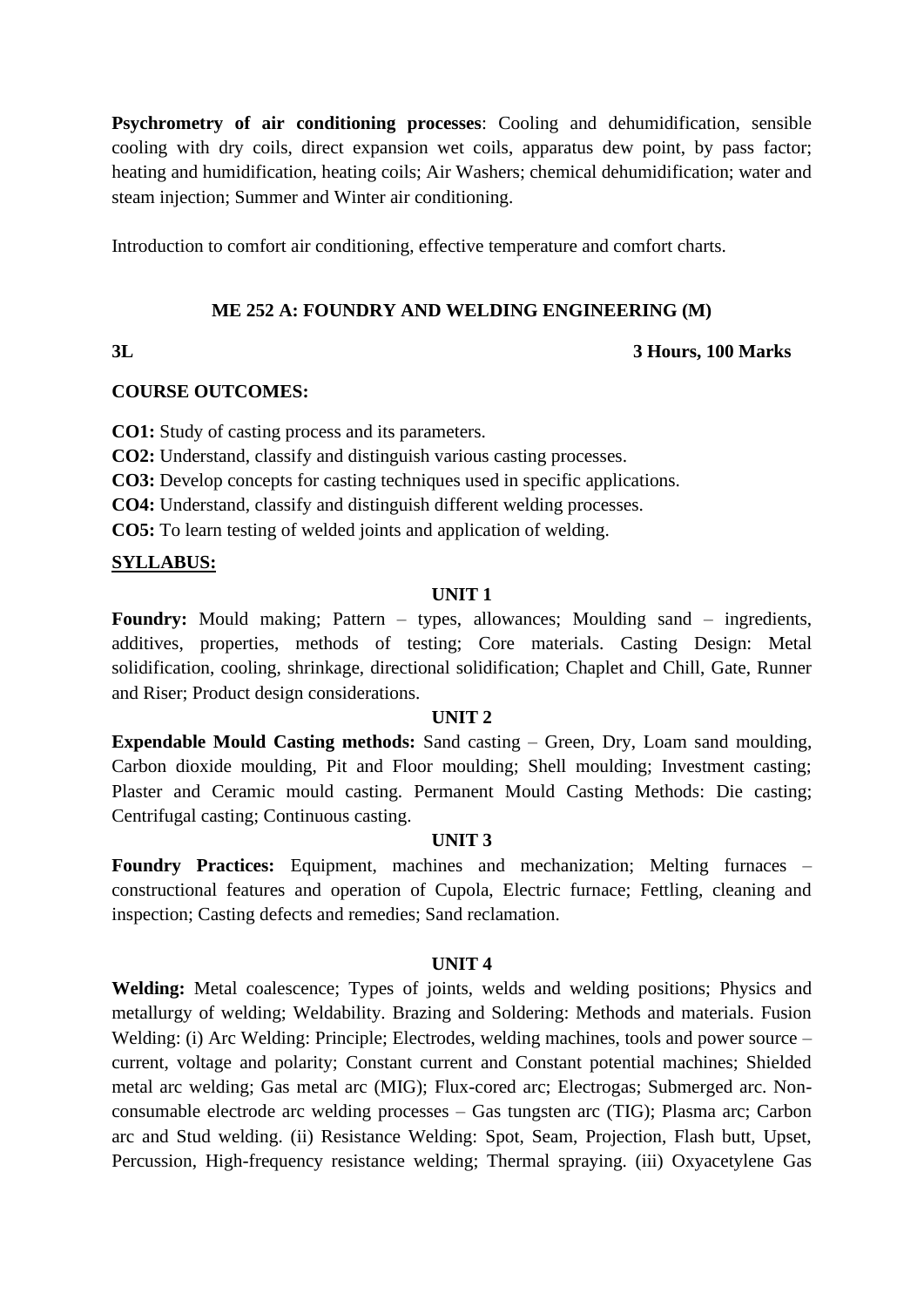**Psychrometry of air conditioning processes**: Cooling and dehumidification, sensible cooling with dry coils, direct expansion wet coils, apparatus dew point, by pass factor; heating and humidification, heating coils; Air Washers; chemical dehumidification; water and steam injection; Summer and Winter air conditioning.

Introduction to comfort air conditioning, effective temperature and comfort charts.

## ME 252 A: FOUNDRY AND WELDING ENGINEERING (M)

**3L** **3 Hours, 100 Marks**

**COURSE OUTCOMES:**

**CO1:** Study of casting process and its parameters.
**CO2:** Understand, classify and distinguish various casting processes.
**CO3:** Develop concepts for casting techniques used in specific applications.
**CO4:** Understand, classify and distinguish different welding processes.
**CO5:** To learn testing of welded joints and application of welding.

**SYLLABUS:**

**UNIT 1**

**Foundry:** Mould making; Pattern – types, allowances; Moulding sand – ingredients, additives, properties, methods of testing; Core materials. Casting Design: Metal solidification, cooling, shrinkage, directional solidification; Chaplet and Chill, Gate, Runner and Riser; Product design considerations.

**UNIT 2**

**Expendable Mould Casting methods:** Sand casting – Green, Dry, Loam sand moulding, Carbon dioxide moulding, Pit and Floor moulding; Shell moulding; Investment casting; Plaster and Ceramic mould casting. Permanent Mould Casting Methods: Die casting; Centrifugal casting; Continuous casting.

**UNIT 3**

**Foundry Practices:** Equipment, machines and mechanization; Melting furnaces – constructional features and operation of Cupola, Electric furnace; Fettling, cleaning and inspection; Casting defects and remedies; Sand reclamation.

**UNIT 4**

**Welding:** Metal coalescence; Types of joints, welds and welding positions; Physics and metallurgy of welding; Weldability. Brazing and Soldering: Methods and materials. Fusion Welding: (i) Arc Welding: Principle; Electrodes, welding machines, tools and power source – current, voltage and polarity; Constant current and Constant potential machines; Shielded metal arc welding; Gas metal arc (MIG); Flux-cored arc; Electrogas; Submerged arc. Non-consumable electrode arc welding processes – Gas tungsten arc (TIG); Plasma arc; Carbon arc and Stud welding. (ii) Resistance Welding: Spot, Seam, Projection, Flash butt, Upset, Percussion, High-frequency resistance welding; Thermal spraying. (iii) Oxyacetylene Gas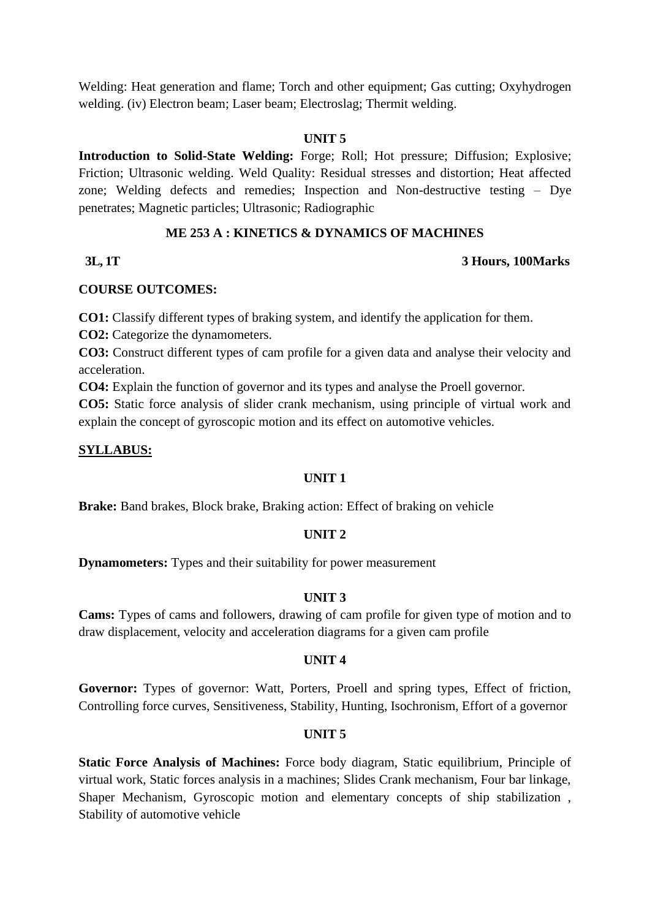Welding: Heat generation and flame; Torch and other equipment; Gas cutting; Oxyhydrogen welding. (iv) Electron beam; Laser beam; Electroslag; Thermit welding.

### UNIT 5

**Introduction to Solid-State Welding:** Forge; Roll; Hot pressure; Diffusion; Explosive; Friction; Ultrasonic welding. Weld Quality: Residual stresses and distortion; Heat affected zone; Welding defects and remedies; Inspection and Non-destructive testing – Dye penetrates; Magnetic particles; Ultrasonic; Radiographic

## ME 253 A : KINETICS & DYNAMICS OF MACHINES

**3L, 1T** **3 Hours, 100Marks**

**COURSE OUTCOMES:**

**CO1:** Classify different types of braking system, and identify the application for them.

**CO2:** Categorize the dynamometers.

**CO3:** Construct different types of cam profile for a given data and analyse their velocity and acceleration.

**CO4:** Explain the function of governor and its types and analyse the Proell governor.

**CO5:** Static force analysis of slider crank mechanism, using principle of virtual work and explain the concept of gyroscopic motion and its effect on automotive vehicles.

**SYLLABUS:**

### UNIT 1

**Brake:** Band brakes, Block brake, Braking action: Effect of braking on vehicle

### UNIT 2

**Dynamometers:** Types and their suitability for power measurement

### UNIT 3

**Cams:** Types of cams and followers, drawing of cam profile for given type of motion and to draw displacement, velocity and acceleration diagrams for a given cam profile

### UNIT 4

**Governor:** Types of governor: Watt, Porters, Proell and spring types, Effect of friction, Controlling force curves, Sensitiveness, Stability, Hunting, Isochronism, Effort of a governor

### UNIT 5

**Static Force Analysis of Machines:** Force body diagram, Static equilibrium, Principle of virtual work, Static forces analysis in a machines; Slides Crank mechanism, Four bar linkage, Shaper Mechanism, Gyroscopic motion and elementary concepts of ship stabilization , Stability of automotive vehicle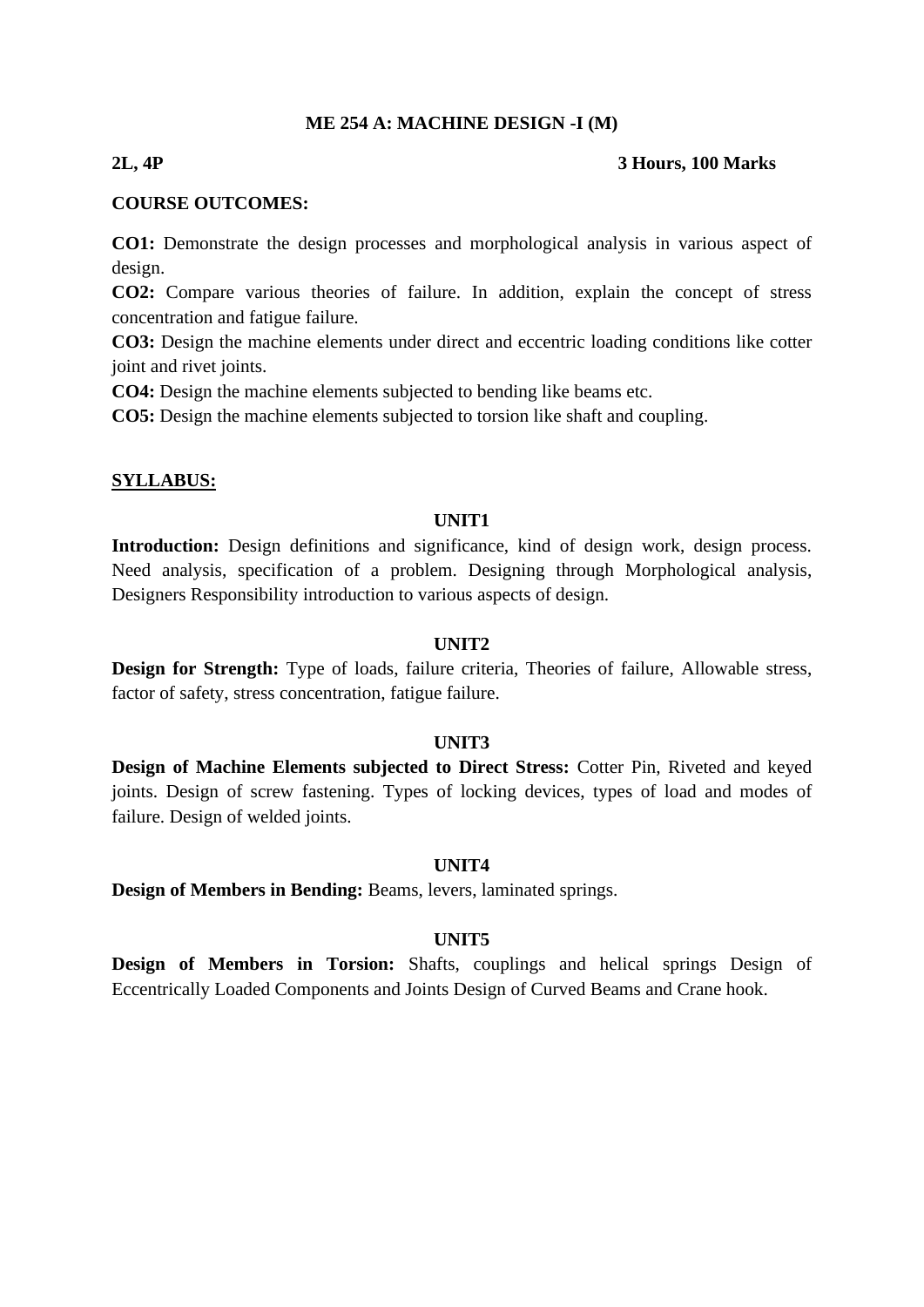# ME 254 A: MACHINE DESIGN -I (M)

**2L, 4P** **3 Hours, 100 Marks**

**COURSE OUTCOMES:**

**CO1:** Demonstrate the design processes and morphological analysis in various aspect of design.
**CO2:** Compare various theories of failure. In addition, explain the concept of stress concentration and fatigue failure.
**CO3:** Design the machine elements under direct and eccentric loading conditions like cotter joint and rivet joints.
**CO4:** Design the machine elements subjected to bending like beams etc.
**CO5:** Design the machine elements subjected to torsion like shaft and coupling.

**SYLLABUS:**

### UNIT1

**Introduction:** Design definitions and significance, kind of design work, design process. Need analysis, specification of a problem. Designing through Morphological analysis, Designers Responsibility introduction to various aspects of design.

### UNIT2

**Design for Strength:** Type of loads, failure criteria, Theories of failure, Allowable stress, factor of safety, stress concentration, fatigue failure.

### UNIT3

**Design of Machine Elements subjected to Direct Stress:** Cotter Pin, Riveted and keyed joints. Design of screw fastening. Types of locking devices, types of load and modes of failure. Design of welded joints.

### UNIT4

**Design of Members in Bending:** Beams, levers, laminated springs.

### UNIT5

**Design of Members in Torsion:** Shafts, couplings and helical springs Design of Eccentrically Loaded Components and Joints Design of Curved Beams and Crane hook.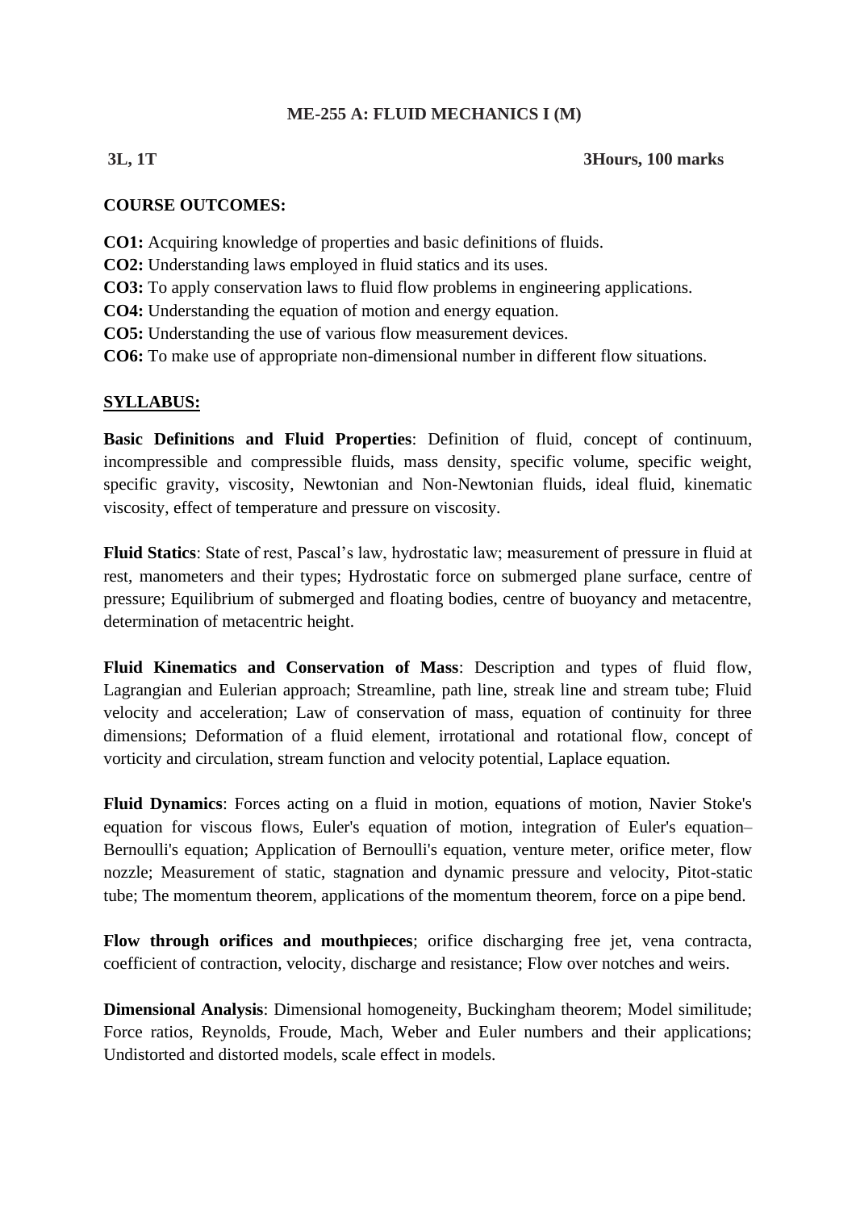**ME-255 A: FLUID MECHANICS I (M)**

**3L, 1T** **3Hours, 100 marks**

**COURSE OUTCOMES:**

**CO1:** Acquiring knowledge of properties and basic definitions of fluids.
**CO2:** Understanding laws employed in fluid statics and its uses.
**CO3:** To apply conservation laws to fluid flow problems in engineering applications.
**CO4:** Understanding the equation of motion and energy equation.
**CO5:** Understanding the use of various flow measurement devices.
**CO6:** To make use of appropriate non-dimensional number in different flow situations.

**SYLLABUS:**

**Basic Definitions and Fluid Properties**: Definition of fluid, concept of continuum, incompressible and compressible fluids, mass density, specific volume, specific weight, specific gravity, viscosity, Newtonian and Non-Newtonian fluids, ideal fluid, kinematic viscosity, effect of temperature and pressure on viscosity.

**Fluid Statics**: State of rest, Pascal's law, hydrostatic law; measurement of pressure in fluid at rest, manometers and their types; Hydrostatic force on submerged plane surface, centre of pressure; Equilibrium of submerged and floating bodies, centre of buoyancy and metacentre, determination of metacentric height.

**Fluid Kinematics and Conservation of Mass**: Description and types of fluid flow, Lagrangian and Eulerian approach; Streamline, path line, streak line and stream tube; Fluid velocity and acceleration; Law of conservation of mass, equation of continuity for three dimensions; Deformation of a fluid element, irrotational and rotational flow, concept of vorticity and circulation, stream function and velocity potential, Laplace equation.

**Fluid Dynamics**: Forces acting on a fluid in motion, equations of motion, Navier Stoke's equation for viscous flows, Euler's equation of motion, integration of Euler's equation– Bernoulli's equation; Application of Bernoulli's equation, venture meter, orifice meter, flow nozzle; Measurement of static, stagnation and dynamic pressure and velocity, Pitot-static tube; The momentum theorem, applications of the momentum theorem, force on a pipe bend.

**Flow through orifices and mouthpieces**; orifice discharging free jet, vena contracta, coefficient of contraction, velocity, discharge and resistance; Flow over notches and weirs.

**Dimensional Analysis**: Dimensional homogeneity, Buckingham theorem; Model similitude; Force ratios, Reynolds, Froude, Mach, Weber and Euler numbers and their applications; Undistorted and distorted models, scale effect in models.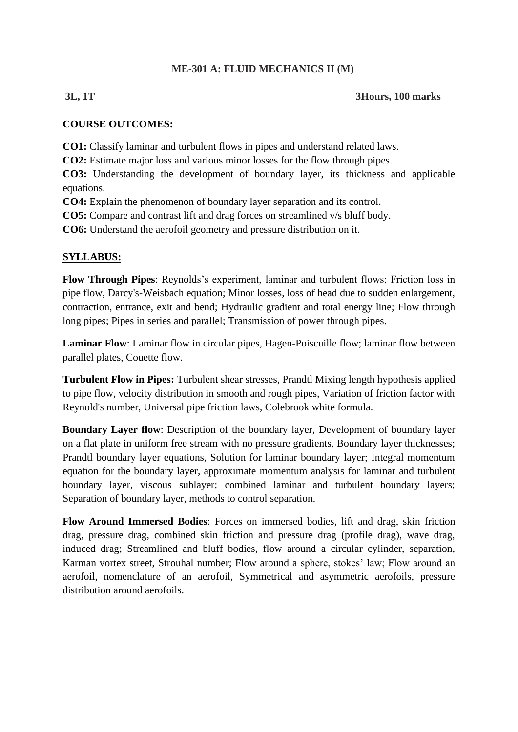# ME-301 A: FLUID MECHANICS II (M)

**3L, 1T** **3Hours, 100 marks**

**COURSE OUTCOMES:**

**CO1:** Classify laminar and turbulent flows in pipes and understand related laws.
**CO2:** Estimate major loss and various minor losses for the flow through pipes.
**CO3:** Understanding the development of boundary layer, its thickness and applicable equations.
**CO4:** Explain the phenomenon of boundary layer separation and its control.
**CO5:** Compare and contrast lift and drag forces on streamlined v/s bluff body.
**CO6:** Understand the aerofoil geometry and pressure distribution on it.

**<u>SYLLABUS:</u>**

**Flow Through Pipes**: Reynolds's experiment, laminar and turbulent flows; Friction loss in pipe flow, Darcy's-Weisbach equation; Minor losses, loss of head due to sudden enlargement, contraction, entrance, exit and bend; Hydraulic gradient and total energy line; Flow through long pipes; Pipes in series and parallel; Transmission of power through pipes.

**Laminar Flow**: Laminar flow in circular pipes, Hagen-Poiscuille flow; laminar flow between parallel plates, Couette flow.

**Turbulent Flow in Pipes:** Turbulent shear stresses, Prandtl Mixing length hypothesis applied to pipe flow, velocity distribution in smooth and rough pipes, Variation of friction factor with Reynold's number, Universal pipe friction laws, Colebrook white formula.

**Boundary Layer flow**: Description of the boundary layer, Development of boundary layer on a flat plate in uniform free stream with no pressure gradients, Boundary layer thicknesses; Prandtl boundary layer equations, Solution for laminar boundary layer; Integral momentum equation for the boundary layer, approximate momentum analysis for laminar and turbulent boundary layer, viscous sublayer; combined laminar and turbulent boundary layers; Separation of boundary layer, methods to control separation.

**Flow Around Immersed Bodies**: Forces on immersed bodies, lift and drag, skin friction drag, pressure drag, combined skin friction and pressure drag (profile drag), wave drag, induced drag; Streamlined and bluff bodies, flow around a circular cylinder, separation, Karman vortex street, Strouhal number; Flow around a sphere, stokes' law; Flow around an aerofoil, nomenclature of an aerofoil, Symmetrical and asymmetric aerofoils, pressure distribution around aerofoils.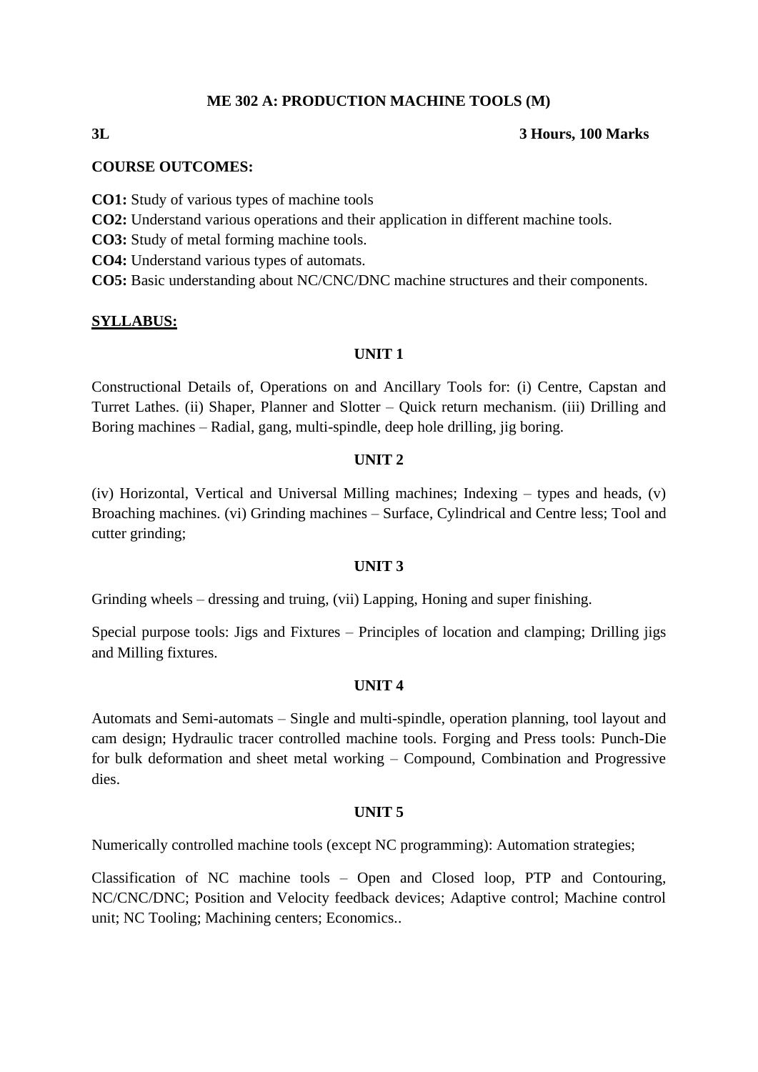**ME 302 A: PRODUCTION MACHINE TOOLS (M)**

**3L** **3 Hours, 100 Marks**

**COURSE OUTCOMES:**

**CO1:** Study of various types of machine tools
**CO2:** Understand various operations and their application in different machine tools.
**CO3:** Study of metal forming machine tools.
**CO4:** Understand various types of automats.
**CO5:** Basic understanding about NC/CNC/DNC machine structures and their components.

**SYLLABUS:**

**UNIT 1**

Constructional Details of, Operations on and Ancillary Tools for: (i) Centre, Capstan and Turret Lathes. (ii) Shaper, Planner and Slotter – Quick return mechanism. (iii) Drilling and Boring machines – Radial, gang, multi-spindle, deep hole drilling, jig boring.

**UNIT 2**

(iv) Horizontal, Vertical and Universal Milling machines; Indexing – types and heads, (v) Broaching machines. (vi) Grinding machines – Surface, Cylindrical and Centre less; Tool and cutter grinding;

**UNIT 3**

Grinding wheels – dressing and truing, (vii) Lapping, Honing and super finishing.

Special purpose tools: Jigs and Fixtures – Principles of location and clamping; Drilling jigs and Milling fixtures.

**UNIT 4**

Automats and Semi-automats – Single and multi-spindle, operation planning, tool layout and cam design; Hydraulic tracer controlled machine tools. Forging and Press tools: Punch-Die for bulk deformation and sheet metal working – Compound, Combination and Progressive dies.

**UNIT 5**

Numerically controlled machine tools (except NC programming): Automation strategies;

Classification of NC machine tools – Open and Closed loop, PTP and Contouring, NC/CNC/DNC; Position and Velocity feedback devices; Adaptive control; Machine control unit; NC Tooling; Machining centers; Economics..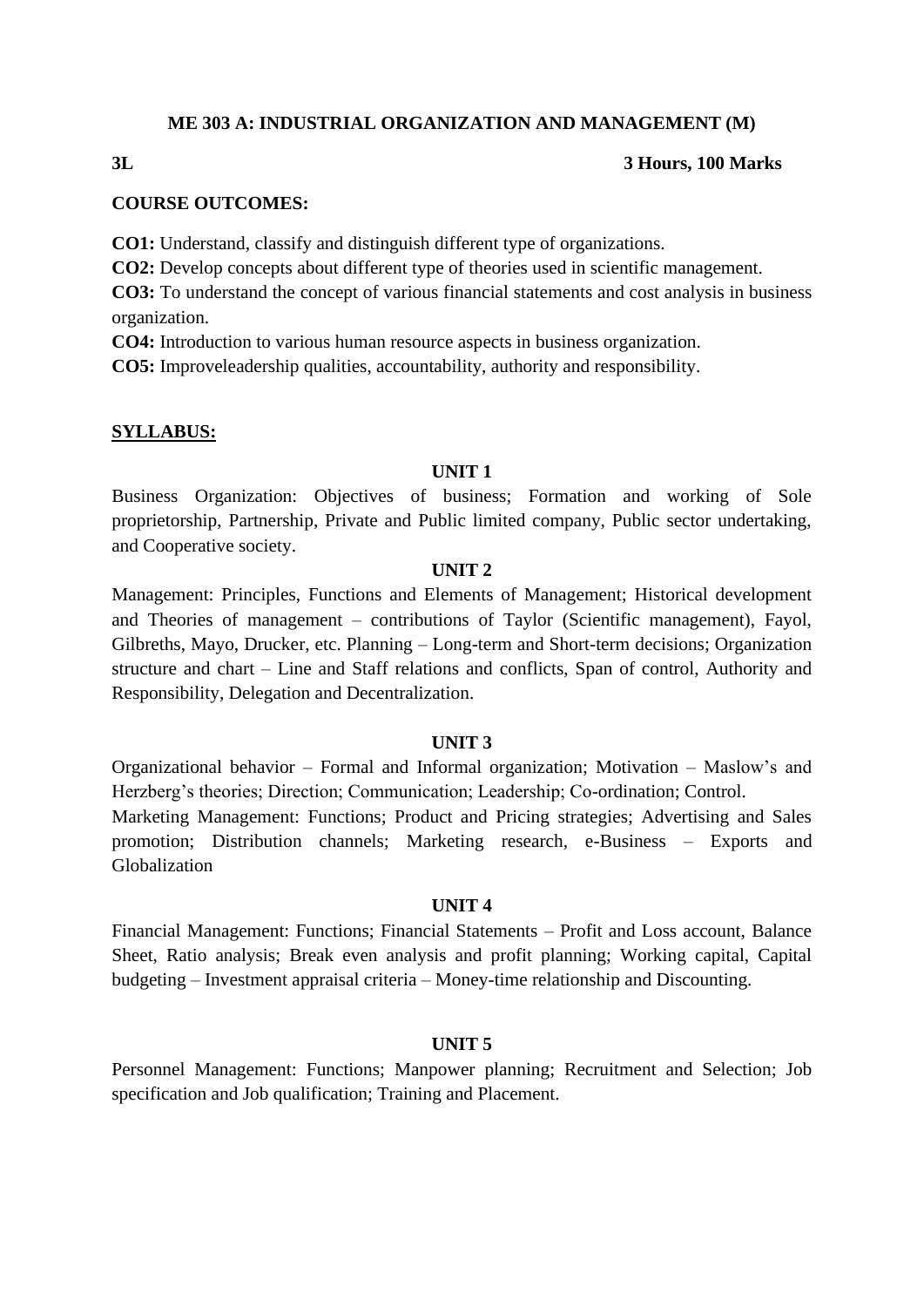# ME 303 A: INDUSTRIAL ORGANIZATION AND MANAGEMENT (M)

**3L** **3 Hours, 100 Marks**

**COURSE OUTCOMES:**

**CO1:** Understand, classify and distinguish different type of organizations.
**CO2:** Develop concepts about different type of theories used in scientific management.
**CO3:** To understand the concept of various financial statements and cost analysis in business organization.
**CO4:** Introduction to various human resource aspects in business organization.
**CO5:** Improveleadership qualities, accountability, authority and responsibility.

**SYLLABUS:**

### UNIT 1

Business Organization: Objectives of business; Formation and working of Sole proprietorship, Partnership, Private and Public limited company, Public sector undertaking, and Cooperative society.

### UNIT 2

Management: Principles, Functions and Elements of Management; Historical development and Theories of management – contributions of Taylor (Scientific management), Fayol, Gilbreths, Mayo, Drucker, etc. Planning – Long-term and Short-term decisions; Organization structure and chart – Line and Staff relations and conflicts, Span of control, Authority and Responsibility, Delegation and Decentralization.

### UNIT 3

Organizational behavior – Formal and Informal organization; Motivation – Maslow's and Herzberg's theories; Direction; Communication; Leadership; Co-ordination; Control.
Marketing Management: Functions; Product and Pricing strategies; Advertising and Sales promotion; Distribution channels; Marketing research, e-Business – Exports and Globalization

### UNIT 4

Financial Management: Functions; Financial Statements – Profit and Loss account, Balance Sheet, Ratio analysis; Break even analysis and profit planning; Working capital, Capital budgeting – Investment appraisal criteria – Money-time relationship and Discounting.

### UNIT 5

Personnel Management: Functions; Manpower planning; Recruitment and Selection; Job specification and Job qualification; Training and Placement.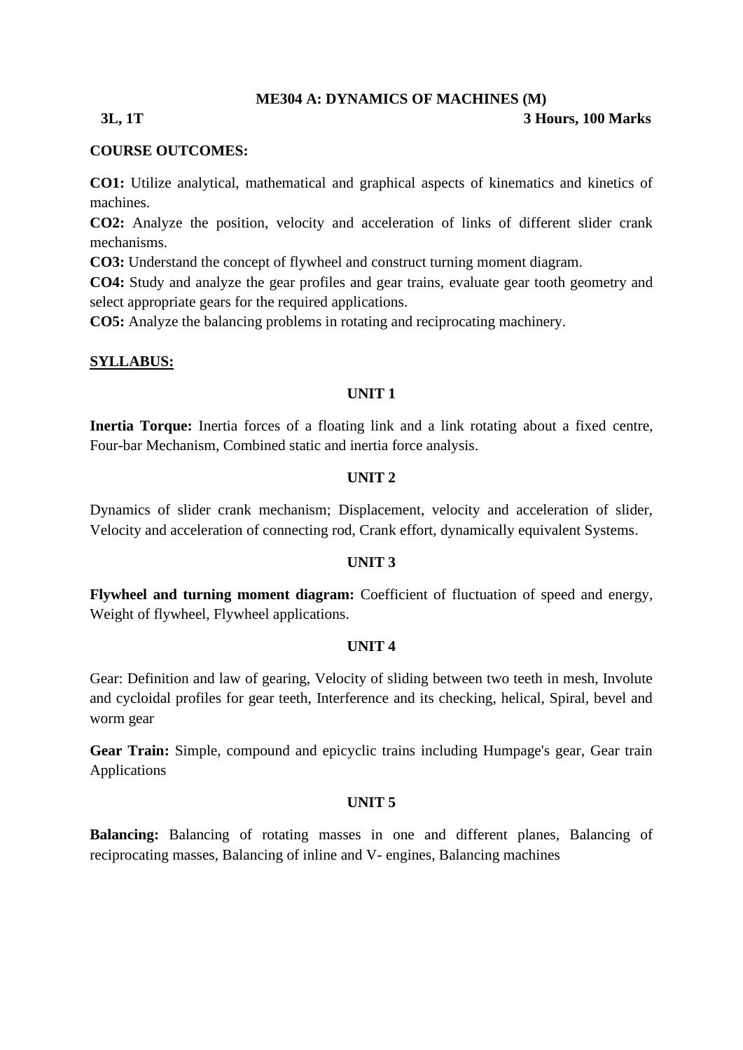# ME304 A: DYNAMICS OF MACHINES (M)

**3L, 1T** **3 Hours, 100 Marks**

**COURSE OUTCOMES:**

**CO1:** Utilize analytical, mathematical and graphical aspects of kinematics and kinetics of machines.

**CO2:** Analyze the position, velocity and acceleration of links of different slider crank mechanisms.

**CO3:** Understand the concept of flywheel and construct turning moment diagram.

**CO4:** Study and analyze the gear profiles and gear trains, evaluate gear tooth geometry and select appropriate gears for the required applications.

**CO5:** Analyze the balancing problems in rotating and reciprocating machinery.

## SYLLABUS:

### UNIT 1

**Inertia Torque:** Inertia forces of a floating link and a link rotating about a fixed centre, Four-bar Mechanism, Combined static and inertia force analysis.

### UNIT 2

Dynamics of slider crank mechanism; Displacement, velocity and acceleration of slider, Velocity and acceleration of connecting rod, Crank effort, dynamically equivalent Systems.

### UNIT 3

**Flywheel and turning moment diagram:** Coefficient of fluctuation of speed and energy, Weight of flywheel, Flywheel applications.

### UNIT 4

Gear: Definition and law of gearing, Velocity of sliding between two teeth in mesh, Involute and cycloidal profiles for gear teeth, Interference and its checking, helical, Spiral, bevel and worm gear

**Gear Train:** Simple, compound and epicyclic trains including Humpage's gear, Gear train Applications

### UNIT 5

**Balancing:** Balancing of rotating masses in one and different planes, Balancing of reciprocating masses, Balancing of inline and V- engines, Balancing machines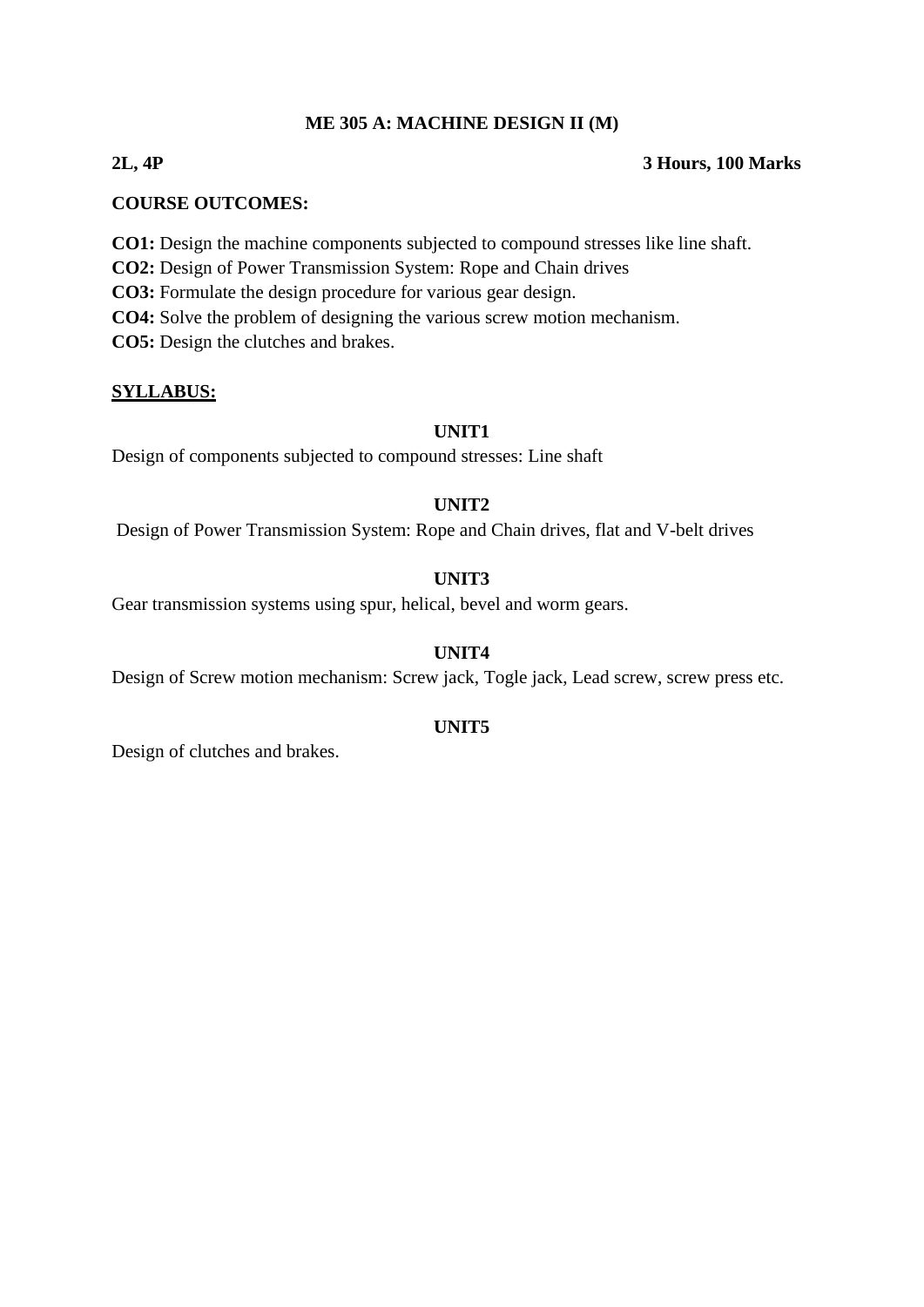# ME 305 A: MACHINE DESIGN II (M)

**2L, 4P** **3 Hours, 100 Marks**

**COURSE OUTCOMES:**

**CO1:** Design the machine components subjected to compound stresses like line shaft.
**CO2:** Design of Power Transmission System: Rope and Chain drives
**CO3:** Formulate the design procedure for various gear design.
**CO4:** Solve the problem of designing the various screw motion mechanism.
**CO5:** Design the clutches and brakes.

## SYLLABUS:

### UNIT1

Design of components subjected to compound stresses: Line shaft

### UNIT2

Design of Power Transmission System: Rope and Chain drives, flat and V-belt drives

### UNIT3

Gear transmission systems using spur, helical, bevel and worm gears.

### UNIT4

Design of Screw motion mechanism: Screw jack, Togle jack, Lead screw, screw press etc.

### UNIT5

Design of clutches and brakes.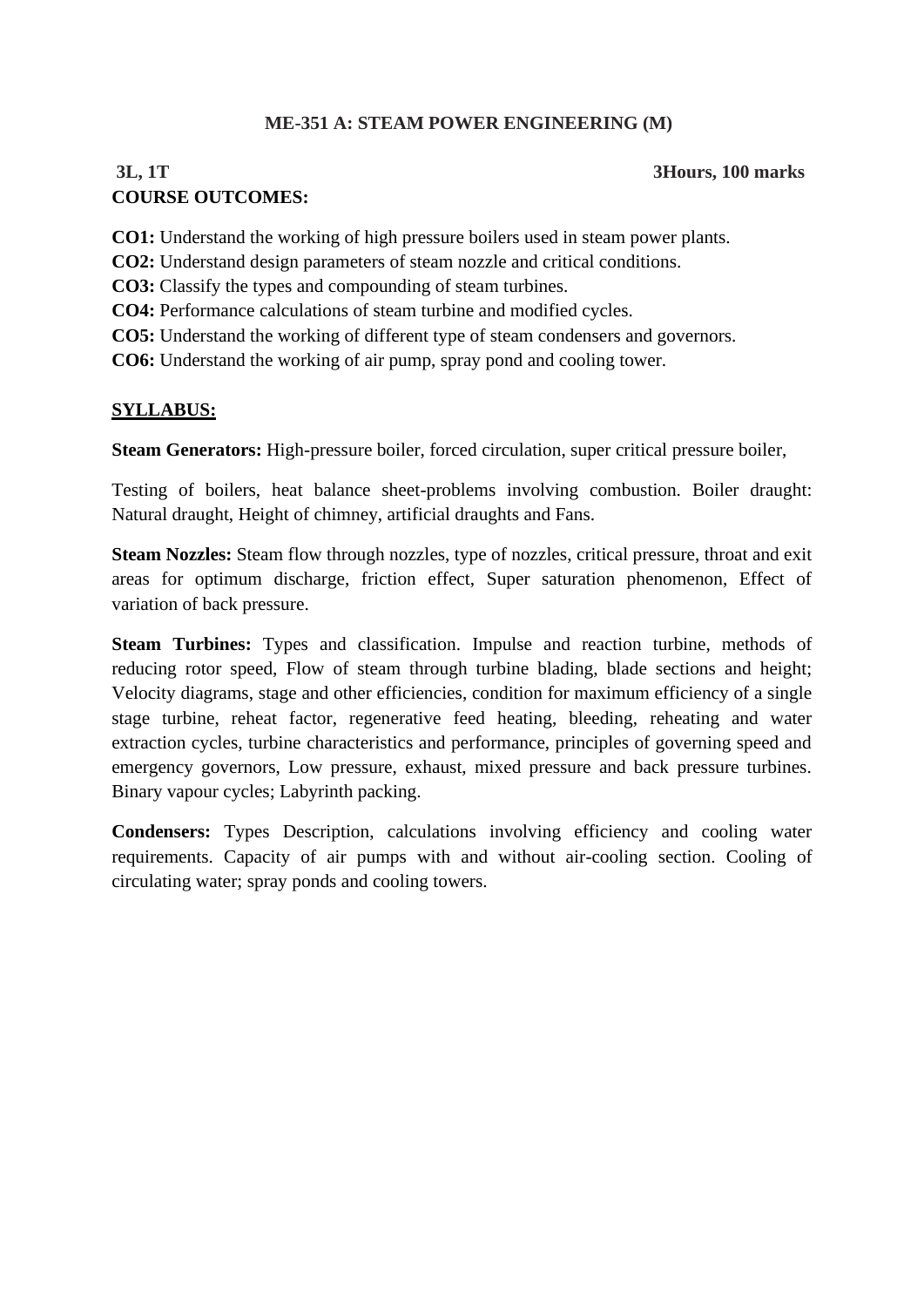## ME-351 A: STEAM POWER ENGINEERING (M)

**3L, 1T** **3Hours, 100 marks**

**COURSE OUTCOMES:**

**CO1:** Understand the working of high pressure boilers used in steam power plants.
**CO2:** Understand design parameters of steam nozzle and critical conditions.
**CO3:** Classify the types and compounding of steam turbines.
**CO4:** Performance calculations of steam turbine and modified cycles.
**CO5:** Understand the working of different type of steam condensers and governors.
**CO6:** Understand the working of air pump, spray pond and cooling tower.

**SYLLABUS:**

**Steam Generators:** High-pressure boiler, forced circulation, super critical pressure boiler,

Testing of boilers, heat balance sheet-problems involving combustion. Boiler draught: Natural draught, Height of chimney, artificial draughts and Fans.

**Steam Nozzles:** Steam flow through nozzles, type of nozzles, critical pressure, throat and exit areas for optimum discharge, friction effect, Super saturation phenomenon, Effect of variation of back pressure.

**Steam Turbines:** Types and classification. Impulse and reaction turbine, methods of reducing rotor speed, Flow of steam through turbine blading, blade sections and height; Velocity diagrams, stage and other efficiencies, condition for maximum efficiency of a single stage turbine, reheat factor, regenerative feed heating, bleeding, reheating and water extraction cycles, turbine characteristics and performance, principles of governing speed and emergency governors, Low pressure, exhaust, mixed pressure and back pressure turbines. Binary vapour cycles; Labyrinth packing.

**Condensers:** Types Description, calculations involving efficiency and cooling water requirements. Capacity of air pumps with and without air-cooling section. Cooling of circulating water; spray ponds and cooling towers.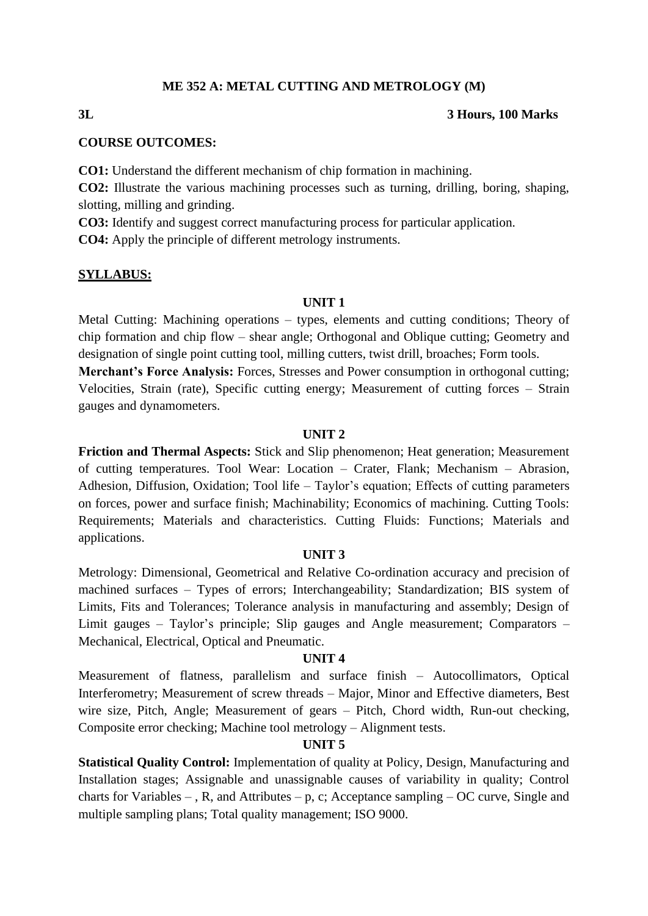# ME 352 A: METAL CUTTING AND METROLOGY (M)

**3L** **3 Hours, 100 Marks**

**COURSE OUTCOMES:**

**CO1:** Understand the different mechanism of chip formation in machining.

**CO2:** Illustrate the various machining processes such as turning, drilling, boring, shaping, slotting, milling and grinding.

**CO3:** Identify and suggest correct manufacturing process for particular application.

**CO4:** Apply the principle of different metrology instruments.

**SYLLABUS:**

### UNIT 1

Metal Cutting: Machining operations – types, elements and cutting conditions; Theory of chip formation and chip flow – shear angle; Orthogonal and Oblique cutting; Geometry and designation of single point cutting tool, milling cutters, twist drill, broaches; Form tools.

**Merchant's Force Analysis:** Forces, Stresses and Power consumption in orthogonal cutting; Velocities, Strain (rate), Specific cutting energy; Measurement of cutting forces – Strain gauges and dynamometers.

### UNIT 2

**Friction and Thermal Aspects:** Stick and Slip phenomenon; Heat generation; Measurement of cutting temperatures. Tool Wear: Location – Crater, Flank; Mechanism – Abrasion, Adhesion, Diffusion, Oxidation; Tool life – Taylor's equation; Effects of cutting parameters on forces, power and surface finish; Machinability; Economics of machining. Cutting Tools: Requirements; Materials and characteristics. Cutting Fluids: Functions; Materials and applications.

### UNIT 3

Metrology: Dimensional, Geometrical and Relative Co-ordination accuracy and precision of machined surfaces – Types of errors; Interchangeability; Standardization; BIS system of Limits, Fits and Tolerances; Tolerance analysis in manufacturing and assembly; Design of Limit gauges – Taylor's principle; Slip gauges and Angle measurement; Comparators – Mechanical, Electrical, Optical and Pneumatic.

### UNIT 4

Measurement of flatness, parallelism and surface finish – Autocollimators, Optical Interferometry; Measurement of screw threads – Major, Minor and Effective diameters, Best wire size, Pitch, Angle; Measurement of gears – Pitch, Chord width, Run-out checking, Composite error checking; Machine tool metrology – Alignment tests.

### UNIT 5

**Statistical Quality Control:** Implementation of quality at Policy, Design, Manufacturing and Installation stages; Assignable and unassignable causes of variability in quality; Control charts for Variables – , R, and Attributes – p, c; Acceptance sampling – OC curve, Single and multiple sampling plans; Total quality management; ISO 9000.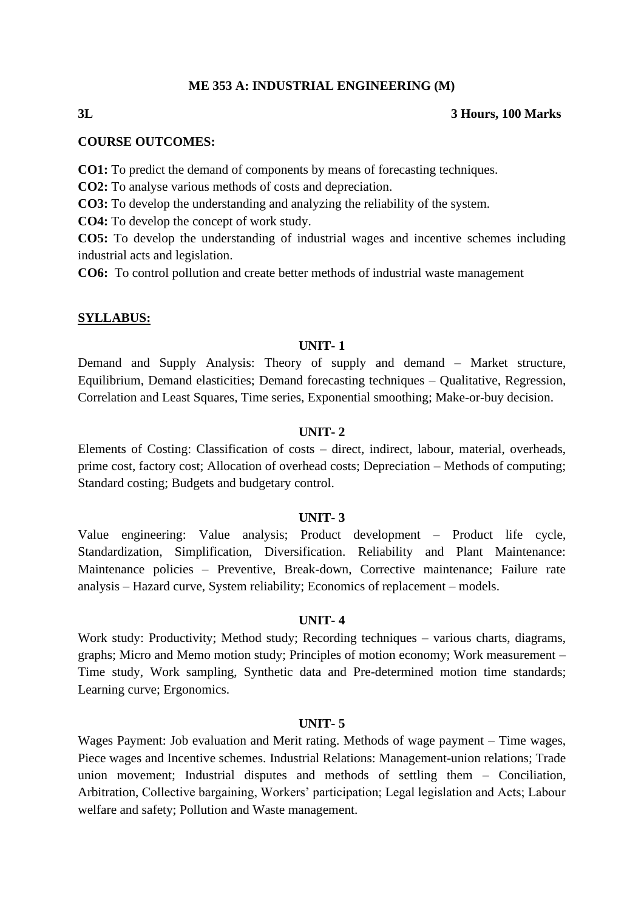## ME 353 A: INDUSTRIAL ENGINEERING (M)

**3L** **3 Hours, 100 Marks**

**COURSE OUTCOMES:**

**CO1:** To predict the demand of components by means of forecasting techniques.
**CO2:** To analyse various methods of costs and depreciation.
**CO3:** To develop the understanding and analyzing the reliability of the system.
**CO4:** To develop the concept of work study.
**CO5:** To develop the understanding of industrial wages and incentive schemes including industrial acts and legislation.
**CO6:** To control pollution and create better methods of industrial waste management

**SYLLABUS:**

**UNIT- 1**

Demand and Supply Analysis: Theory of supply and demand – Market structure, Equilibrium, Demand elasticities; Demand forecasting techniques – Qualitative, Regression, Correlation and Least Squares, Time series, Exponential smoothing; Make-or-buy decision.

**UNIT- 2**

Elements of Costing: Classification of costs – direct, indirect, labour, material, overheads, prime cost, factory cost; Allocation of overhead costs; Depreciation – Methods of computing; Standard costing; Budgets and budgetary control.

**UNIT- 3**

Value engineering: Value analysis; Product development – Product life cycle, Standardization, Simplification, Diversification. Reliability and Plant Maintenance: Maintenance policies – Preventive, Break-down, Corrective maintenance; Failure rate analysis – Hazard curve, System reliability; Economics of replacement – models.

**UNIT- 4**

Work study: Productivity; Method study; Recording techniques – various charts, diagrams, graphs; Micro and Memo motion study; Principles of motion economy; Work measurement – Time study, Work sampling, Synthetic data and Pre-determined motion time standards; Learning curve; Ergonomics.

**UNIT- 5**

Wages Payment: Job evaluation and Merit rating. Methods of wage payment – Time wages, Piece wages and Incentive schemes. Industrial Relations: Management-union relations; Trade union movement; Industrial disputes and methods of settling them – Conciliation, Arbitration, Collective bargaining, Workers' participation; Legal legislation and Acts; Labour welfare and safety; Pollution and Waste management.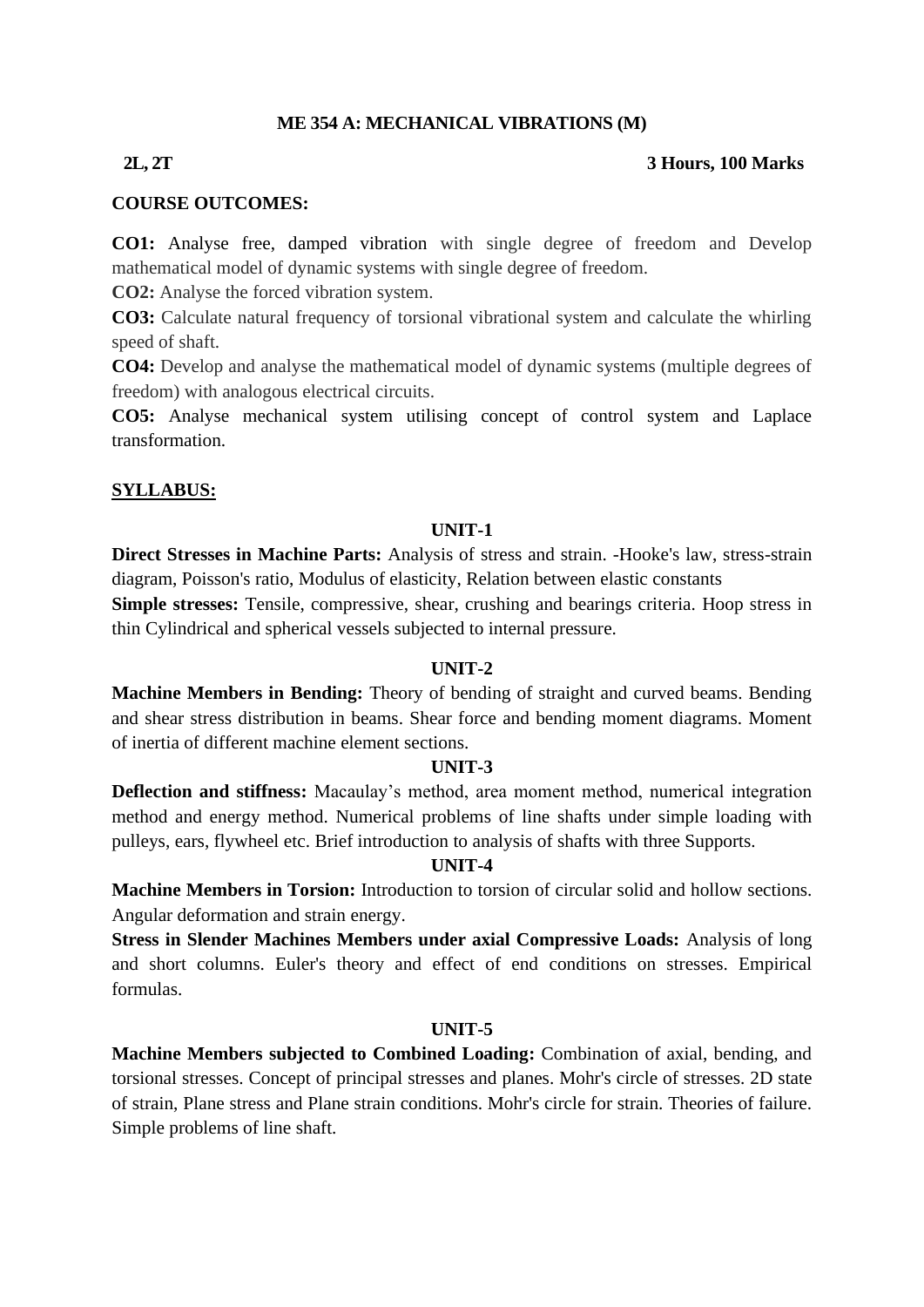# ME 354 A: MECHANICAL VIBRATIONS (M)

**2L, 2T** **3 Hours, 100 Marks**

## COURSE OUTCOMES:

**CO1:** Analyse free, damped vibration with single degree of freedom and Develop mathematical model of dynamic systems with single degree of freedom.

**CO2:** Analyse the forced vibration system.

**CO3:** Calculate natural frequency of torsional vibrational system and calculate the whirling speed of shaft.

**CO4:** Develop and analyse the mathematical model of dynamic systems (multiple degrees of freedom) with analogous electrical circuits.

**CO5:** Analyse mechanical system utilising concept of control system and Laplace transformation.

## SYLLABUS:

### UNIT-1

**Direct Stresses in Machine Parts:** Analysis of stress and strain. -Hooke's law, stress-strain diagram, Poisson's ratio, Modulus of elasticity, Relation between elastic constants

**Simple stresses:** Tensile, compressive, shear, crushing and bearings criteria. Hoop stress in thin Cylindrical and spherical vessels subjected to internal pressure.

### UNIT-2

**Machine Members in Bending:** Theory of bending of straight and curved beams. Bending and shear stress distribution in beams. Shear force and bending moment diagrams. Moment of inertia of different machine element sections.

### UNIT-3

**Deflection and stiffness:** Macaulay's method, area moment method, numerical integration method and energy method. Numerical problems of line shafts under simple loading with pulleys, ears, flywheel etc. Brief introduction to analysis of shafts with three Supports.

### UNIT-4

**Machine Members in Torsion:** Introduction to torsion of circular solid and hollow sections. Angular deformation and strain energy.

**Stress in Slender Machines Members under axial Compressive Loads:** Analysis of long and short columns. Euler's theory and effect of end conditions on stresses. Empirical formulas.

### UNIT-5

**Machine Members subjected to Combined Loading:** Combination of axial, bending, and torsional stresses. Concept of principal stresses and planes. Mohr's circle of stresses. 2D state of strain, Plane stress and Plane strain conditions. Mohr's circle for strain. Theories of failure. Simple problems of line shaft.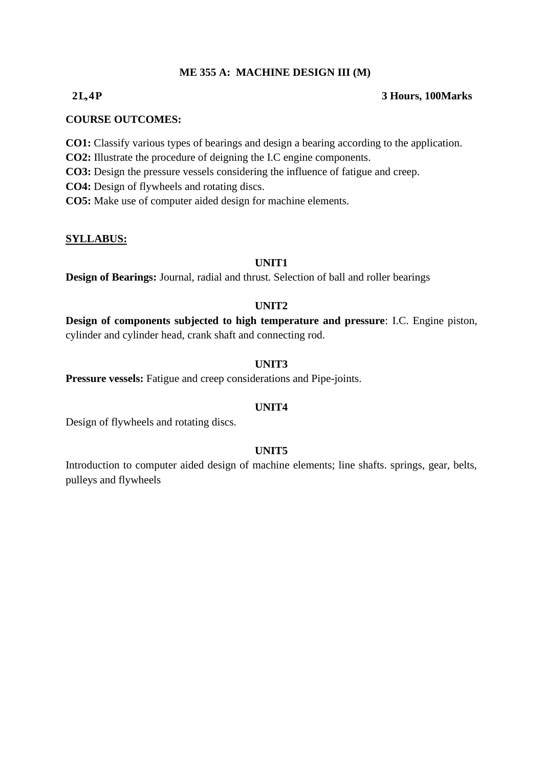# ME 355 A: MACHINE DESIGN III (M)

**2L,4P** **3 Hours, 100Marks**

**COURSE OUTCOMES:**

**CO1:** Classify various types of bearings and design a bearing according to the application.
**CO2:** Illustrate the procedure of deigning the I.C engine components.
**CO3:** Design the pressure vessels considering the influence of fatigue and creep.
**CO4:** Design of flywheels and rotating discs.
**CO5:** Make use of computer aided design for machine elements.

**SYLLABUS:**

### UNIT1

**Design of Bearings:** Journal, radial and thrust. Selection of ball and roller bearings

### UNIT2

**Design of components subjected to high temperature and pressure**: I.C. Engine piston, cylinder and cylinder head, crank shaft and connecting rod.

### UNIT3

**Pressure vessels:** Fatigue and creep considerations and Pipe-joints.

### UNIT4

Design of flywheels and rotating discs.

### UNIT5

Introduction to computer aided design of machine elements; line shafts. springs, gear, belts, pulleys and flywheels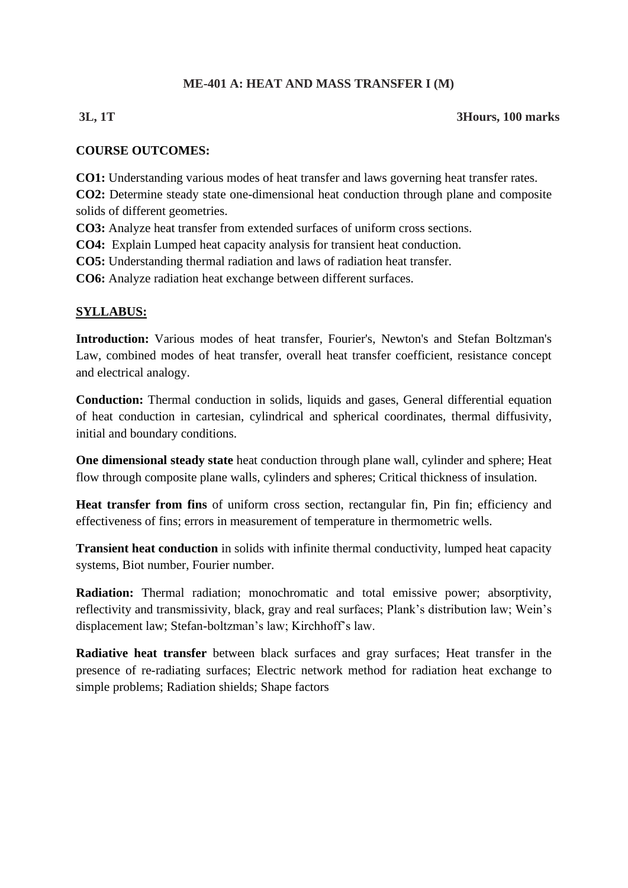## ME-401 A: HEAT AND MASS TRANSFER I (M)

**3L, 1T** **3Hours, 100 marks**

### COURSE OUTCOMES:

**CO1:** Understanding various modes of heat transfer and laws governing heat transfer rates.
**CO2:** Determine steady state one-dimensional heat conduction through plane and composite solids of different geometries.
**CO3:** Analyze heat transfer from extended surfaces of uniform cross sections.
**CO4:** Explain Lumped heat capacity analysis for transient heat conduction.
**CO5:** Understanding thermal radiation and laws of radiation heat transfer.
**CO6:** Analyze radiation heat exchange between different surfaces.

### SYLLABUS:

**Introduction:** Various modes of heat transfer, Fourier's, Newton's and Stefan Boltzman's Law, combined modes of heat transfer, overall heat transfer coefficient, resistance concept and electrical analogy.

**Conduction:** Thermal conduction in solids, liquids and gases, General differential equation of heat conduction in cartesian, cylindrical and spherical coordinates, thermal diffusivity, initial and boundary conditions.

**One dimensional steady state** heat conduction through plane wall, cylinder and sphere; Heat flow through composite plane walls, cylinders and spheres; Critical thickness of insulation.

**Heat transfer from fins** of uniform cross section, rectangular fin, Pin fin; efficiency and effectiveness of fins; errors in measurement of temperature in thermometric wells.

**Transient heat conduction** in solids with infinite thermal conductivity, lumped heat capacity systems, Biot number, Fourier number.

**Radiation:** Thermal radiation; monochromatic and total emissive power; absorptivity, reflectivity and transmissivity, black, gray and real surfaces; Plank's distribution law; Wein's displacement law; Stefan-boltzman's law; Kirchhoff's law.

**Radiative heat transfer** between black surfaces and gray surfaces; Heat transfer in the presence of re-radiating surfaces; Electric network method for radiation heat exchange to simple problems; Radiation shields; Shape factors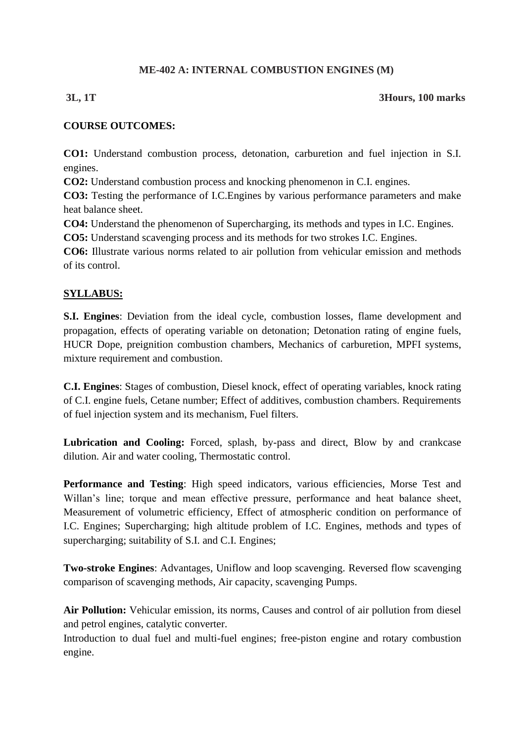## ME-402 A: INTERNAL COMBUSTION ENGINES (M)

**3L, 1T** **3Hours, 100 marks**

**COURSE OUTCOMES:**

**CO1:** Understand combustion process, detonation, carburetion and fuel injection in S.I. engines.
**CO2:** Understand combustion process and knocking phenomenon in C.I. engines.
**CO3:** Testing the performance of I.C.Engines by various performance parameters and make heat balance sheet.
**CO4:** Understand the phenomenon of Supercharging, its methods and types in I.C. Engines.
**CO5:** Understand scavenging process and its methods for two strokes I.C. Engines.
**CO6:** Illustrate various norms related to air pollution from vehicular emission and methods of its control.

**SYLLABUS:**

**S.I. Engines**: Deviation from the ideal cycle, combustion losses, flame development and propagation, effects of operating variable on detonation; Detonation rating of engine fuels, HUCR Dope, preignition combustion chambers, Mechanics of carburetion, MPFI systems, mixture requirement and combustion.

**C.I. Engines**: Stages of combustion, Diesel knock, effect of operating variables, knock rating of C.I. engine fuels, Cetane number; Effect of additives, combustion chambers. Requirements of fuel injection system and its mechanism, Fuel filters.

**Lubrication and Cooling:** Forced, splash, by-pass and direct, Blow by and crankcase dilution. Air and water cooling, Thermostatic control.

**Performance and Testing**: High speed indicators, various efficiencies, Morse Test and Willan's line; torque and mean effective pressure, performance and heat balance sheet, Measurement of volumetric efficiency, Effect of atmospheric condition on performance of I.C. Engines; Supercharging; high altitude problem of I.C. Engines, methods and types of supercharging; suitability of S.I. and C.I. Engines;

**Two-stroke Engines**: Advantages, Uniflow and loop scavenging. Reversed flow scavenging comparison of scavenging methods, Air capacity, scavenging Pumps.

**Air Pollution:** Vehicular emission, its norms, Causes and control of air pollution from diesel and petrol engines, catalytic converter.
Introduction to dual fuel and multi-fuel engines; free-piston engine and rotary combustion engine.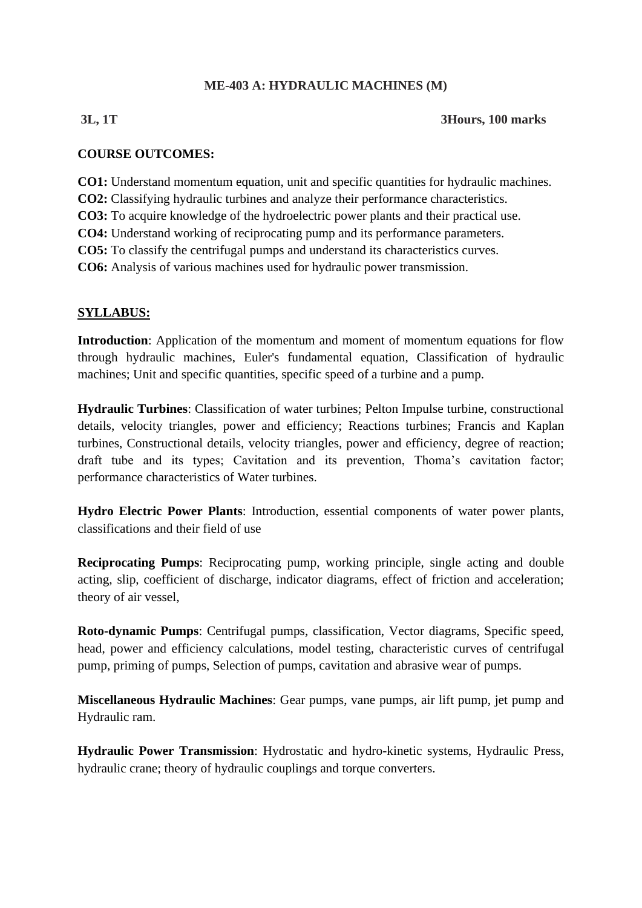**ME-403 A: HYDRAULIC MACHINES (M)**

**3L, 1T** **3Hours, 100 marks**

**COURSE OUTCOMES:**

**CO1:** Understand momentum equation, unit and specific quantities for hydraulic machines.
**CO2:** Classifying hydraulic turbines and analyze their performance characteristics.
**CO3:** To acquire knowledge of the hydroelectric power plants and their practical use.
**CO4:** Understand working of reciprocating pump and its performance parameters.
**CO5:** To classify the centrifugal pumps and understand its characteristics curves.
**CO6:** Analysis of various machines used for hydraulic power transmission.

**SYLLABUS:**

**Introduction**: Application of the momentum and moment of momentum equations for flow through hydraulic machines, Euler's fundamental equation, Classification of hydraulic machines; Unit and specific quantities, specific speed of a turbine and a pump.

**Hydraulic Turbines**: Classification of water turbines; Pelton Impulse turbine, constructional details, velocity triangles, power and efficiency; Reactions turbines; Francis and Kaplan turbines, Constructional details, velocity triangles, power and efficiency, degree of reaction; draft tube and its types; Cavitation and its prevention, Thoma's cavitation factor; performance characteristics of Water turbines.

**Hydro Electric Power Plants**: Introduction, essential components of water power plants, classifications and their field of use

**Reciprocating Pumps**: Reciprocating pump, working principle, single acting and double acting, slip, coefficient of discharge, indicator diagrams, effect of friction and acceleration; theory of air vessel,

**Roto-dynamic Pumps**: Centrifugal pumps, classification, Vector diagrams, Specific speed, head, power and efficiency calculations, model testing, characteristic curves of centrifugal pump, priming of pumps, Selection of pumps, cavitation and abrasive wear of pumps.

**Miscellaneous Hydraulic Machines**: Gear pumps, vane pumps, air lift pump, jet pump and Hydraulic ram.

**Hydraulic Power Transmission**: Hydrostatic and hydro-kinetic systems, Hydraulic Press, hydraulic crane; theory of hydraulic couplings and torque converters.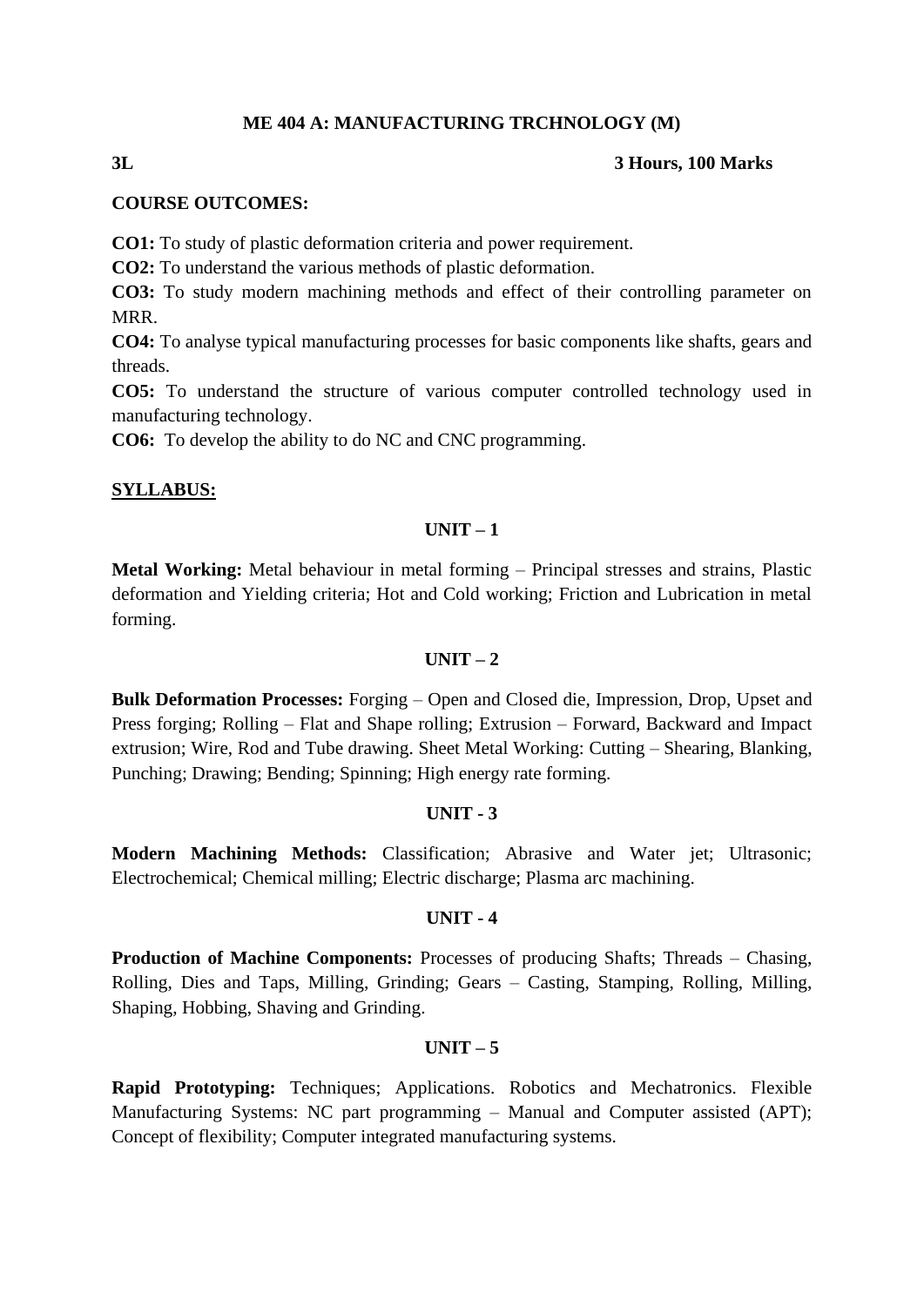## ME 404 A: MANUFACTURING TRCHNOLOGY (M)

**3L** **3 Hours, 100 Marks**

**COURSE OUTCOMES:**

**CO1:** To study of plastic deformation criteria and power requirement.
**CO2:** To understand the various methods of plastic deformation.
**CO3:** To study modern machining methods and effect of their controlling parameter on MRR.
**CO4:** To analyse typical manufacturing processes for basic components like shafts, gears and threads.
**CO5:** To understand the structure of various computer controlled technology used in manufacturing technology.
**CO6:** To develop the ability to do NC and CNC programming.

**SYLLABUS:**

### UNIT – 1

**Metal Working:** Metal behaviour in metal forming – Principal stresses and strains, Plastic deformation and Yielding criteria; Hot and Cold working; Friction and Lubrication in metal forming.

### UNIT – 2

**Bulk Deformation Processes:** Forging – Open and Closed die, Impression, Drop, Upset and Press forging; Rolling – Flat and Shape rolling; Extrusion – Forward, Backward and Impact extrusion; Wire, Rod and Tube drawing. Sheet Metal Working: Cutting – Shearing, Blanking, Punching; Drawing; Bending; Spinning; High energy rate forming.

### UNIT - 3

**Modern Machining Methods:** Classification; Abrasive and Water jet; Ultrasonic; Electrochemical; Chemical milling; Electric discharge; Plasma arc machining.

### UNIT - 4

**Production of Machine Components:** Processes of producing Shafts; Threads – Chasing, Rolling, Dies and Taps, Milling, Grinding; Gears – Casting, Stamping, Rolling, Milling, Shaping, Hobbing, Shaving and Grinding.

### UNIT – 5

**Rapid Prototyping:** Techniques; Applications. Robotics and Mechatronics. Flexible Manufacturing Systems: NC part programming – Manual and Computer assisted (APT); Concept of flexibility; Computer integrated manufacturing systems.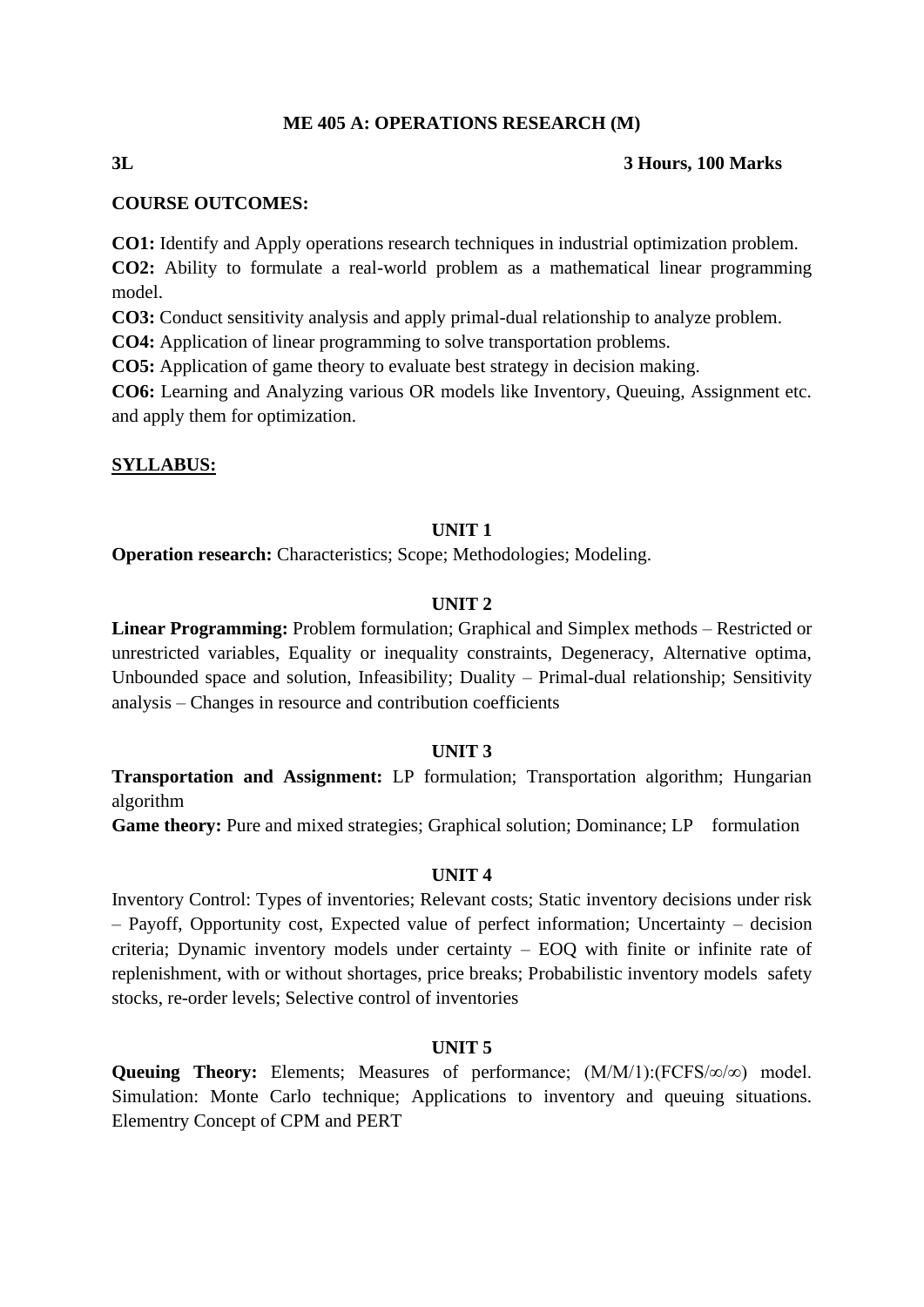## ME 405 A: OPERATIONS RESEARCH (M)

**3L** **3 Hours, 100 Marks**

**COURSE OUTCOMES:**

**CO1:** Identify and Apply operations research techniques in industrial optimization problem.
**CO2:** Ability to formulate a real-world problem as a mathematical linear programming model.
**CO3:** Conduct sensitivity analysis and apply primal-dual relationship to analyze problem.
**CO4:** Application of linear programming to solve transportation problems.
**CO5:** Application of game theory to evaluate best strategy in decision making.
**CO6:** Learning and Analyzing various OR models like Inventory, Queuing, Assignment etc. and apply them for optimization.

**<u>SYLLABUS:</u>**

### UNIT 1

**Operation research:** Characteristics; Scope; Methodologies; Modeling.

### UNIT 2

**Linear Programming:** Problem formulation; Graphical and Simplex methods – Restricted or unrestricted variables, Equality or inequality constraints, Degeneracy, Alternative optima, Unbounded space and solution, Infeasibility; Duality – Primal-dual relationship; Sensitivity analysis – Changes in resource and contribution coefficients

### UNIT 3

**Transportation and Assignment:** LP formulation; Transportation algorithm; Hungarian algorithm

**Game theory:** Pure and mixed strategies; Graphical solution; Dominance; LP formulation

### UNIT 4

Inventory Control: Types of inventories; Relevant costs; Static inventory decisions under risk – Payoff, Opportunity cost, Expected value of perfect information; Uncertainty – decision criteria; Dynamic inventory models under certainty – EOQ with finite or infinite rate of replenishment, with or without shortages, price breaks; Probabilistic inventory models safety stocks, re-order levels; Selective control of inventories

### UNIT 5

**Queuing Theory:** Elements; Measures of performance; $(M/M/1):(FCFS/\infty/\infty)$ model. Simulation: Monte Carlo technique; Applications to inventory and queuing situations. Elementry Concept of CPM and PERT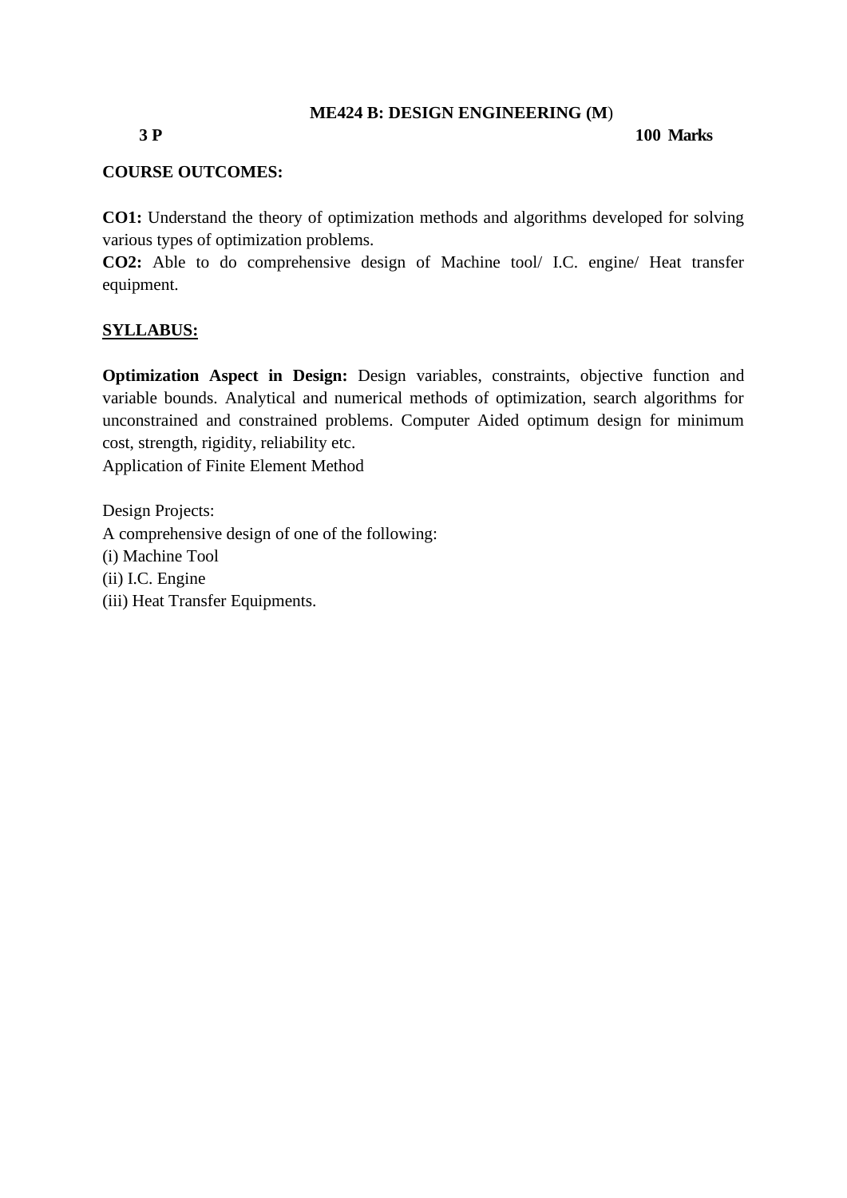## ME424 B: DESIGN ENGINEERING (M)

**3 P** **100 Marks**

**COURSE OUTCOMES:**

**CO1:** Understand the theory of optimization methods and algorithms developed for solving various types of optimization problems.

**CO2:** Able to do comprehensive design of Machine tool/ I.C. engine/ Heat transfer equipment.

**SYLLABUS:**

**Optimization Aspect in Design:** Design variables, constraints, objective function and variable bounds. Analytical and numerical methods of optimization, search algorithms for unconstrained and constrained problems. Computer Aided optimum design for minimum cost, strength, rigidity, reliability etc.

Application of Finite Element Method

Design Projects:

A comprehensive design of one of the following:

(i) Machine Tool

(ii) I.C. Engine

(iii) Heat Transfer Equipments.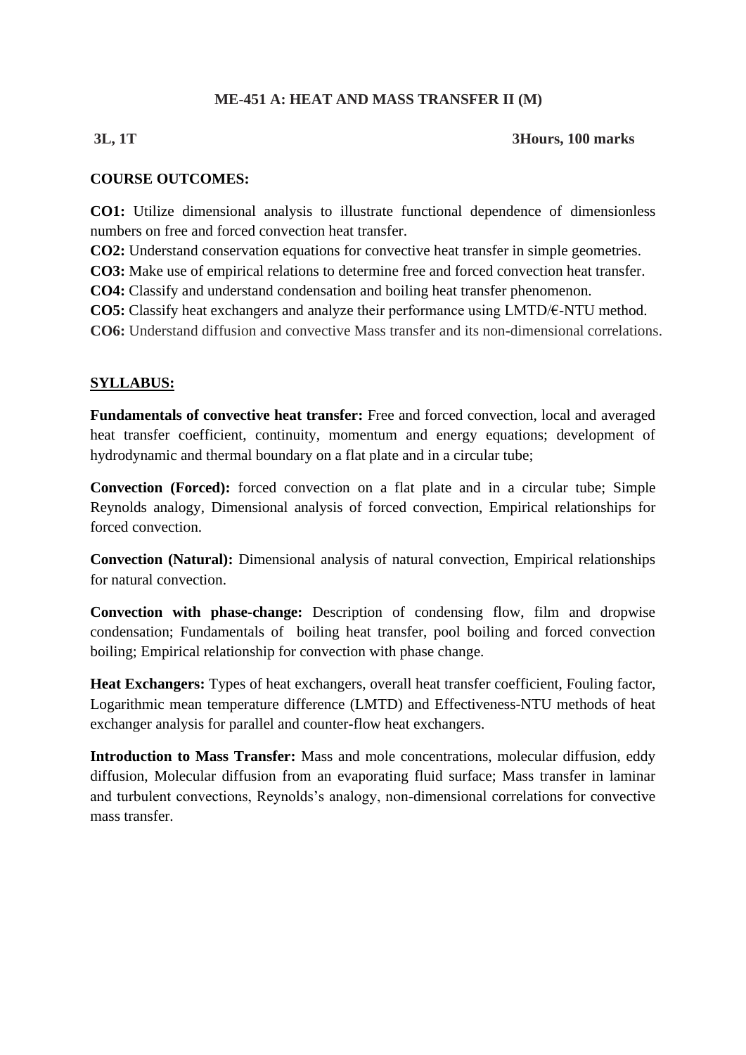# ME-451 A: HEAT AND MASS TRANSFER II (M)

**3L, 1T** **3Hours, 100 marks**

**COURSE OUTCOMES:**

**CO1:** Utilize dimensional analysis to illustrate functional dependence of dimensionless numbers on free and forced convection heat transfer.
**CO2:** Understand conservation equations for convective heat transfer in simple geometries.
**CO3:** Make use of empirical relations to determine free and forced convection heat transfer.
**CO4:** Classify and understand condensation and boiling heat transfer phenomenon.
**CO5:** Classify heat exchangers and analyze their performance using LMTD/€-NTU method.
**CO6:** Understand diffusion and convective Mass transfer and its non-dimensional correlations.

**SYLLABUS:**

**Fundamentals of convective heat transfer:** Free and forced convection, local and averaged heat transfer coefficient, continuity, momentum and energy equations; development of hydrodynamic and thermal boundary on a flat plate and in a circular tube;

**Convection (Forced):** forced convection on a flat plate and in a circular tube; Simple Reynolds analogy, Dimensional analysis of forced convection, Empirical relationships for forced convection.

**Convection (Natural):** Dimensional analysis of natural convection, Empirical relationships for natural convection.

**Convection with phase-change:** Description of condensing flow, film and dropwise condensation; Fundamentals of boiling heat transfer, pool boiling and forced convection boiling; Empirical relationship for convection with phase change.

**Heat Exchangers:** Types of heat exchangers, overall heat transfer coefficient, Fouling factor, Logarithmic mean temperature difference (LMTD) and Effectiveness-NTU methods of heat exchanger analysis for parallel and counter-flow heat exchangers.

**Introduction to Mass Transfer:** Mass and mole concentrations, molecular diffusion, eddy diffusion, Molecular diffusion from an evaporating fluid surface; Mass transfer in laminar and turbulent convections, Reynolds's analogy, non-dimensional correlations for convective mass transfer.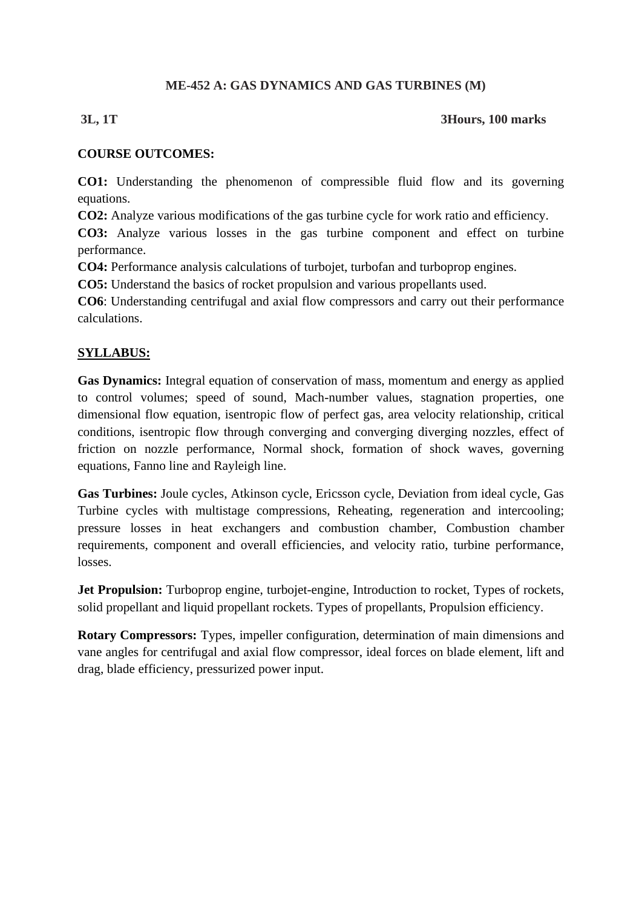## ME-452 A: GAS DYNAMICS AND GAS TURBINES (M)

**3L, 1T** **3Hours, 100 marks**

**COURSE OUTCOMES:**

**CO1:** Understanding the phenomenon of compressible fluid flow and its governing equations.

**CO2:** Analyze various modifications of the gas turbine cycle for work ratio and efficiency.

**CO3:** Analyze various losses in the gas turbine component and effect on turbine performance.

**CO4:** Performance analysis calculations of turbojet, turbofan and turboprop engines.

**CO5:** Understand the basics of rocket propulsion and various propellants used.

**CO6**: Understanding centrifugal and axial flow compressors and carry out their performance calculations.

**SYLLABUS:**

**Gas Dynamics:** Integral equation of conservation of mass, momentum and energy as applied to control volumes; speed of sound, Mach-number values, stagnation properties, one dimensional flow equation, isentropic flow of perfect gas, area velocity relationship, critical conditions, isentropic flow through converging and converging diverging nozzles, effect of friction on nozzle performance, Normal shock, formation of shock waves, governing equations, Fanno line and Rayleigh line.

**Gas Turbines:** Joule cycles, Atkinson cycle, Ericsson cycle, Deviation from ideal cycle, Gas Turbine cycles with multistage compressions, Reheating, regeneration and intercooling; pressure losses in heat exchangers and combustion chamber, Combustion chamber requirements, component and overall efficiencies, and velocity ratio, turbine performance, losses.

**Jet Propulsion:** Turboprop engine, turbojet-engine, Introduction to rocket, Types of rockets, solid propellant and liquid propellant rockets. Types of propellants, Propulsion efficiency.

**Rotary Compressors:** Types, impeller configuration, determination of main dimensions and vane angles for centrifugal and axial flow compressor, ideal forces on blade element, lift and drag, blade efficiency, pressurized power input.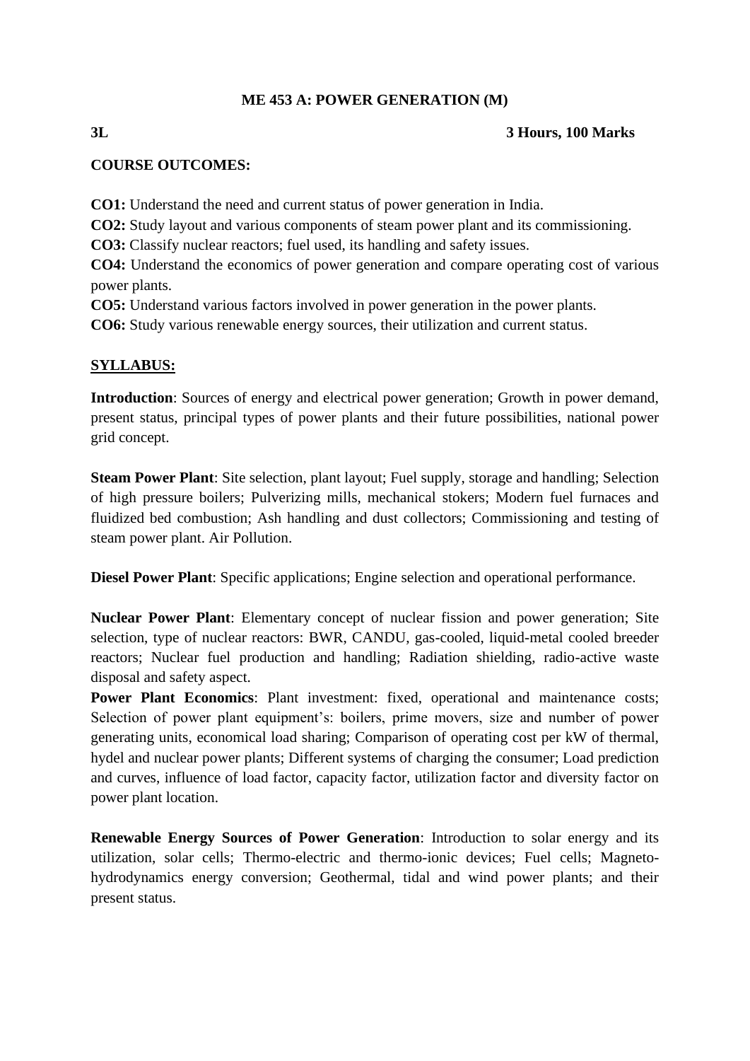# ME 453 A: POWER GENERATION (M)

**3L** **3 Hours, 100 Marks**

**COURSE OUTCOMES:**

**CO1:** Understand the need and current status of power generation in India.
**CO2:** Study layout and various components of steam power plant and its commissioning.
**CO3:** Classify nuclear reactors; fuel used, its handling and safety issues.
**CO4:** Understand the economics of power generation and compare operating cost of various power plants.
**CO5:** Understand various factors involved in power generation in the power plants.
**CO6:** Study various renewable energy sources, their utilization and current status.

**SYLLABUS:**

**Introduction**: Sources of energy and electrical power generation; Growth in power demand, present status, principal types of power plants and their future possibilities, national power grid concept.

**Steam Power Plant**: Site selection, plant layout; Fuel supply, storage and handling; Selection of high pressure boilers; Pulverizing mills, mechanical stokers; Modern fuel furnaces and fluidized bed combustion; Ash handling and dust collectors; Commissioning and testing of steam power plant. Air Pollution.

**Diesel Power Plant**: Specific applications; Engine selection and operational performance.

**Nuclear Power Plant**: Elementary concept of nuclear fission and power generation; Site selection, type of nuclear reactors: BWR, CANDU, gas-cooled, liquid-metal cooled breeder reactors; Nuclear fuel production and handling; Radiation shielding, radio-active waste disposal and safety aspect.

**Power Plant Economics**: Plant investment: fixed, operational and maintenance costs; Selection of power plant equipment's: boilers, prime movers, size and number of power generating units, economical load sharing; Comparison of operating cost per kW of thermal, hydel and nuclear power plants; Different systems of charging the consumer; Load prediction and curves, influence of load factor, capacity factor, utilization factor and diversity factor on power plant location.

**Renewable Energy Sources of Power Generation**: Introduction to solar energy and its utilization, solar cells; Thermo-electric and thermo-ionic devices; Fuel cells; Magneto-hydrodynamics energy conversion; Geothermal, tidal and wind power plants; and their present status.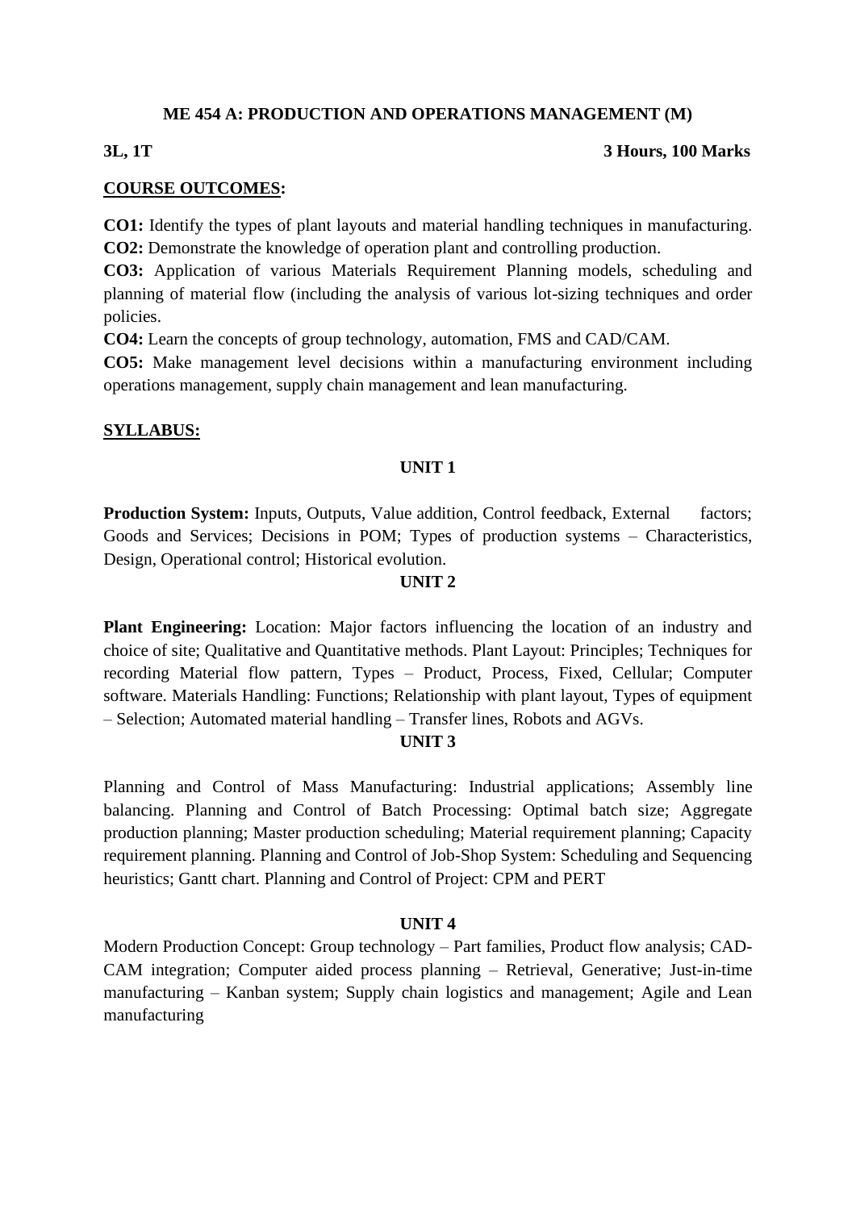# ME 454 A: PRODUCTION AND OPERATIONS MANAGEMENT (M)

**3L, 1T** **3 Hours, 100 Marks**

**COURSE OUTCOMES:**

**CO1:** Identify the types of plant layouts and material handling techniques in manufacturing.
**CO2:** Demonstrate the knowledge of operation plant and controlling production.
**CO3:** Application of various Materials Requirement Planning models, scheduling and planning of material flow (including the analysis of various lot-sizing techniques and order policies.
**CO4:** Learn the concepts of group technology, automation, FMS and CAD/CAM.
**CO5:** Make management level decisions within a manufacturing environment including operations management, supply chain management and lean manufacturing.

**SYLLABUS:**

## UNIT 1

**Production System:** Inputs, Outputs, Value addition, Control feedback, External factors; Goods and Services; Decisions in POM; Types of production systems – Characteristics, Design, Operational control; Historical evolution.

## UNIT 2

**Plant Engineering:** Location: Major factors influencing the location of an industry and choice of site; Qualitative and Quantitative methods. Plant Layout: Principles; Techniques for recording Material flow pattern, Types – Product, Process, Fixed, Cellular; Computer software. Materials Handling: Functions; Relationship with plant layout, Types of equipment – Selection; Automated material handling – Transfer lines, Robots and AGVs.

## UNIT 3

Planning and Control of Mass Manufacturing: Industrial applications; Assembly line balancing. Planning and Control of Batch Processing: Optimal batch size; Aggregate production planning; Master production scheduling; Material requirement planning; Capacity requirement planning. Planning and Control of Job-Shop System: Scheduling and Sequencing heuristics; Gantt chart. Planning and Control of Project: CPM and PERT

## UNIT 4

Modern Production Concept: Group technology – Part families, Product flow analysis; CAD-CAM integration; Computer aided process planning – Retrieval, Generative; Just-in-time manufacturing – Kanban system; Supply chain logistics and management; Agile and Lean manufacturing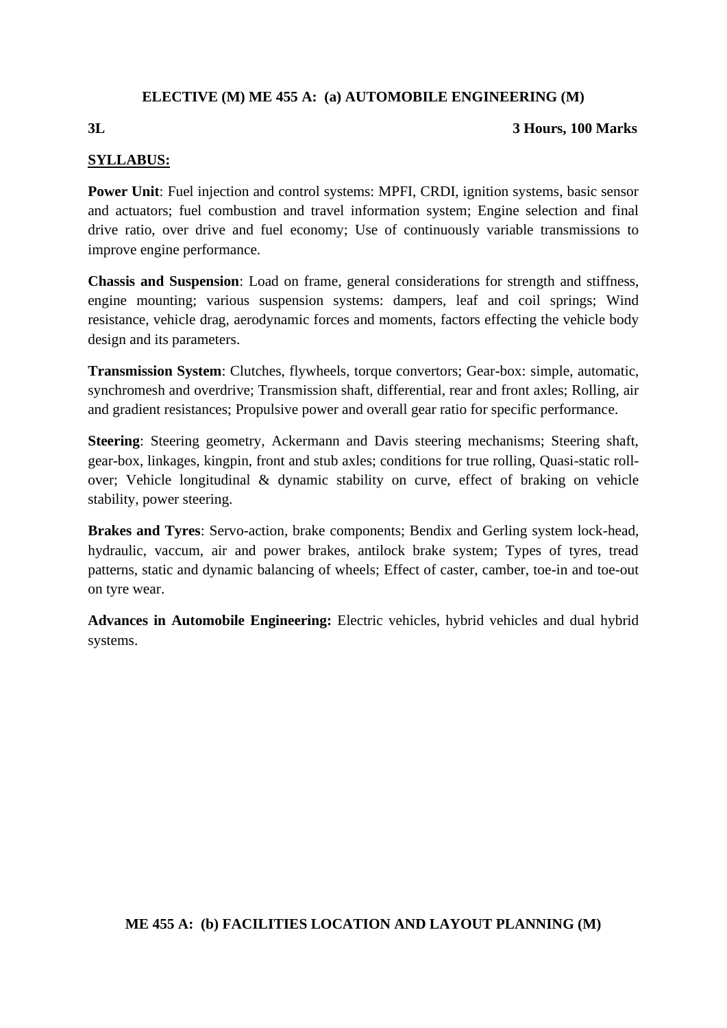## ELECTIVE (M) ME 455 A: (a) AUTOMOBILE ENGINEERING (M)

**3L** **3 Hours, 100 Marks**

**SYLLABUS:**

**Power Unit**: Fuel injection and control systems: MPFI, CRDI, ignition systems, basic sensor and actuators; fuel combustion and travel information system; Engine selection and final drive ratio, over drive and fuel economy; Use of continuously variable transmissions to improve engine performance.

**Chassis and Suspension**: Load on frame, general considerations for strength and stiffness, engine mounting; various suspension systems: dampers, leaf and coil springs; Wind resistance, vehicle drag, aerodynamic forces and moments, factors effecting the vehicle body design and its parameters.

**Transmission System**: Clutches, flywheels, torque convertors; Gear-box: simple, automatic, synchromesh and overdrive; Transmission shaft, differential, rear and front axles; Rolling, air and gradient resistances; Propulsive power and overall gear ratio for specific performance.

**Steering**: Steering geometry, Ackermann and Davis steering mechanisms; Steering shaft, gear-box, linkages, kingpin, front and stub axles; conditions for true rolling, Quasi-static roll-over; Vehicle longitudinal & dynamic stability on curve, effect of braking on vehicle stability, power steering.

**Brakes and Tyres**: Servo-action, brake components; Bendix and Gerling system lock-head, hydraulic, vaccum, air and power brakes, antilock brake system; Types of tyres, tread patterns, static and dynamic balancing of wheels; Effect of caster, camber, toe-in and toe-out on tyre wear.

**Advances in Automobile Engineering:** Electric vehicles, hybrid vehicles and dual hybrid systems.

## ME 455 A: (b) FACILITIES LOCATION AND LAYOUT PLANNING (M)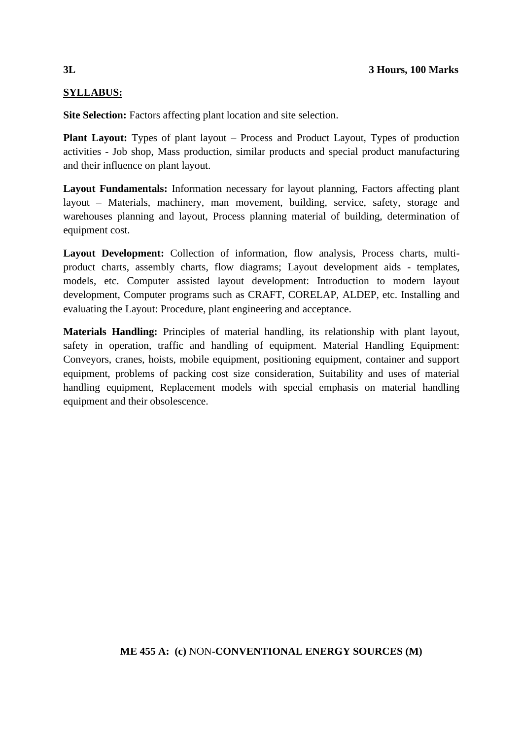**3L** **3 Hours, 100 Marks**

**SYLLABUS:**

**Site Selection:** Factors affecting plant location and site selection.

**Plant Layout:** Types of plant layout – Process and Product Layout, Types of production activities - Job shop, Mass production, similar products and special product manufacturing and their influence on plant layout.

**Layout Fundamentals:** Information necessary for layout planning, Factors affecting plant layout – Materials, machinery, man movement, building, service, safety, storage and warehouses planning and layout, Process planning material of building, determination of equipment cost.

**Layout Development:** Collection of information, flow analysis, Process charts, multi-product charts, assembly charts, flow diagrams; Layout development aids - templates, models, etc. Computer assisted layout development: Introduction to modern layout development, Computer programs such as CRAFT, CORELAP, ALDEP, etc. Installing and evaluating the Layout: Procedure, plant engineering and acceptance.

**Materials Handling:** Principles of material handling, its relationship with plant layout, safety in operation, traffic and handling of equipment. Material Handling Equipment: Conveyors, cranes, hoists, mobile equipment, positioning equipment, container and support equipment, problems of packing cost size consideration, Suitability and uses of material handling equipment, Replacement models with special emphasis on material handling equipment and their obsolescence.

**ME 455 A: (c)** NON-**CONVENTIONAL ENERGY SOURCES (M)**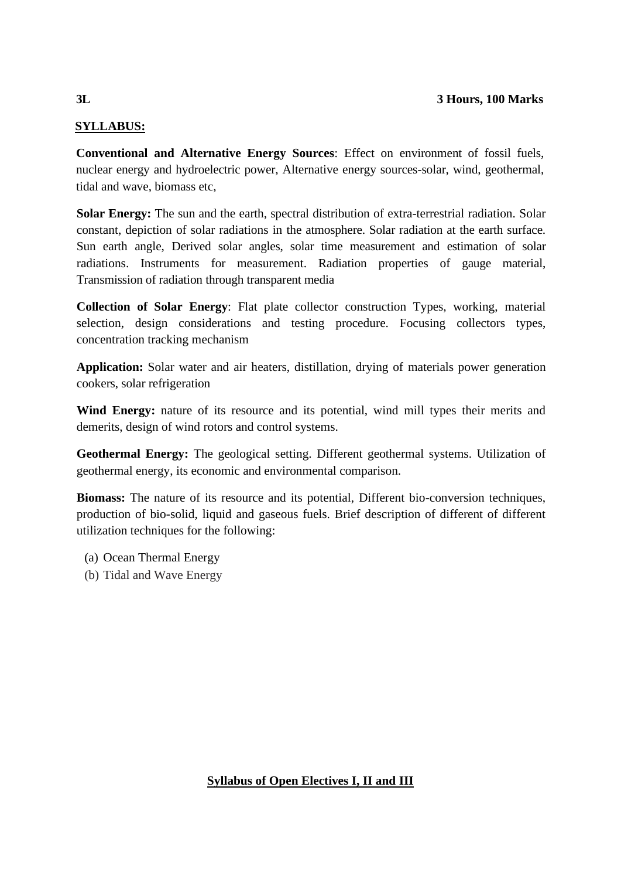**3L** **3 Hours, 100 Marks**

**SYLLABUS:**

**Conventional and Alternative Energy Sources**: Effect on environment of fossil fuels, nuclear energy and hydroelectric power, Alternative energy sources-solar, wind, geothermal, tidal and wave, biomass etc,

**Solar Energy:** The sun and the earth, spectral distribution of extra-terrestrial radiation. Solar constant, depiction of solar radiations in the atmosphere. Solar radiation at the earth surface. Sun earth angle, Derived solar angles, solar time measurement and estimation of solar radiations. Instruments for measurement. Radiation properties of gauge material, Transmission of radiation through transparent media

**Collection of Solar Energy**: Flat plate collector construction Types, working, material selection, design considerations and testing procedure. Focusing collectors types, concentration tracking mechanism

**Application:** Solar water and air heaters, distillation, drying of materials power generation cookers, solar refrigeration

**Wind Energy:** nature of its resource and its potential, wind mill types their merits and demerits, design of wind rotors and control systems.

**Geothermal Energy:** The geological setting. Different geothermal systems. Utilization of geothermal energy, its economic and environmental comparison.

**Biomass:** The nature of its resource and its potential, Different bio-conversion techniques, production of bio-solid, liquid and gaseous fuels. Brief description of different of different utilization techniques for the following:

(a) Ocean Thermal Energy
(b) Tidal and Wave Energy

**Syllabus of Open Electives I, II and III**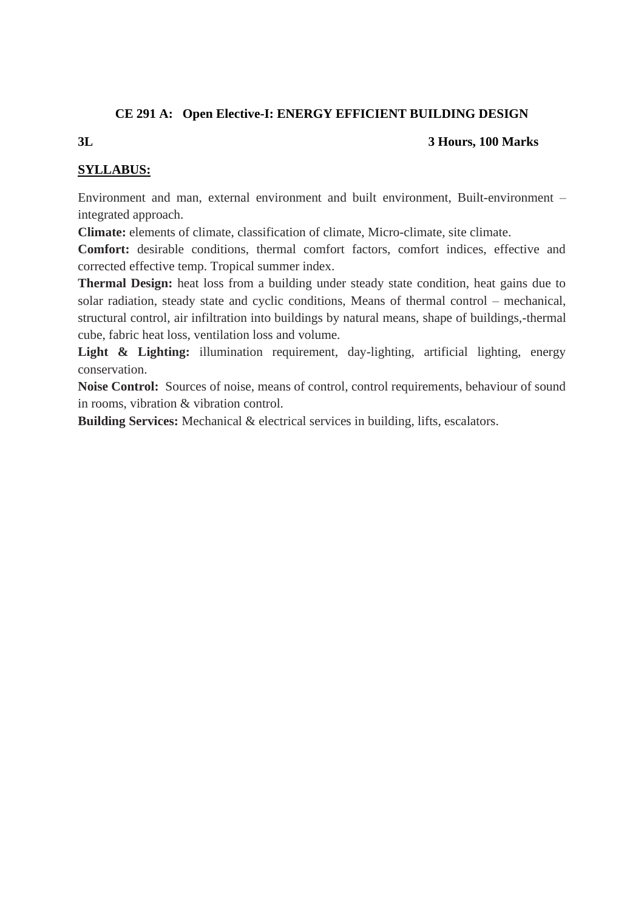## CE 291 A: Open Elective-I: ENERGY EFFICIENT BUILDING DESIGN

**3L** **3 Hours, 100 Marks**

**SYLLABUS:**

Environment and man, external environment and built environment, Built-environment – integrated approach.

**Climate:** elements of climate, classification of climate, Micro-climate, site climate.

**Comfort:** desirable conditions, thermal comfort factors, comfort indices, effective and corrected effective temp. Tropical summer index.

**Thermal Design:** heat loss from a building under steady state condition, heat gains due to solar radiation, steady state and cyclic conditions, Means of thermal control – mechanical, structural control, air infiltration into buildings by natural means, shape of buildings,-thermal cube, fabric heat loss, ventilation loss and volume.

**Light & Lighting:** illumination requirement, day-lighting, artificial lighting, energy conservation.

**Noise Control:** Sources of noise, means of control, control requirements, behaviour of sound in rooms, vibration & vibration control.

**Building Services:** Mechanical & electrical services in building, lifts, escalators.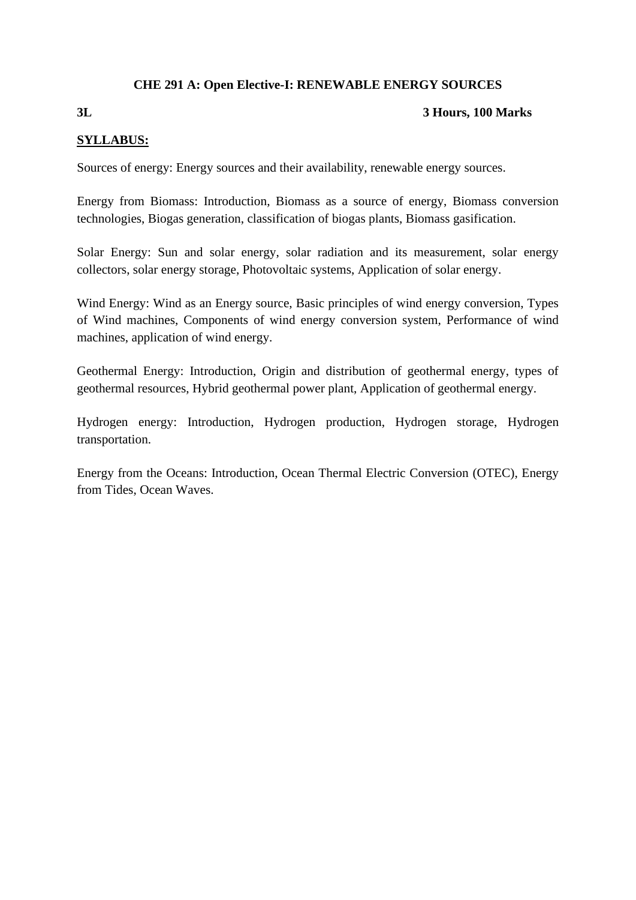## CHE 291 A: Open Elective-I: RENEWABLE ENERGY SOURCES

**3L** **3 Hours, 100 Marks**

**<u>SYLLABUS:</u>**

Sources of energy: Energy sources and their availability, renewable energy sources.

Energy from Biomass: Introduction, Biomass as a source of energy, Biomass conversion technologies, Biogas generation, classification of biogas plants, Biomass gasification.

Solar Energy: Sun and solar energy, solar radiation and its measurement, solar energy collectors, solar energy storage, Photovoltaic systems, Application of solar energy.

Wind Energy: Wind as an Energy source, Basic principles of wind energy conversion, Types of Wind machines, Components of wind energy conversion system, Performance of wind machines, application of wind energy.

Geothermal Energy: Introduction, Origin and distribution of geothermal energy, types of geothermal resources, Hybrid geothermal power plant, Application of geothermal energy.

Hydrogen energy: Introduction, Hydrogen production, Hydrogen storage, Hydrogen transportation.

Energy from the Oceans: Introduction, Ocean Thermal Electric Conversion (OTEC), Energy from Tides, Ocean Waves.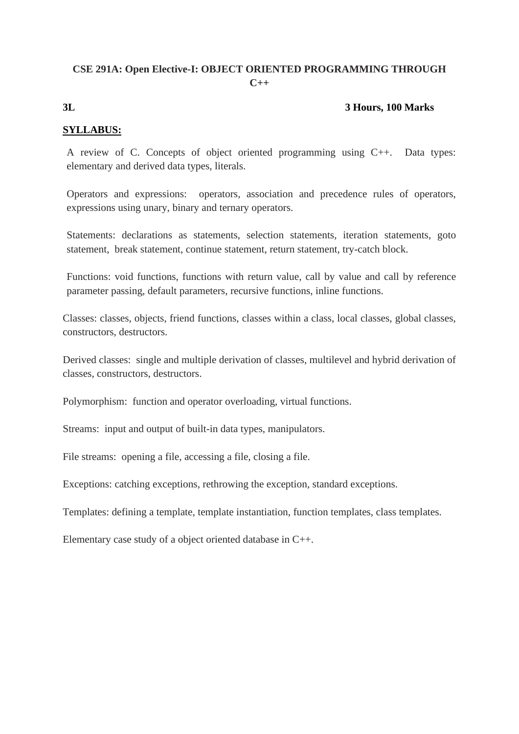## CSE 291A: Open Elective-I: OBJECT ORIENTED PROGRAMMING THROUGH C++

**3L** **3 Hours, 100 Marks**

**SYLLABUS:**

A review of C. Concepts of object oriented programming using C++. Data types: elementary and derived data types, literals.

Operators and expressions: operators, association and precedence rules of operators, expressions using unary, binary and ternary operators.

Statements: declarations as statements, selection statements, iteration statements, goto statement, break statement, continue statement, return statement, try-catch block.

Functions: void functions, functions with return value, call by value and call by reference parameter passing, default parameters, recursive functions, inline functions.

Classes: classes, objects, friend functions, classes within a class, local classes, global classes, constructors, destructors.

Derived classes: single and multiple derivation of classes, multilevel and hybrid derivation of classes, constructors, destructors.

Polymorphism: function and operator overloading, virtual functions.

Streams: input and output of built-in data types, manipulators.

File streams: opening a file, accessing a file, closing a file.

Exceptions: catching exceptions, rethrowing the exception, standard exceptions.

Templates: defining a template, template instantiation, function templates, class templates.

Elementary case study of a object oriented database in C++.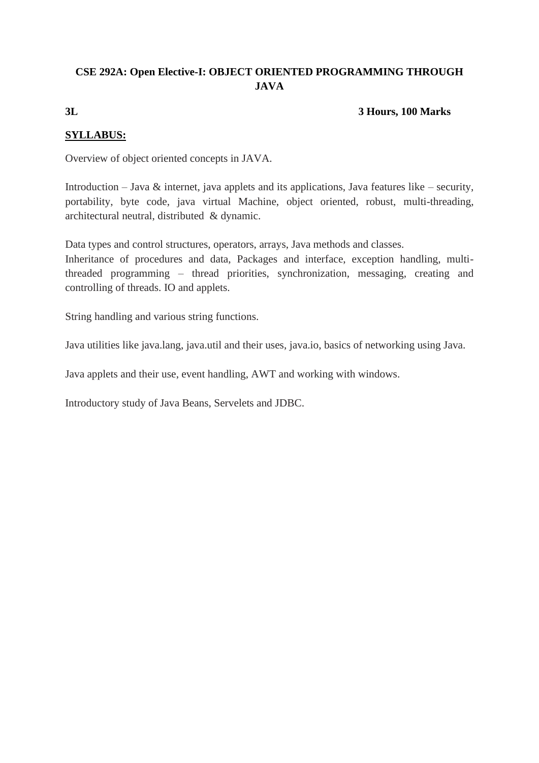**CSE 292A: Open Elective-I: OBJECT ORIENTED PROGRAMMING THROUGH JAVA**

**3L** **3 Hours, 100 Marks**

**SYLLABUS:**

Overview of object oriented concepts in JAVA.

Introduction – Java & internet, java applets and its applications, Java features like – security, portability, byte code, java virtual Machine, object oriented, robust, multi-threading, architectural neutral, distributed & dynamic.

Data types and control structures, operators, arrays, Java methods and classes.
Inheritance of procedures and data, Packages and interface, exception handling, multi-threaded programming – thread priorities, synchronization, messaging, creating and controlling of threads. IO and applets.

String handling and various string functions.

Java utilities like java.lang, java.util and their uses, java.io, basics of networking using Java.

Java applets and their use, event handling, AWT and working with windows.

Introductory study of Java Beans, Servelets and JDBC.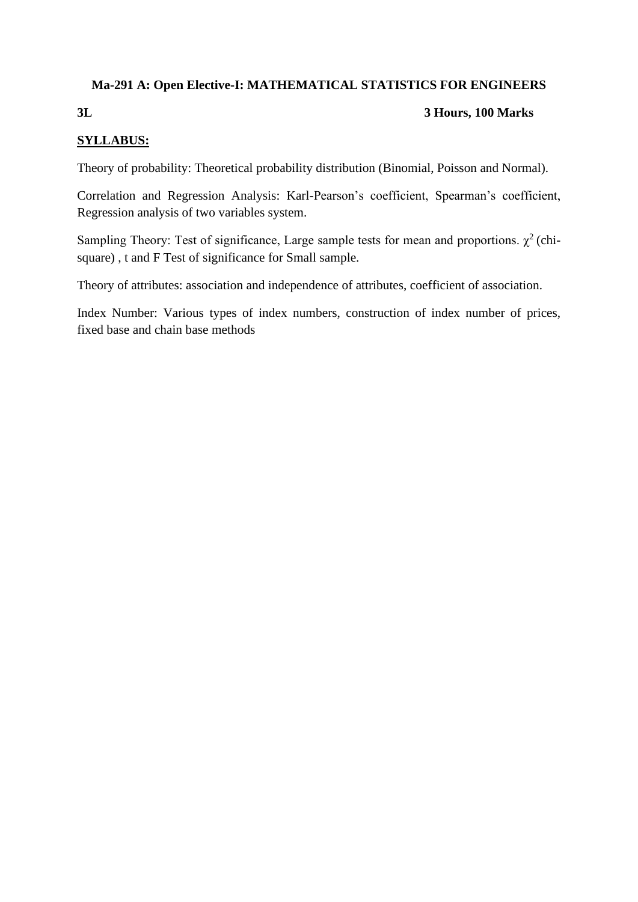**Ma-291 A: Open Elective-I: MATHEMATICAL STATISTICS FOR ENGINEERS**

**3L** **3 Hours, 100 Marks**

**SYLLABUS:**

Theory of probability: Theoretical probability distribution (Binomial, Poisson and Normal).

Correlation and Regression Analysis: Karl-Pearson's coefficient, Spearman's coefficient, Regression analysis of two variables system.

Sampling Theory: Test of significance, Large sample tests for mean and proportions. $\chi^2$ (chi-square) , t and F Test of significance for Small sample.

Theory of attributes: association and independence of attributes, coefficient of association.

Index Number: Various types of index numbers, construction of index number of prices, fixed base and chain base methods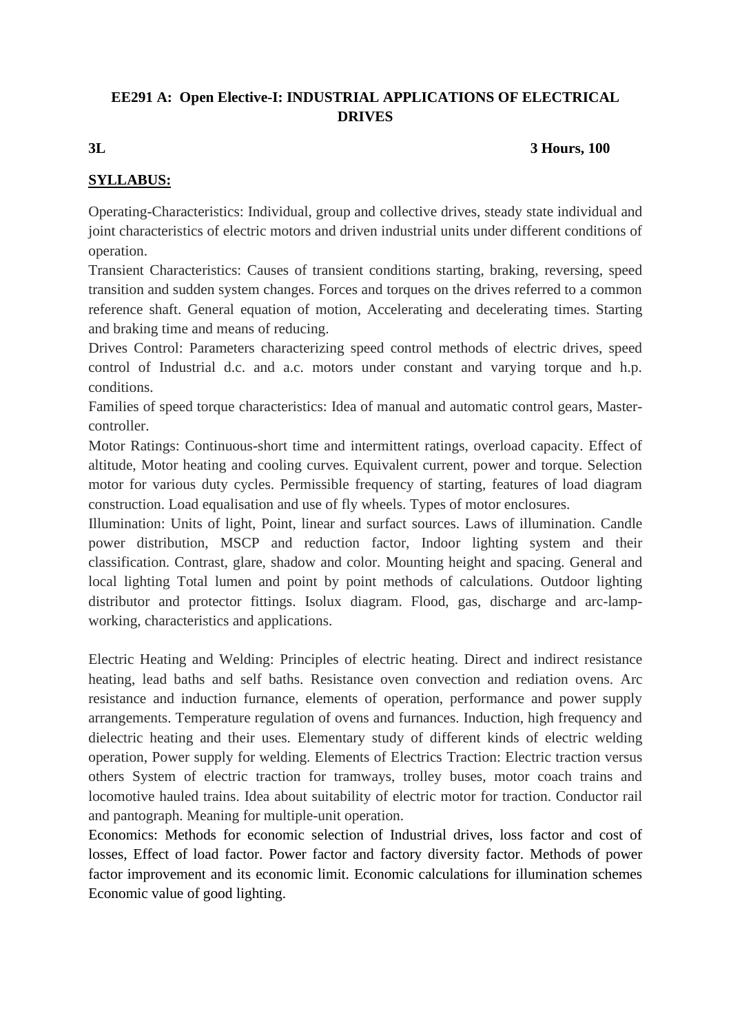**EE291 A: Open Elective-I: INDUSTRIAL APPLICATIONS OF ELECTRICAL DRIVES**

**3L** **3 Hours, 100**

**SYLLABUS:**

Operating-Characteristics: Individual, group and collective drives, steady state individual and joint characteristics of electric motors and driven industrial units under different conditions of operation.

Transient Characteristics: Causes of transient conditions starting, braking, reversing, speed transition and sudden system changes. Forces and torques on the drives referred to a common reference shaft. General equation of motion, Accelerating and decelerating times. Starting and braking time and means of reducing.

Drives Control: Parameters characterizing speed control methods of electric drives, speed control of Industrial d.c. and a.c. motors under constant and varying torque and h.p. conditions.

Families of speed torque characteristics: Idea of manual and automatic control gears, Master-controller.

Motor Ratings: Continuous-short time and intermittent ratings, overload capacity. Effect of altitude, Motor heating and cooling curves. Equivalent current, power and torque. Selection motor for various duty cycles. Permissible frequency of starting, features of load diagram construction. Load equalisation and use of fly wheels. Types of motor enclosures.

Illumination: Units of light, Point, linear and surfact sources. Laws of illumination. Candle power distribution, MSCP and reduction factor, Indoor lighting system and their classification. Contrast, glare, shadow and color. Mounting height and spacing. General and local lighting Total lumen and point by point methods of calculations. Outdoor lighting distributor and protector fittings. Isolux diagram. Flood, gas, discharge and arc-lamp-working, characteristics and applications.

Electric Heating and Welding: Principles of electric heating. Direct and indirect resistance heating, lead baths and self baths. Resistance oven convection and rediation ovens. Arc resistance and induction furnance, elements of operation, performance and power supply arrangements. Temperature regulation of ovens and furnances. Induction, high frequency and dielectric heating and their uses. Elementary study of different kinds of electric welding operation, Power supply for welding. Elements of Electrics Traction: Electric traction versus others System of electric traction for tramways, trolley buses, motor coach trains and locomotive hauled trains. Idea about suitability of electric motor for traction. Conductor rail and pantograph. Meaning for multiple-unit operation.

Economics: Methods for economic selection of Industrial drives, loss factor and cost of losses, Effect of load factor. Power factor and factory diversity factor. Methods of power factor improvement and its economic limit. Economic calculations for illumination schemes Economic value of good lighting.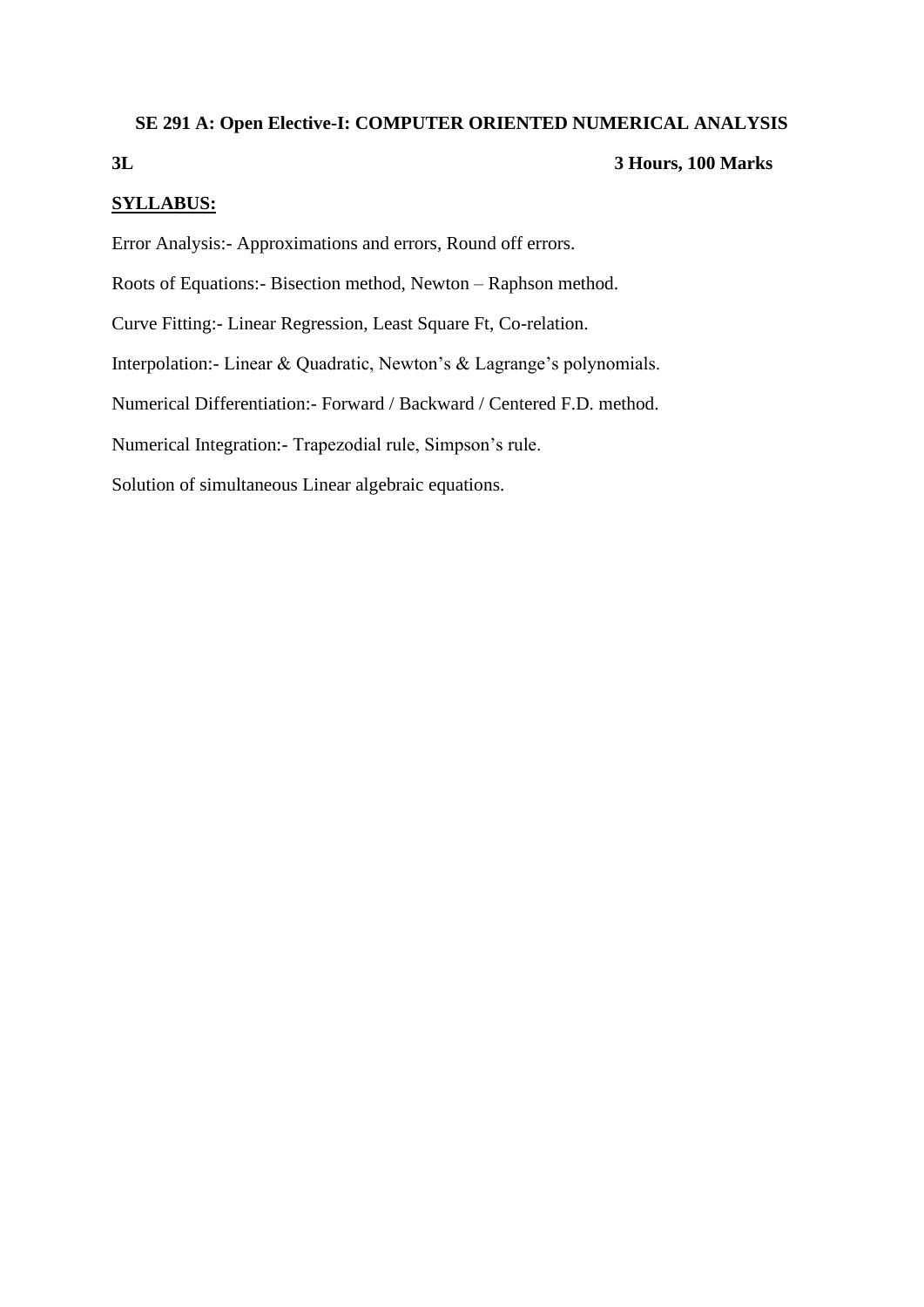**SE 291 A: Open Elective-I: COMPUTER ORIENTED NUMERICAL ANALYSIS**

**3L** **3 Hours, 100 Marks**

**SYLLABUS:**

Error Analysis:- Approximations and errors, Round off errors.

Roots of Equations:- Bisection method, Newton – Raphson method.

Curve Fitting:- Linear Regression, Least Square Ft, Co-relation.

Interpolation:- Linear & Quadratic, Newton's & Lagrange's polynomials.

Numerical Differentiation:- Forward / Backward / Centered F.D. method.

Numerical Integration:- Trapezodial rule, Simpson's rule.

Solution of simultaneous Linear algebraic equations.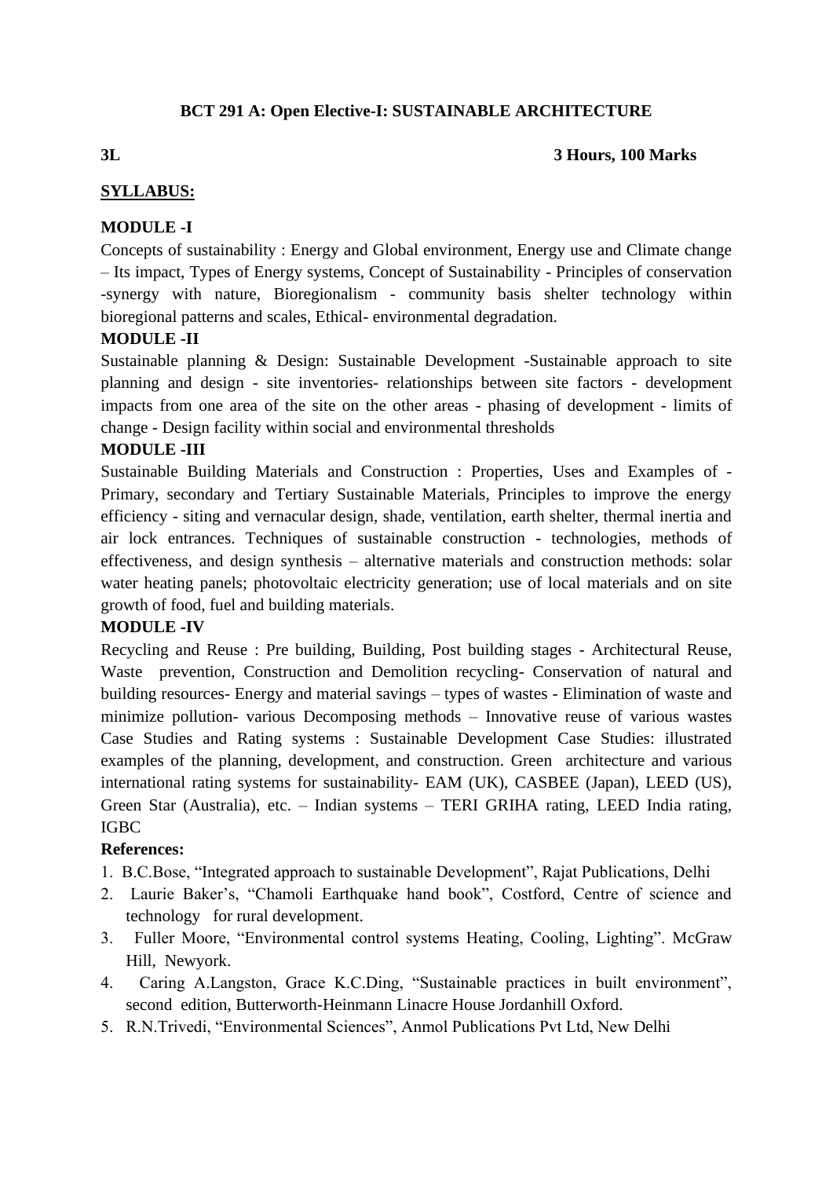## BCT 291 A: Open Elective-I: SUSTAINABLE ARCHITECTURE

**3L** **3 Hours, 100 Marks**

**SYLLABUS:**

**MODULE -I**

Concepts of sustainability : Energy and Global environment, Energy use and Climate change – Its impact, Types of Energy systems, Concept of Sustainability - Principles of conservation -synergy with nature, Bioregionalism - community basis shelter technology within bioregional patterns and scales, Ethical- environmental degradation.

**MODULE -II**

Sustainable planning & Design: Sustainable Development -Sustainable approach to site planning and design - site inventories- relationships between site factors - development impacts from one area of the site on the other areas - phasing of development - limits of change - Design facility within social and environmental thresholds

**MODULE -III**

Sustainable Building Materials and Construction : Properties, Uses and Examples of - Primary, secondary and Tertiary Sustainable Materials, Principles to improve the energy efficiency - siting and vernacular design, shade, ventilation, earth shelter, thermal inertia and air lock entrances. Techniques of sustainable construction - technologies, methods of effectiveness, and design synthesis – alternative materials and construction methods: solar water heating panels; photovoltaic electricity generation; use of local materials and on site growth of food, fuel and building materials.

**MODULE -IV**

Recycling and Reuse : Pre building, Building, Post building stages - Architectural Reuse, Waste prevention, Construction and Demolition recycling- Conservation of natural and building resources- Energy and material savings – types of wastes - Elimination of waste and minimize pollution- various Decomposing methods – Innovative reuse of various wastes Case Studies and Rating systems : Sustainable Development Case Studies: illustrated examples of the planning, development, and construction. Green architecture and various international rating systems for sustainability- EAM (UK), CASBEE (Japan), LEED (US), Green Star (Australia), etc. – Indian systems – TERI GRIHA rating, LEED India rating, IGBC

**References:**

1. B.C.Bose, "Integrated approach to sustainable Development", Rajat Publications, Delhi
2. Laurie Baker's, "Chamoli Earthquake hand book", Costford, Centre of science and technology for rural development.
3. Fuller Moore, "Environmental control systems Heating, Cooling, Lighting". McGraw Hill, Newyork.
4. Caring A.Langston, Grace K.C.Ding, "Sustainable practices in built environment", second edition, Butterworth-Heinmann Linacre House Jordanhill Oxford.
5. R.N.Trivedi, "Environmental Sciences", Anmol Publications Pvt Ltd, New Delhi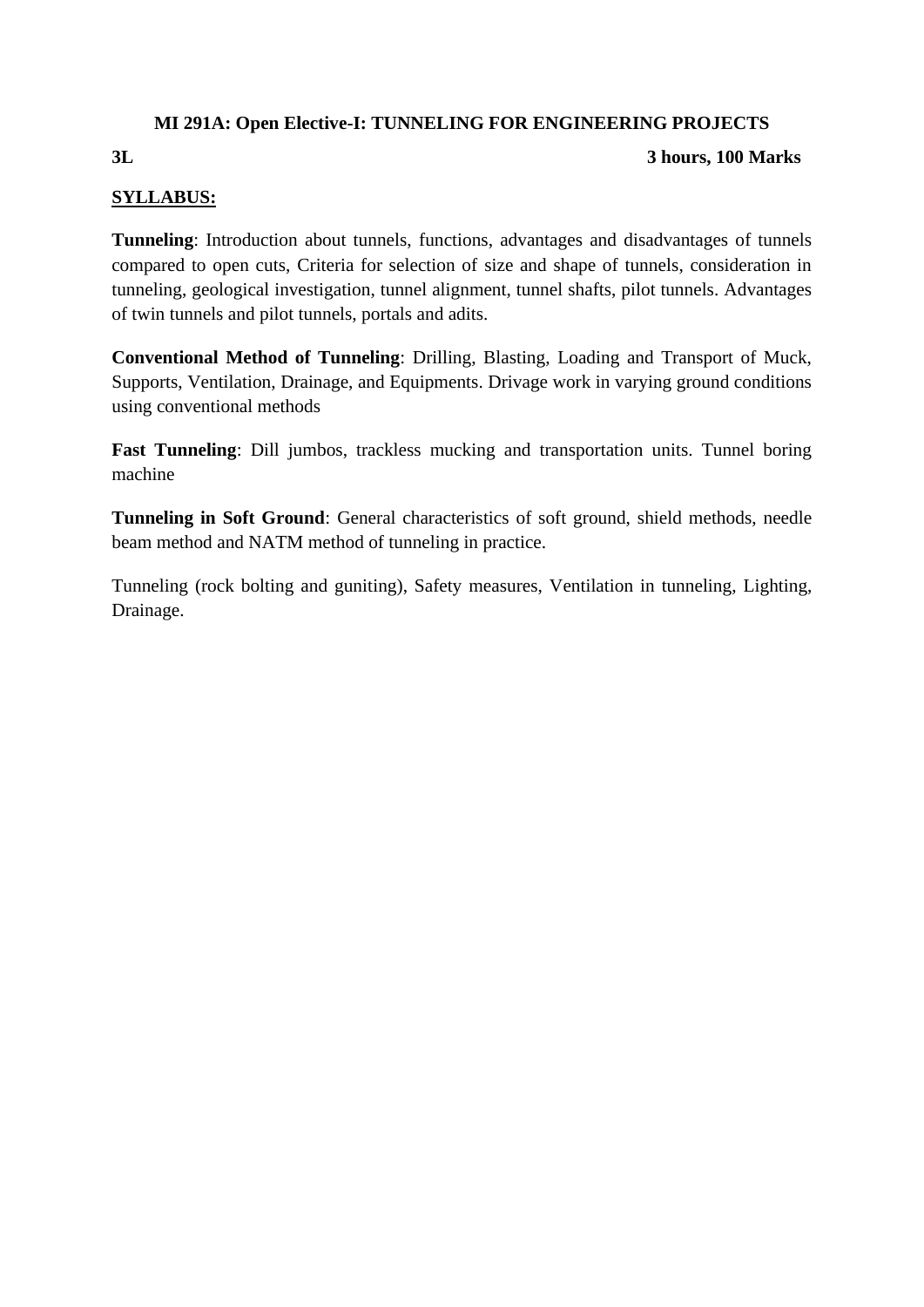## MI 291A: Open Elective-I: TUNNELING FOR ENGINEERING PROJECTS

**3L** **3 hours, 100 Marks**

**SYLLABUS:**

**Tunneling**: Introduction about tunnels, functions, advantages and disadvantages of tunnels compared to open cuts, Criteria for selection of size and shape of tunnels, consideration in tunneling, geological investigation, tunnel alignment, tunnel shafts, pilot tunnels. Advantages of twin tunnels and pilot tunnels, portals and adits.

**Conventional Method of Tunneling**: Drilling, Blasting, Loading and Transport of Muck, Supports, Ventilation, Drainage, and Equipments. Drivage work in varying ground conditions using conventional methods

**Fast Tunneling**: Dill jumbos, trackless mucking and transportation units. Tunnel boring machine

**Tunneling in Soft Ground**: General characteristics of soft ground, shield methods, needle beam method and NATM method of tunneling in practice.

Tunneling (rock bolting and guniting), Safety measures, Ventilation in tunneling, Lighting, Drainage.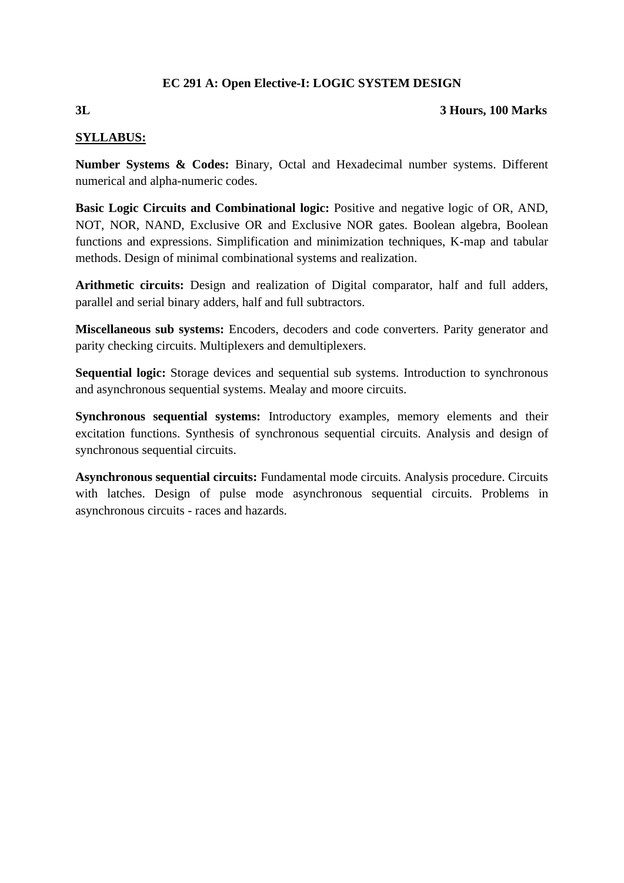## EC 291 A: Open Elective-I: LOGIC SYSTEM DESIGN

**3L** **3 Hours, 100 Marks**

**<u>SYLLABUS:</u>**

**Number Systems & Codes:** Binary, Octal and Hexadecimal number systems. Different numerical and alpha-numeric codes.

**Basic Logic Circuits and Combinational logic:** Positive and negative logic of OR, AND, NOT, NOR, NAND, Exclusive OR and Exclusive NOR gates. Boolean algebra, Boolean functions and expressions. Simplification and minimization techniques, K-map and tabular methods. Design of minimal combinational systems and realization.

**Arithmetic circuits:** Design and realization of Digital comparator, half and full adders, parallel and serial binary adders, half and full subtractors.

**Miscellaneous sub systems:** Encoders, decoders and code converters. Parity generator and parity checking circuits. Multiplexers and demultiplexers.

**Sequential logic:** Storage devices and sequential sub systems. Introduction to synchronous and asynchronous sequential systems. Mealay and moore circuits.

**Synchronous sequential systems:** Introductory examples, memory elements and their excitation functions. Synthesis of synchronous sequential circuits. Analysis and design of synchronous sequential circuits.

**Asynchronous sequential circuits:** Fundamental mode circuits. Analysis procedure. Circuits with latches. Design of pulse mode asynchronous sequential circuits. Problems in asynchronous circuits - races and hazards.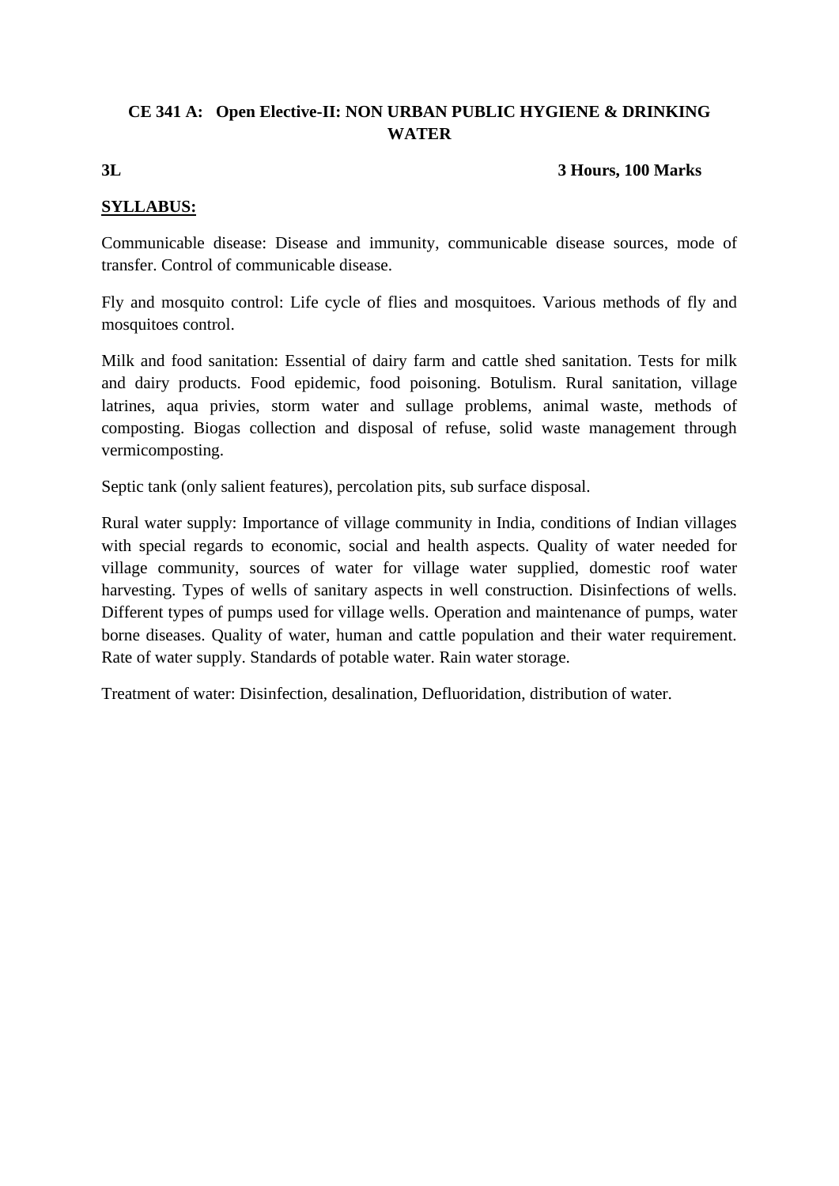## CE 341 A: Open Elective-II: NON URBAN PUBLIC HYGIENE & DRINKING WATER

**3L** **3 Hours, 100 Marks**

**SYLLABUS:**

Communicable disease: Disease and immunity, communicable disease sources, mode of transfer. Control of communicable disease.

Fly and mosquito control: Life cycle of flies and mosquitoes. Various methods of fly and mosquitoes control.

Milk and food sanitation: Essential of dairy farm and cattle shed sanitation. Tests for milk and dairy products. Food epidemic, food poisoning. Botulism. Rural sanitation, village latrines, aqua privies, storm water and sullage problems, animal waste, methods of composting. Biogas collection and disposal of refuse, solid waste management through vermicomposting.

Septic tank (only salient features), percolation pits, sub surface disposal.

Rural water supply: Importance of village community in India, conditions of Indian villages with special regards to economic, social and health aspects. Quality of water needed for village community, sources of water for village water supplied, domestic roof water harvesting. Types of wells of sanitary aspects in well construction. Disinfections of wells. Different types of pumps used for village wells. Operation and maintenance of pumps, water borne diseases. Quality of water, human and cattle population and their water requirement. Rate of water supply. Standards of potable water. Rain water storage.

Treatment of water: Disinfection, desalination, Defluoridation, distribution of water.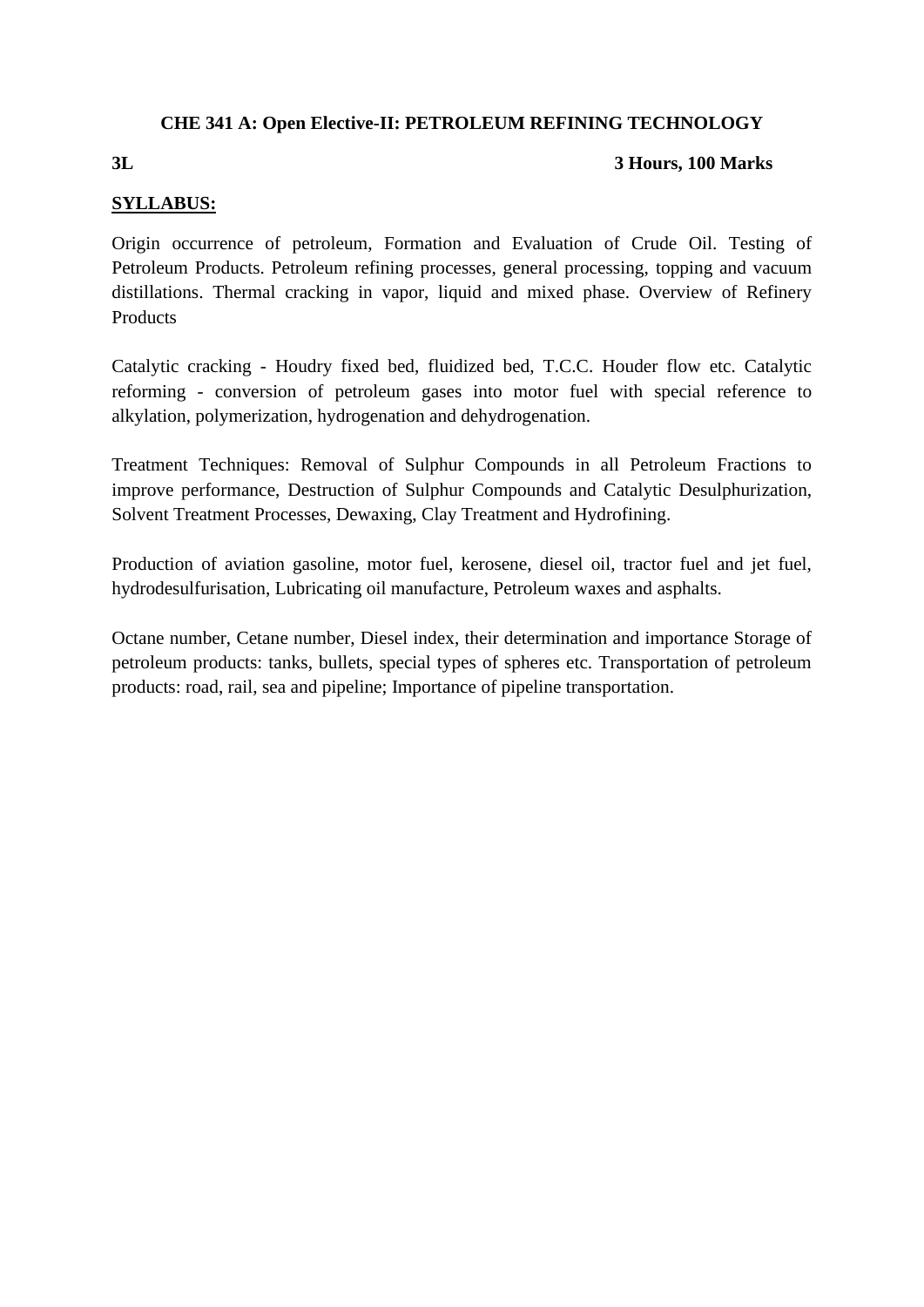## CHE 341 A: Open Elective-II: PETROLEUM REFINING TECHNOLOGY

**3L** **3 Hours, 100 Marks**

**SYLLABUS:**

Origin occurrence of petroleum, Formation and Evaluation of Crude Oil. Testing of Petroleum Products. Petroleum refining processes, general processing, topping and vacuum distillations. Thermal cracking in vapor, liquid and mixed phase. Overview of Refinery Products

Catalytic cracking - Houdry fixed bed, fluidized bed, T.C.C. Houder flow etc. Catalytic reforming - conversion of petroleum gases into motor fuel with special reference to alkylation, polymerization, hydrogenation and dehydrogenation.

Treatment Techniques: Removal of Sulphur Compounds in all Petroleum Fractions to improve performance, Destruction of Sulphur Compounds and Catalytic Desulphurization, Solvent Treatment Processes, Dewaxing, Clay Treatment and Hydrofining.

Production of aviation gasoline, motor fuel, kerosene, diesel oil, tractor fuel and jet fuel, hydrodesulfurisation, Lubricating oil manufacture, Petroleum waxes and asphalts.

Octane number, Cetane number, Diesel index, their determination and importance Storage of petroleum products: tanks, bullets, special types of spheres etc. Transportation of petroleum products: road, rail, sea and pipeline; Importance of pipeline transportation.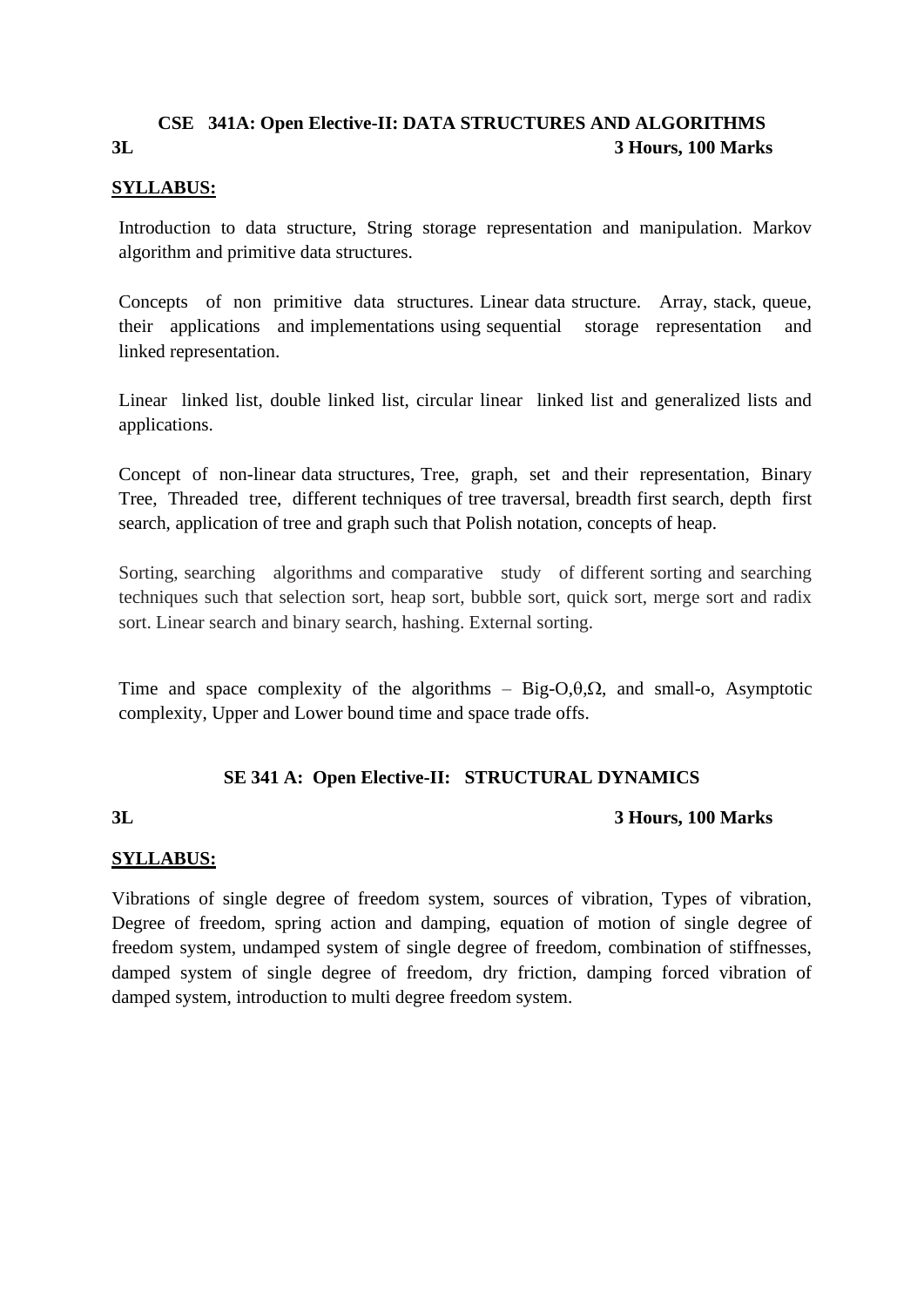## CSE 341A: Open Elective-II: DATA STRUCTURES AND ALGORITHMS

**3L** **3 Hours, 100 Marks**

**SYLLABUS:**

Introduction to data structure, String storage representation and manipulation. Markov algorithm and primitive data structures.

Concepts of non primitive data structures. Linear data structure. Array, stack, queue, their applications and implementations using sequential storage representation and linked representation.

Linear linked list, double linked list, circular linear linked list and generalized lists and applications.

Concept of non-linear data structures, Tree, graph, set and their representation, Binary Tree, Threaded tree, different techniques of tree traversal, breadth first search, depth first search, application of tree and graph such that Polish notation, concepts of heap.

Sorting, searching algorithms and comparative study of different sorting and searching techniques such that selection sort, heap sort, bubble sort, quick sort, merge sort and radix sort. Linear search and binary search, hashing. External sorting.

Time and space complexity of the algorithms – Big-O,$\theta$,$\Omega$, and small-o, Asymptotic complexity, Upper and Lower bound time and space trade offs.

## SE 341 A: Open Elective-II: STRUCTURAL DYNAMICS

**3L** **3 Hours, 100 Marks**

**SYLLABUS:**

Vibrations of single degree of freedom system, sources of vibration, Types of vibration, Degree of freedom, spring action and damping, equation of motion of single degree of freedom system, undamped system of single degree of freedom, combination of stiffnesses, damped system of single degree of freedom, dry friction, damping forced vibration of damped system, introduction to multi degree freedom system.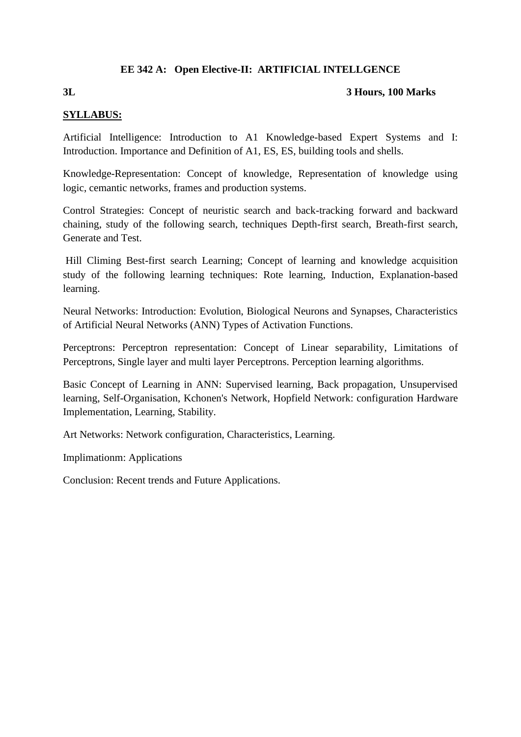**EE 342 A: Open Elective-II: ARTIFICIAL INTELLGENCE**

**3L** **3 Hours, 100 Marks**

**SYLLABUS:**

Artificial Intelligence: Introduction to A1 Knowledge-based Expert Systems and I: Introduction. Importance and Definition of A1, ES, ES, building tools and shells.

Knowledge-Representation: Concept of knowledge, Representation of knowledge using logic, cemantic networks, frames and production systems.

Control Strategies: Concept of neuristic search and back-tracking forward and backward chaining, study of the following search, techniques Depth-first search, Breath-first search, Generate and Test.

Hill Climing Best-first search Learning; Concept of learning and knowledge acquisition study of the following learning techniques: Rote learning, Induction, Explanation-based learning.

Neural Networks: Introduction: Evolution, Biological Neurons and Synapses, Characteristics of Artificial Neural Networks (ANN) Types of Activation Functions.

Perceptrons: Perceptron representation: Concept of Linear separability, Limitations of Perceptrons, Single layer and multi layer Perceptrons. Perception learning algorithms.

Basic Concept of Learning in ANN: Supervised learning, Back propagation, Unsupervised learning, Self-Organisation, Kchonen's Network, Hopfield Network: configuration Hardware Implementation, Learning, Stability.

Art Networks: Network configuration, Characteristics, Learning.

Implimationm: Applications

Conclusion: Recent trends and Future Applications.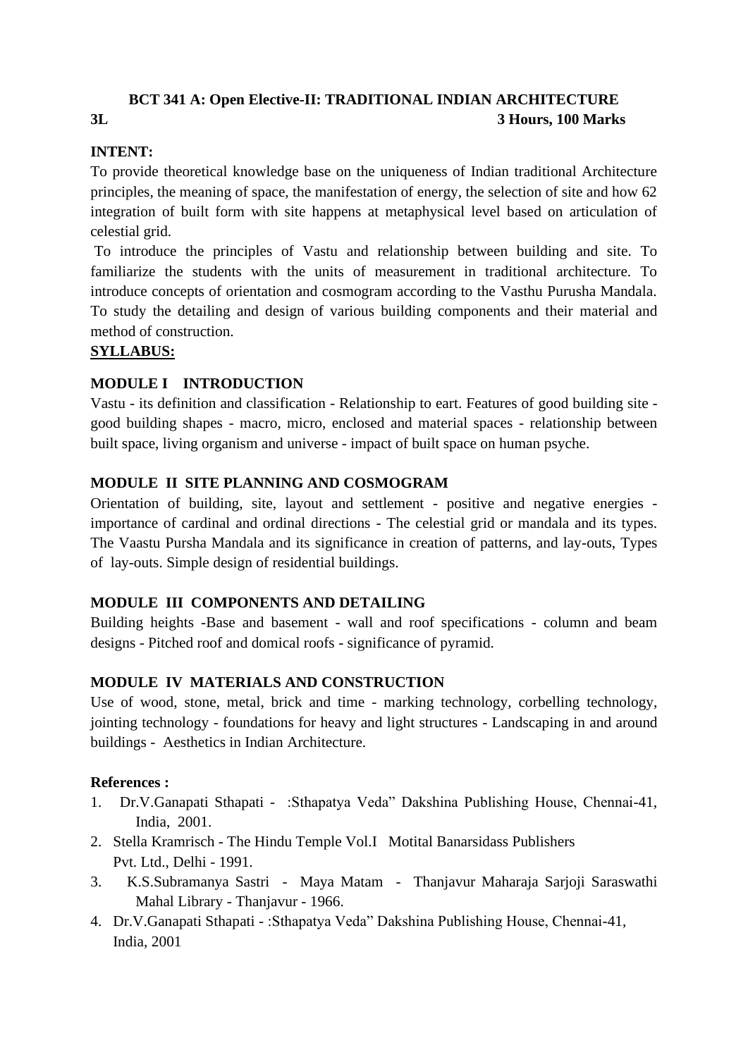## BCT 341 A: Open Elective-II: TRADITIONAL INDIAN ARCHITECTURE

**3L** **3 Hours, 100 Marks**

**INTENT:**

To provide theoretical knowledge base on the uniqueness of Indian traditional Architecture principles, the meaning of space, the manifestation of energy, the selection of site and how 62 integration of built form with site happens at metaphysical level based on articulation of celestial grid.

To introduce the principles of Vastu and relationship between building and site. To familiarize the students with the units of measurement in traditional architecture. To introduce concepts of orientation and cosmogram according to the Vasthu Purusha Mandala. To study the detailing and design of various building components and their material and method of construction.

**SYLLABUS:**

**MODULE I INTRODUCTION**

Vastu - its definition and classification - Relationship to eart. Features of good building site - good building shapes - macro, micro, enclosed and material spaces - relationship between built space, living organism and universe - impact of built space on human psyche.

**MODULE II SITE PLANNING AND COSMOGRAM**

Orientation of building, site, layout and settlement - positive and negative energies - importance of cardinal and ordinal directions - The celestial grid or mandala and its types. The Vaastu Pursha Mandala and its significance in creation of patterns, and lay-outs, Types of lay-outs. Simple design of residential buildings.

**MODULE III COMPONENTS AND DETAILING**

Building heights -Base and basement - wall and roof specifications - column and beam designs - Pitched roof and domical roofs - significance of pyramid.

**MODULE IV MATERIALS AND CONSTRUCTION**

Use of wood, stone, metal, brick and time - marking technology, corbelling technology, jointing technology - foundations for heavy and light structures - Landscaping in and around buildings - Aesthetics in Indian Architecture.

**References :**

1. Dr.V.Ganapati Sthapati - :Sthapatya Veda" Dakshina Publishing House, Chennai-41, India, 2001.
2. Stella Kramrisch - The Hindu Temple Vol.I Motital Banarsidass Publishers Pvt. Ltd., Delhi - 1991.
3. K.S.Subramanya Sastri - Maya Matam - Thanjavur Maharaja Sarjoji Saraswathi Mahal Library - Thanjavur - 1966.
4. Dr.V.Ganapati Sthapati - :Sthapatya Veda" Dakshina Publishing House, Chennai-41, India, 2001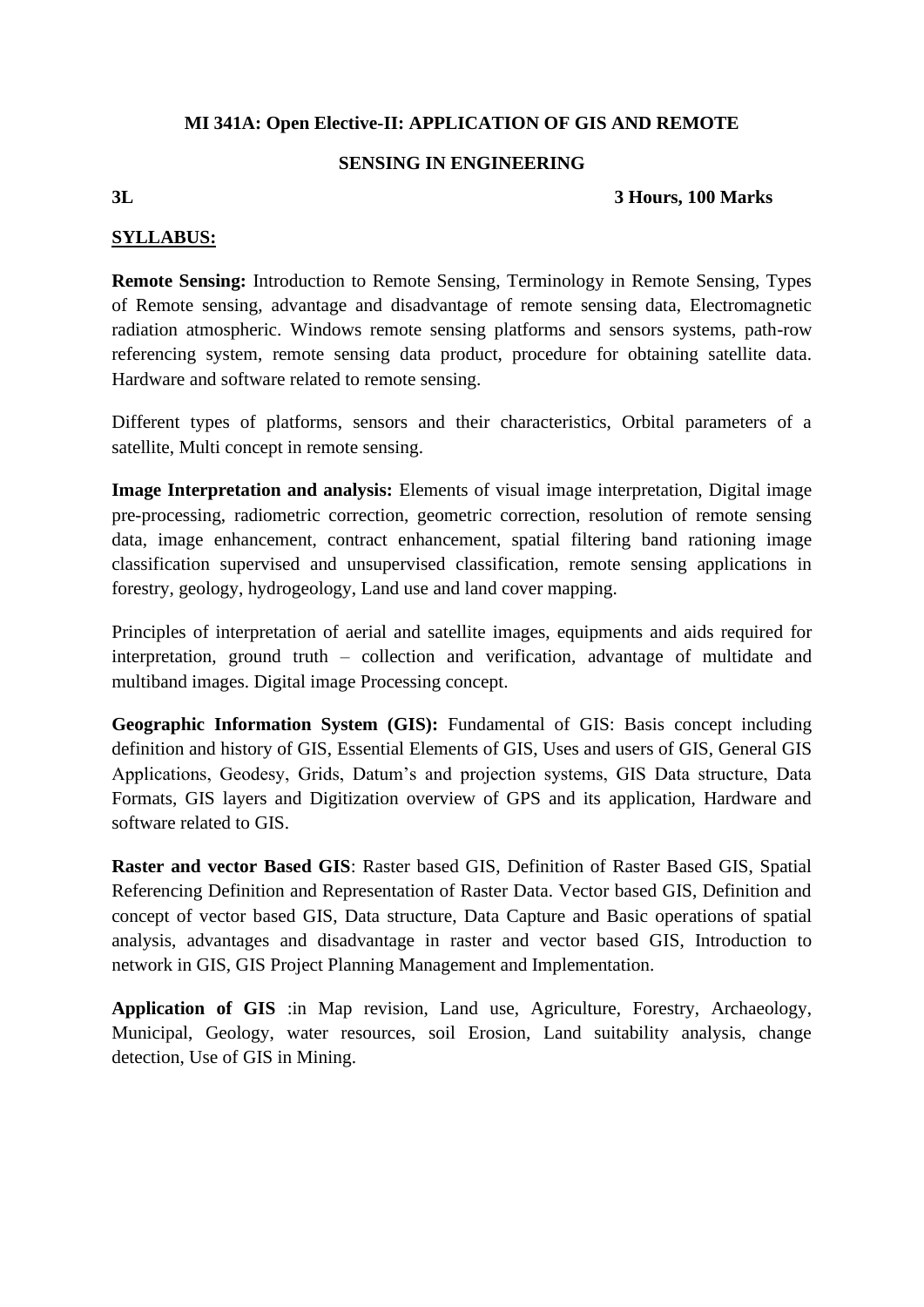**MI 341A: Open Elective-II: APPLICATION OF GIS AND REMOTE SENSING IN ENGINEERING**

**3L** **3 Hours, 100 Marks**

**SYLLABUS:**

**Remote Sensing:** Introduction to Remote Sensing, Terminology in Remote Sensing, Types of Remote sensing, advantage and disadvantage of remote sensing data, Electromagnetic radiation atmospheric. Windows remote sensing platforms and sensors systems, path-row referencing system, remote sensing data product, procedure for obtaining satellite data. Hardware and software related to remote sensing.

Different types of platforms, sensors and their characteristics, Orbital parameters of a satellite, Multi concept in remote sensing.

**Image Interpretation and analysis:** Elements of visual image interpretation, Digital image pre-processing, radiometric correction, geometric correction, resolution of remote sensing data, image enhancement, contract enhancement, spatial filtering band rationing image classification supervised and unsupervised classification, remote sensing applications in forestry, geology, hydrogeology, Land use and land cover mapping.

Principles of interpretation of aerial and satellite images, equipments and aids required for interpretation, ground truth – collection and verification, advantage of multidate and multiband images. Digital image Processing concept.

**Geographic Information System (GIS):** Fundamental of GIS: Basis concept including definition and history of GIS, Essential Elements of GIS, Uses and users of GIS, General GIS Applications, Geodesy, Grids, Datum's and projection systems, GIS Data structure, Data Formats, GIS layers and Digitization overview of GPS and its application, Hardware and software related to GIS.

**Raster and vector Based GIS**: Raster based GIS, Definition of Raster Based GIS, Spatial Referencing Definition and Representation of Raster Data. Vector based GIS, Definition and concept of vector based GIS, Data structure, Data Capture and Basic operations of spatial analysis, advantages and disadvantage in raster and vector based GIS, Introduction to network in GIS, GIS Project Planning Management and Implementation.

**Application of GIS** :in Map revision, Land use, Agriculture, Forestry, Archaeology, Municipal, Geology, water resources, soil Erosion, Land suitability analysis, change detection, Use of GIS in Mining.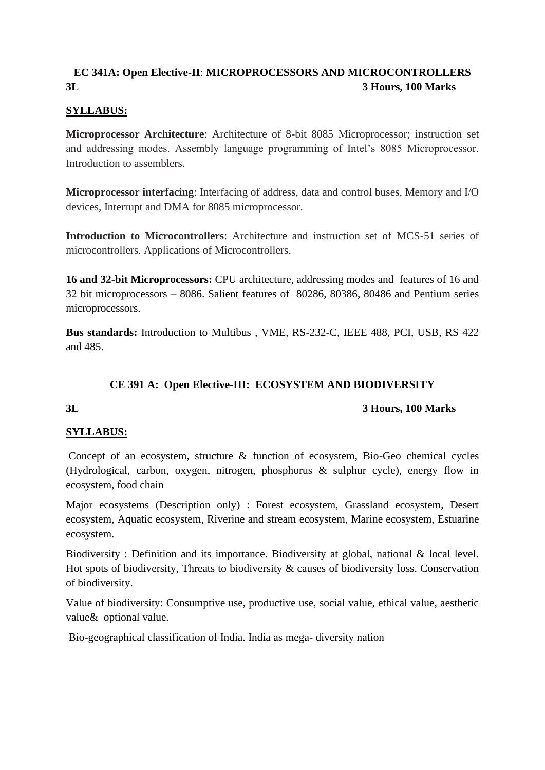## EC 341A: Open Elective-II: MICROPROCESSORS AND MICROCONTROLLERS

**3L** **3 Hours, 100 Marks**

**SYLLABUS:**

**Microprocessor Architecture**: Architecture of 8-bit 8085 Microprocessor; instruction set and addressing modes. Assembly language programming of Intel's 8085 Microprocessor. Introduction to assemblers.

**Microprocessor interfacing**: Interfacing of address, data and control buses, Memory and I/O devices, Interrupt and DMA for 8085 microprocessor.

**Introduction to Microcontrollers**: Architecture and instruction set of MCS-51 series of microcontrollers. Applications of Microcontrollers.

**16 and 32-bit Microprocessors:** CPU architecture, addressing modes and features of 16 and 32 bit microprocessors – 8086. Salient features of 80286, 80386, 80486 and Pentium series microprocessors.

**Bus standards:** Introduction to Multibus , VME, RS-232-C, IEEE 488, PCI, USB, RS 422 and 485.

## CE 391 A: Open Elective-III: ECOSYSTEM AND BIODIVERSITY

**3L** **3 Hours, 100 Marks**

**SYLLABUS:**

Concept of an ecosystem, structure & function of ecosystem, Bio-Geo chemical cycles (Hydrological, carbon, oxygen, nitrogen, phosphorus & sulphur cycle), energy flow in ecosystem, food chain

Major ecosystems (Description only) : Forest ecosystem, Grassland ecosystem, Desert ecosystem, Aquatic ecosystem, Riverine and stream ecosystem, Marine ecosystem, Estuarine ecosystem.

Biodiversity : Definition and its importance. Biodiversity at global, national & local level. Hot spots of biodiversity, Threats to biodiversity & causes of biodiversity loss. Conservation of biodiversity.

Value of biodiversity: Consumptive use, productive use, social value, ethical value, aesthetic value& optional value.

Bio-geographical classification of India. India as mega- diversity nation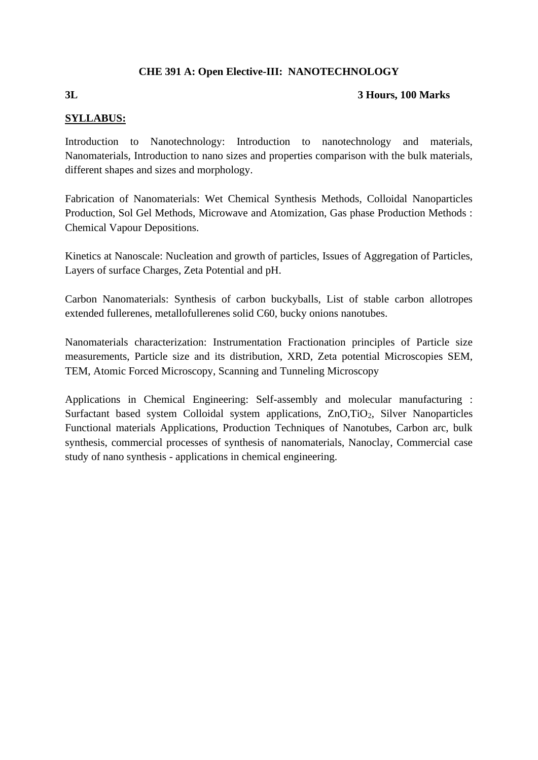## CHE 391 A: Open Elective-III: NANOTECHNOLOGY

**3L** **3 Hours, 100 Marks**

**SYLLABUS:**

Introduction to Nanotechnology: Introduction to nanotechnology and materials, Nanomaterials, Introduction to nano sizes and properties comparison with the bulk materials, different shapes and sizes and morphology.

Fabrication of Nanomaterials: Wet Chemical Synthesis Methods, Colloidal Nanoparticles Production, Sol Gel Methods, Microwave and Atomization, Gas phase Production Methods : Chemical Vapour Depositions.

Kinetics at Nanoscale: Nucleation and growth of particles, Issues of Aggregation of Particles, Layers of surface Charges, Zeta Potential and pH.

Carbon Nanomaterials: Synthesis of carbon buckyballs, List of stable carbon allotropes extended fullerenes, metallofullerenes solid C60, bucky onions nanotubes.

Nanomaterials characterization: Instrumentation Fractionation principles of Particle size measurements, Particle size and its distribution, XRD, Zeta potential Microscopies SEM, TEM, Atomic Forced Microscopy, Scanning and Tunneling Microscopy

Applications in Chemical Engineering: Self-assembly and molecular manufacturing : Surfactant based system Colloidal system applications, ZnO,$TiO_2$, Silver Nanoparticles Functional materials Applications, Production Techniques of Nanotubes, Carbon arc, bulk synthesis, commercial processes of synthesis of nanomaterials, Nanoclay, Commercial case study of nano synthesis - applications in chemical engineering.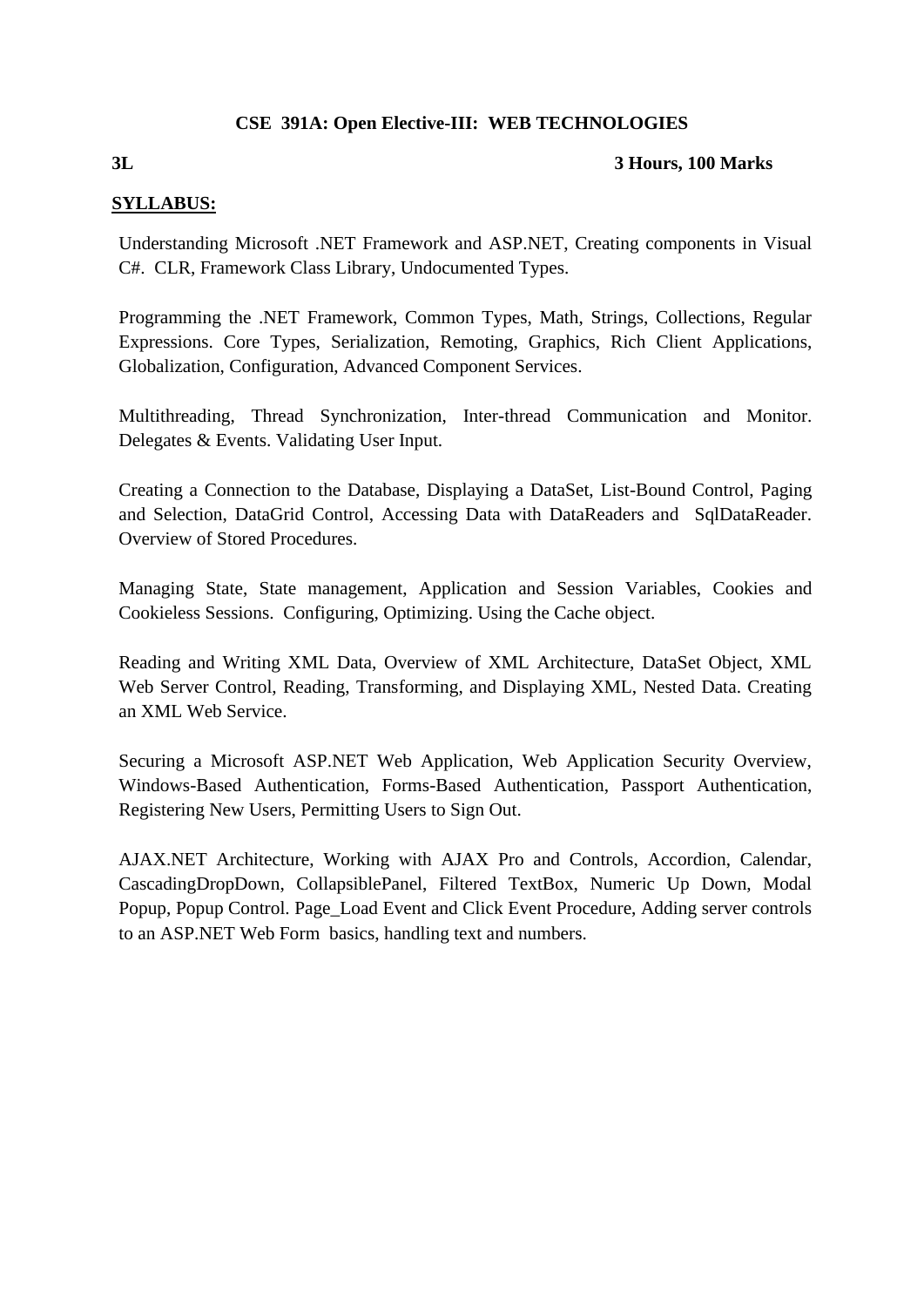## CSE 391A: Open Elective-III: WEB TECHNOLOGIES

**3L** **3 Hours, 100 Marks**

**SYLLABUS:**

Understanding Microsoft .NET Framework and ASP.NET, Creating components in Visual C#. CLR, Framework Class Library, Undocumented Types.

Programming the .NET Framework, Common Types, Math, Strings, Collections, Regular Expressions. Core Types, Serialization, Remoting, Graphics, Rich Client Applications, Globalization, Configuration, Advanced Component Services.

Multithreading, Thread Synchronization, Inter-thread Communication and Monitor. Delegates & Events. Validating User Input.

Creating a Connection to the Database, Displaying a DataSet, List-Bound Control, Paging and Selection, DataGrid Control, Accessing Data with DataReaders and SqlDataReader. Overview of Stored Procedures.

Managing State, State management, Application and Session Variables, Cookies and Cookieless Sessions. Configuring, Optimizing. Using the Cache object.

Reading and Writing XML Data, Overview of XML Architecture, DataSet Object, XML Web Server Control, Reading, Transforming, and Displaying XML, Nested Data. Creating an XML Web Service.

Securing a Microsoft ASP.NET Web Application, Web Application Security Overview, Windows-Based Authentication, Forms-Based Authentication, Passport Authentication, Registering New Users, Permitting Users to Sign Out.

AJAX.NET Architecture, Working with AJAX Pro and Controls, Accordion, Calendar, CascadingDropDown, CollapsiblePanel, Filtered TextBox, Numeric Up Down, Modal Popup, Popup Control. Page_Load Event and Click Event Procedure, Adding server controls to an ASP.NET Web Form basics, handling text and numbers.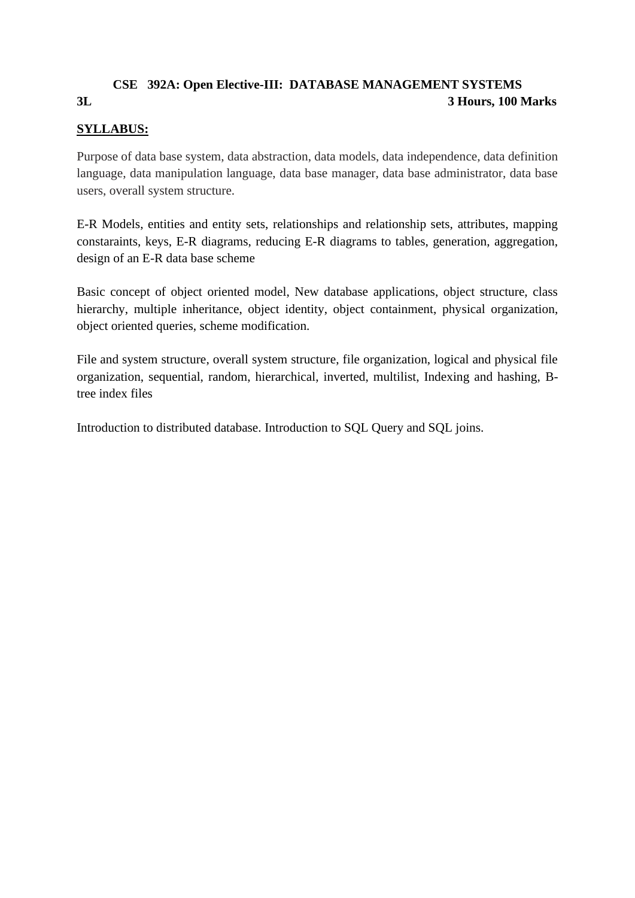**CSE 392A: Open Elective-III: DATABASE MANAGEMENT SYSTEMS**

**3L** **3 Hours, 100 Marks**

**SYLLABUS:**

Purpose of data base system, data abstraction, data models, data independence, data definition language, data manipulation language, data base manager, data base administrator, data base users, overall system structure.

E-R Models, entities and entity sets, relationships and relationship sets, attributes, mapping constaraints, keys, E-R diagrams, reducing E-R diagrams to tables, generation, aggregation, design of an E-R data base scheme

Basic concept of object oriented model, New database applications, object structure, class hierarchy, multiple inheritance, object identity, object containment, physical organization, object oriented queries, scheme modification.

File and system structure, overall system structure, file organization, logical and physical file organization, sequential, random, hierarchical, inverted, multilist, Indexing and hashing, B-tree index files

Introduction to distributed database. Introduction to SQL Query and SQL joins.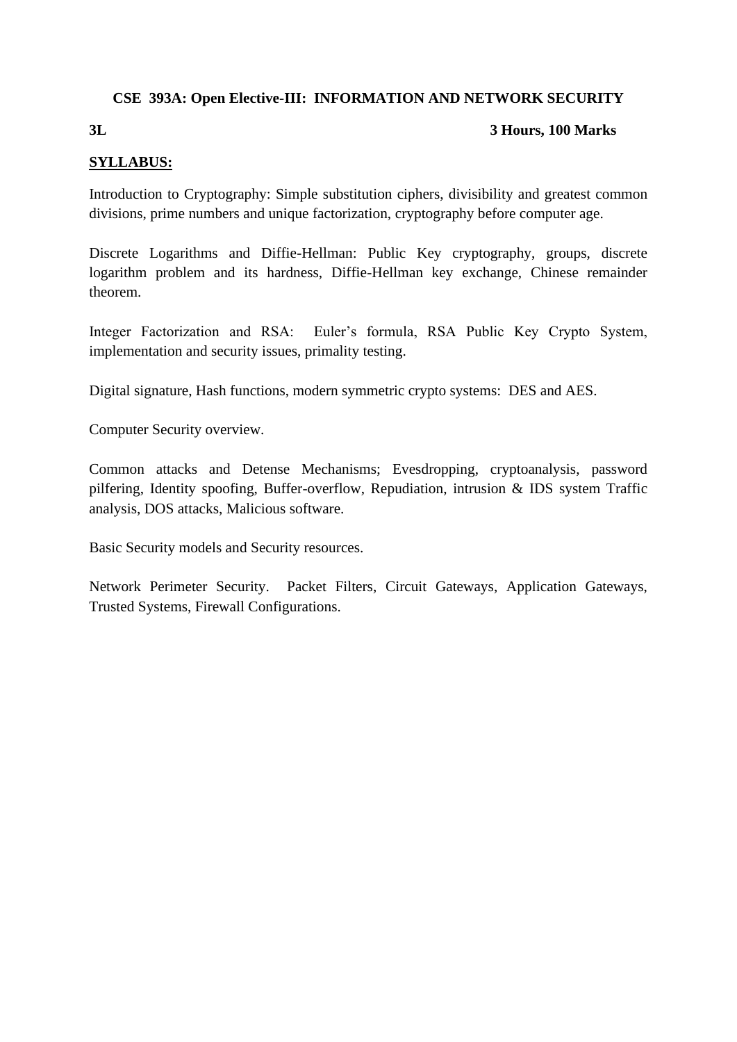**CSE 393A: Open Elective-III: INFORMATION AND NETWORK SECURITY**

**3L** **3 Hours, 100 Marks**

**SYLLABUS:**

Introduction to Cryptography: Simple substitution ciphers, divisibility and greatest common divisions, prime numbers and unique factorization, cryptography before computer age.

Discrete Logarithms and Diffie-Hellman: Public Key cryptography, groups, discrete logarithm problem and its hardness, Diffie-Hellman key exchange, Chinese remainder theorem.

Integer Factorization and RSA: Euler's formula, RSA Public Key Crypto System, implementation and security issues, primality testing.

Digital signature, Hash functions, modern symmetric crypto systems: DES and AES.

Computer Security overview.

Common attacks and Detense Mechanisms; Evesdropping, cryptoanalysis, password pilfering, Identity spoofing, Buffer-overflow, Repudiation, intrusion & IDS system Traffic analysis, DOS attacks, Malicious software.

Basic Security models and Security resources.

Network Perimeter Security. Packet Filters, Circuit Gateways, Application Gateways, Trusted Systems, Firewall Configurations.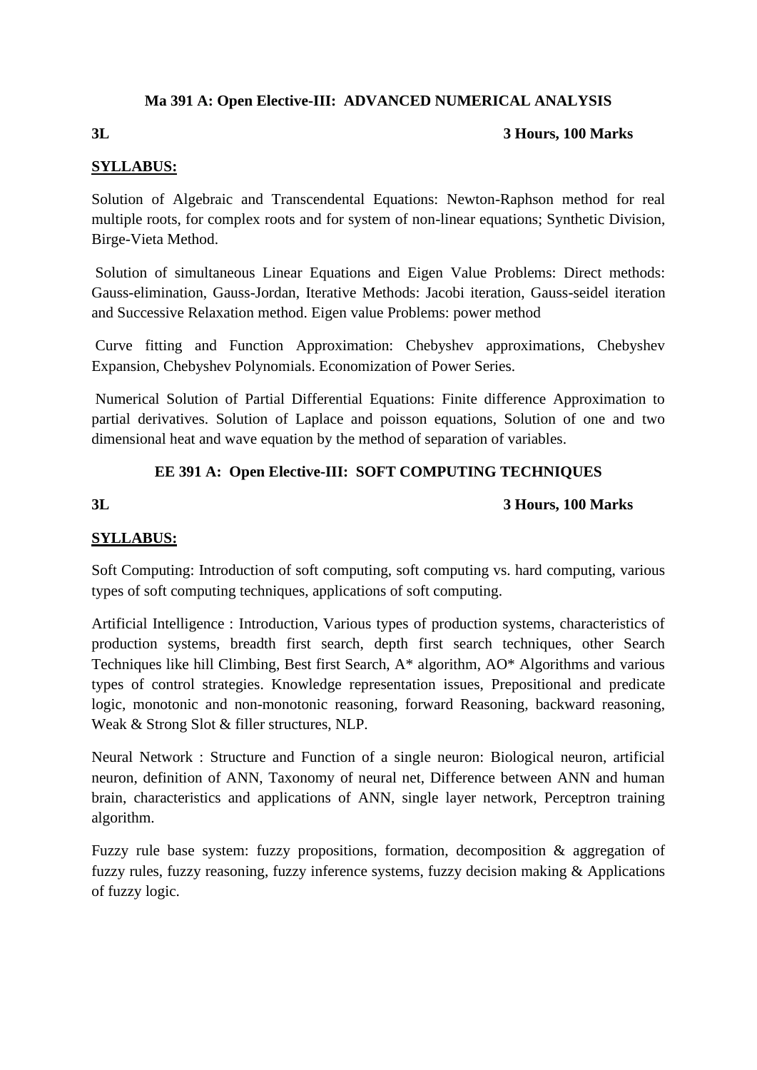### Ma 391 A: Open Elective-III: ADVANCED NUMERICAL ANALYSIS

**3L** **3 Hours, 100 Marks**

**SYLLABUS:**

Solution of Algebraic and Transcendental Equations: Newton-Raphson method for real multiple roots, for complex roots and for system of non-linear equations; Synthetic Division, Birge-Vieta Method.

Solution of simultaneous Linear Equations and Eigen Value Problems: Direct methods: Gauss-elimination, Gauss-Jordan, Iterative Methods: Jacobi iteration, Gauss-seidel iteration and Successive Relaxation method. Eigen value Problems: power method

Curve fitting and Function Approximation: Chebyshev approximations, Chebyshev Expansion, Chebyshev Polynomials. Economization of Power Series.

Numerical Solution of Partial Differential Equations: Finite difference Approximation to partial derivatives. Solution of Laplace and poisson equations, Solution of one and two dimensional heat and wave equation by the method of separation of variables.

### EE 391 A: Open Elective-III: SOFT COMPUTING TECHNIQUES

**3L** **3 Hours, 100 Marks**

**SYLLABUS:**

Soft Computing: Introduction of soft computing, soft computing vs. hard computing, various types of soft computing techniques, applications of soft computing.

Artificial Intelligence : Introduction, Various types of production systems, characteristics of production systems, breadth first search, depth first search techniques, other Search Techniques like hill Climbing, Best first Search, A* algorithm, AO* Algorithms and various types of control strategies. Knowledge representation issues, Prepositional and predicate logic, monotonic and non-monotonic reasoning, forward Reasoning, backward reasoning, Weak & Strong Slot & filler structures, NLP.

Neural Network : Structure and Function of a single neuron: Biological neuron, artificial neuron, definition of ANN, Taxonomy of neural net, Difference between ANN and human brain, characteristics and applications of ANN, single layer network, Perceptron training algorithm.

Fuzzy rule base system: fuzzy propositions, formation, decomposition & aggregation of fuzzy rules, fuzzy reasoning, fuzzy inference systems, fuzzy decision making & Applications of fuzzy logic.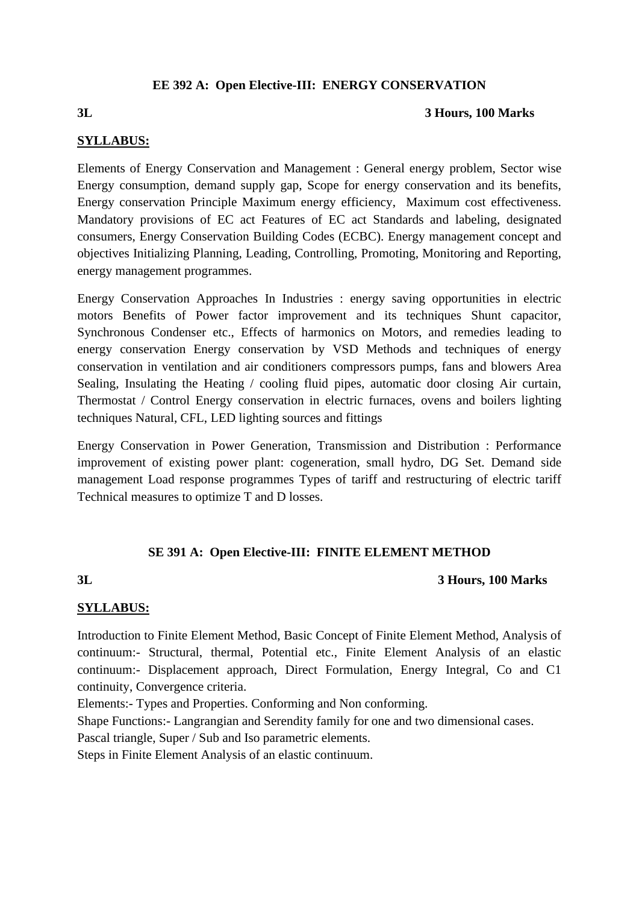## EE 392 A: Open Elective-III: ENERGY CONSERVATION

**3L** **3 Hours, 100 Marks**

**SYLLABUS:**

Elements of Energy Conservation and Management : General energy problem, Sector wise Energy consumption, demand supply gap, Scope for energy conservation and its benefits, Energy conservation Principle Maximum energy efficiency, Maximum cost effectiveness. Mandatory provisions of EC act Features of EC act Standards and labeling, designated consumers, Energy Conservation Building Codes (ECBC). Energy management concept and objectives Initializing Planning, Leading, Controlling, Promoting, Monitoring and Reporting, energy management programmes.

Energy Conservation Approaches In Industries : energy saving opportunities in electric motors Benefits of Power factor improvement and its techniques Shunt capacitor, Synchronous Condenser etc., Effects of harmonics on Motors, and remedies leading to energy conservation Energy conservation by VSD Methods and techniques of energy conservation in ventilation and air conditioners compressors pumps, fans and blowers Area Sealing, Insulating the Heating / cooling fluid pipes, automatic door closing Air curtain, Thermostat / Control Energy conservation in electric furnaces, ovens and boilers lighting techniques Natural, CFL, LED lighting sources and fittings

Energy Conservation in Power Generation, Transmission and Distribution : Performance improvement of existing power plant: cogeneration, small hydro, DG Set. Demand side management Load response programmes Types of tariff and restructuring of electric tariff Technical measures to optimize T and D losses.

## SE 391 A: Open Elective-III: FINITE ELEMENT METHOD

**3L** **3 Hours, 100 Marks**

**SYLLABUS:**

Introduction to Finite Element Method, Basic Concept of Finite Element Method, Analysis of continuum:- Structural, thermal, Potential etc., Finite Element Analysis of an elastic continuum:- Displacement approach, Direct Formulation, Energy Integral, Co and C1 continuity, Convergence criteria.

Elements:- Types and Properties. Conforming and Non conforming.

Shape Functions:- Langrangian and Serendity family for one and two dimensional cases.

Pascal triangle, Super / Sub and Iso parametric elements.

Steps in Finite Element Analysis of an elastic continuum.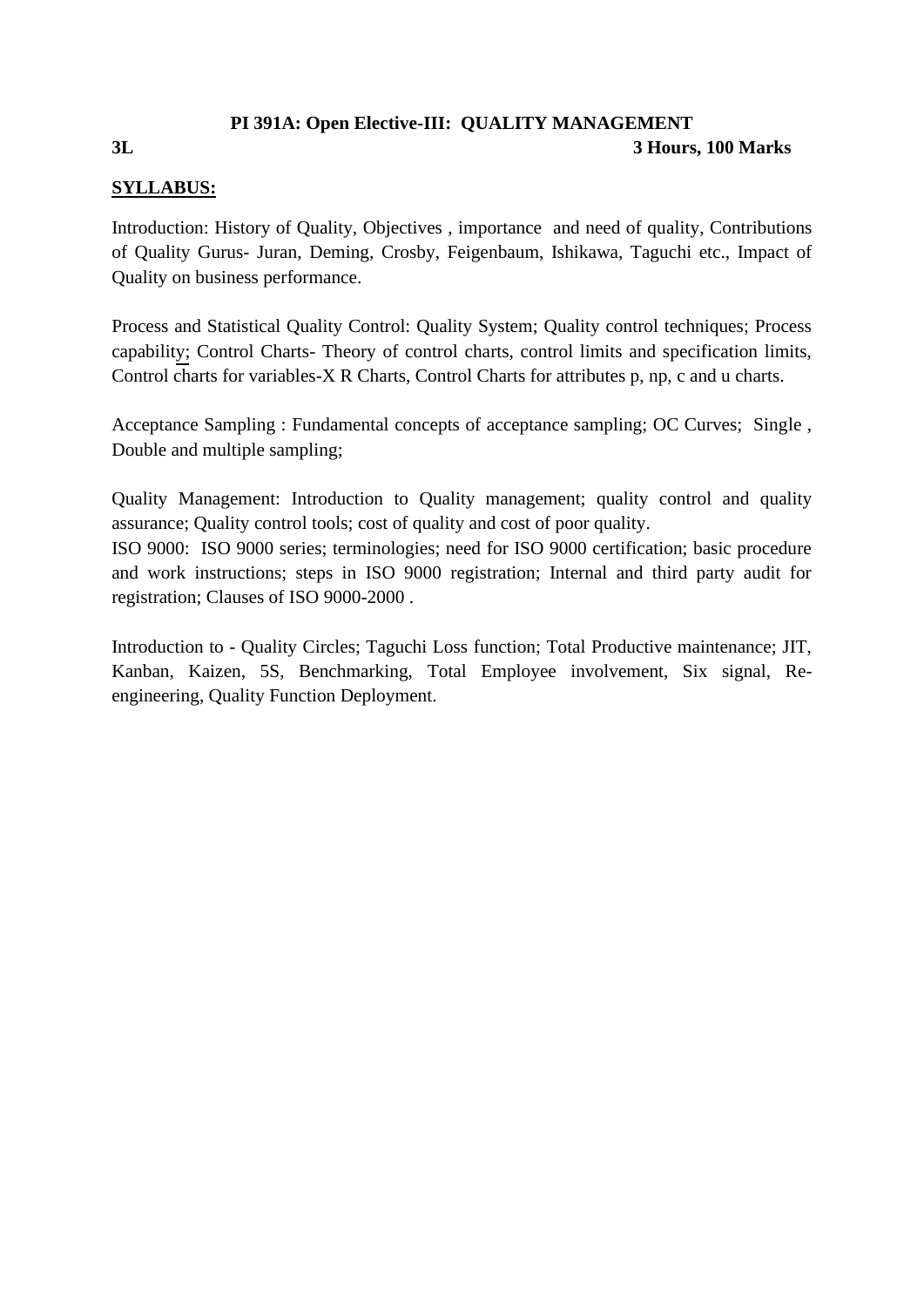## PI 391A: Open Elective-III: QUALITY MANAGEMENT

**3L** **3 Hours, 100 Marks**

**SYLLABUS:**

Introduction: History of Quality, Objectives , importance and need of quality, Contributions of Quality Gurus- Juran, Deming, Crosby, Feigenbaum, Ishikawa, Taguchi etc., Impact of Quality on business performance.

Process and Statistical Quality Control: Quality System; Quality control techniques; Process capability; Control Charts- Theory of control charts, control limits and specification limits, Control charts for variables-X R Charts, Control Charts for attributes p, np, c and u charts.

Acceptance Sampling : Fundamental concepts of acceptance sampling; OC Curves; Single , Double and multiple sampling;

Quality Management: Introduction to Quality management; quality control and quality assurance; Quality control tools; cost of quality and cost of poor quality.

ISO 9000: ISO 9000 series; terminologies; need for ISO 9000 certification; basic procedure and work instructions; steps in ISO 9000 registration; Internal and third party audit for registration; Clauses of ISO 9000-2000 .

Introduction to - Quality Circles; Taguchi Loss function; Total Productive maintenance; JIT, Kanban, Kaizen, 5S, Benchmarking, Total Employee involvement, Six signal, Re-engineering, Quality Function Deployment.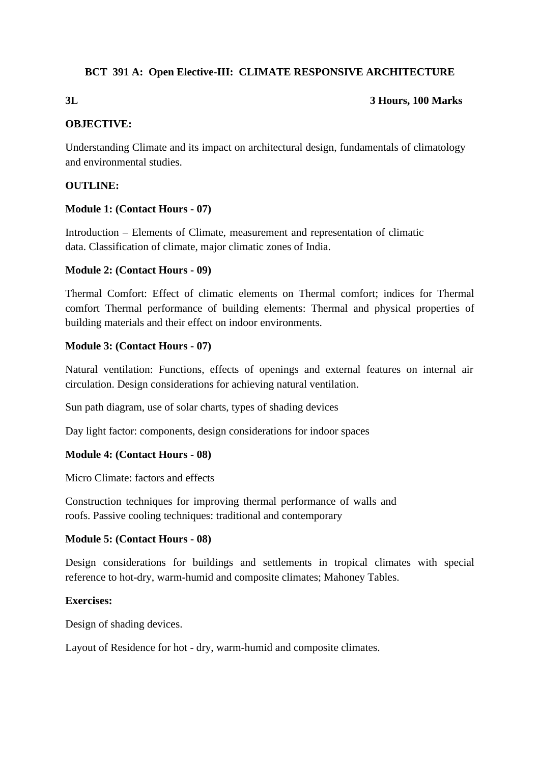## BCT 391 A: Open Elective-III: CLIMATE RESPONSIVE ARCHITECTURE

**3L** **3 Hours, 100 Marks**

**OBJECTIVE:**

Understanding Climate and its impact on architectural design, fundamentals of climatology and environmental studies.

**OUTLINE:**

**Module 1: (Contact Hours - 07)**

Introduction – Elements of Climate, measurement and representation of climatic data. Classification of climate, major climatic zones of India.

**Module 2: (Contact Hours - 09)**

Thermal Comfort: Effect of climatic elements on Thermal comfort; indices for Thermal comfort Thermal performance of building elements: Thermal and physical properties of building materials and their effect on indoor environments.

**Module 3: (Contact Hours - 07)**

Natural ventilation: Functions, effects of openings and external features on internal air circulation. Design considerations for achieving natural ventilation.

Sun path diagram, use of solar charts, types of shading devices

Day light factor: components, design considerations for indoor spaces

**Module 4: (Contact Hours - 08)**

Micro Climate: factors and effects

Construction techniques for improving thermal performance of walls and roofs. Passive cooling techniques: traditional and contemporary

**Module 5: (Contact Hours - 08)**

Design considerations for buildings and settlements in tropical climates with special reference to hot-dry, warm-humid and composite climates; Mahoney Tables.

**Exercises:**

Design of shading devices.

Layout of Residence for hot - dry, warm-humid and composite climates.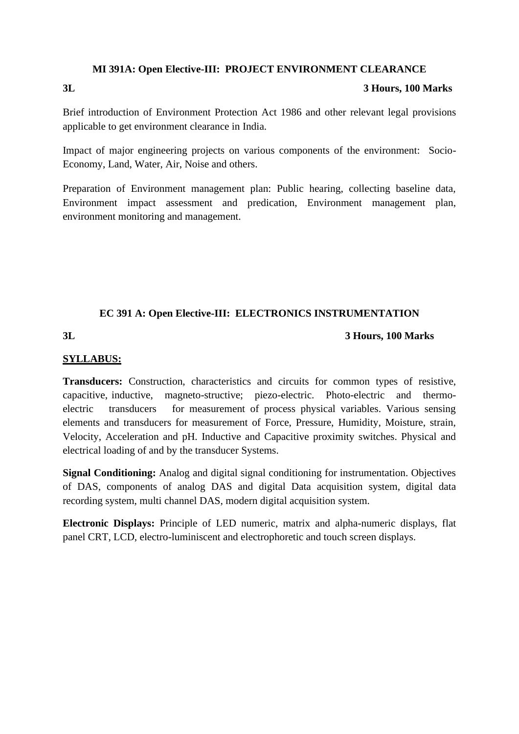### MI 391A: Open Elective-III: PROJECT ENVIRONMENT CLEARANCE

**3L** **3 Hours, 100 Marks**

Brief introduction of Environment Protection Act 1986 and other relevant legal provisions applicable to get environment clearance in India.

Impact of major engineering projects on various components of the environment: Socio-Economy, Land, Water, Air, Noise and others.

Preparation of Environment management plan: Public hearing, collecting baseline data, Environment impact assessment and predication, Environment management plan, environment monitoring and management.

### EC 391 A: Open Elective-III: ELECTRONICS INSTRUMENTATION

**3L** **3 Hours, 100 Marks**

**SYLLABUS:**

**Transducers:** Construction, characteristics and circuits for common types of resistive, capacitive, inductive, magneto-structive; piezo-electric. Photo-electric and thermo-electric transducers for measurement of process physical variables. Various sensing elements and transducers for measurement of Force, Pressure, Humidity, Moisture, strain, Velocity, Acceleration and pH. Inductive and Capacitive proximity switches. Physical and electrical loading of and by the transducer Systems.

**Signal Conditioning:** Analog and digital signal conditioning for instrumentation. Objectives of DAS, components of analog DAS and digital Data acquisition system, digital data recording system, multi channel DAS, modern digital acquisition system.

**Electronic Displays:** Principle of LED numeric, matrix and alpha-numeric displays, flat panel CRT, LCD, electro-luminiscent and electrophoretic and touch screen displays.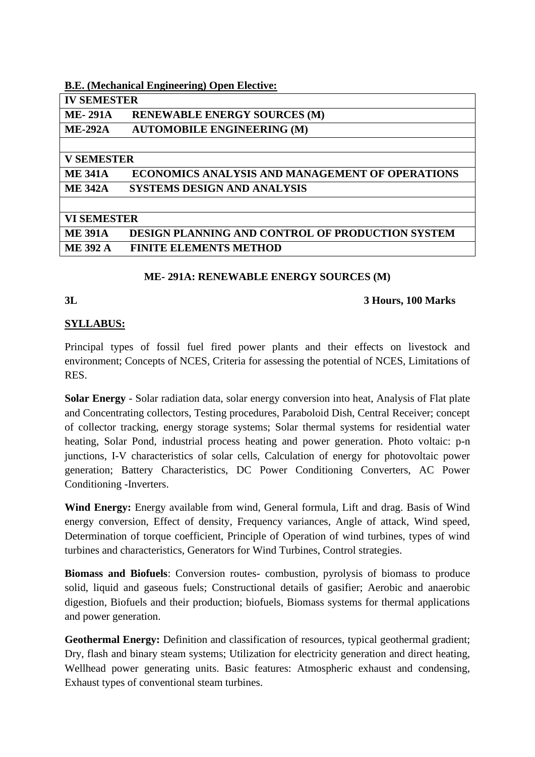**B.E. (Mechanical Engineering) Open Elective:**

| IV SEMESTER | |
|---|---|
| **ME- 291A** | **RENEWABLE ENERGY SOURCES (M)** |
| **ME-292A** | **AUTOMOBILE ENGINEERING (M)** |
| | |
| **V SEMESTER** | |
| **ME 341A** | **ECONOMICS ANALYSIS AND MANAGEMENT OF OPERATIONS** |
| **ME 342A** | **SYSTEMS DESIGN AND ANALYSIS** |
| | |
| **VI SEMESTER** | |
| **ME 391A** | **DESIGN PLANNING AND CONTROL OF PRODUCTION SYSTEM** |
| **ME 392 A** | **FINITE ELEMENTS METHOD** |

## ME- 291A: RENEWABLE ENERGY SOURCES (M)

**3L** **3 Hours, 100 Marks**

**SYLLABUS:**

Principal types of fossil fuel fired power plants and their effects on livestock and environment; Concepts of NCES, Criteria for assessing the potential of NCES, Limitations of RES.

**Solar Energy** - Solar radiation data, solar energy conversion into heat, Analysis of Flat plate and Concentrating collectors, Testing procedures, Paraboloid Dish, Central Receiver; concept of collector tracking, energy storage systems; Solar thermal systems for residential water heating, Solar Pond, industrial process heating and power generation. Photo voltaic: p-n junctions, I-V characteristics of solar cells, Calculation of energy for photovoltaic power generation; Battery Characteristics, DC Power Conditioning Converters, AC Power Conditioning -Inverters.

**Wind Energy:** Energy available from wind, General formula, Lift and drag. Basis of Wind energy conversion, Effect of density, Frequency variances, Angle of attack, Wind speed, Determination of torque coefficient, Principle of Operation of wind turbines, types of wind turbines and characteristics, Generators for Wind Turbines, Control strategies.

**Biomass and Biofuels**: Conversion routes- combustion, pyrolysis of biomass to produce solid, liquid and gaseous fuels; Constructional details of gasifier; Aerobic and anaerobic digestion, Biofuels and their production; biofuels, Biomass systems for thermal applications and power generation.

**Geothermal Energy:** Definition and classification of resources, typical geothermal gradient; Dry, flash and binary steam systems; Utilization for electricity generation and direct heating, Wellhead power generating units. Basic features: Atmospheric exhaust and condensing, Exhaust types of conventional steam turbines.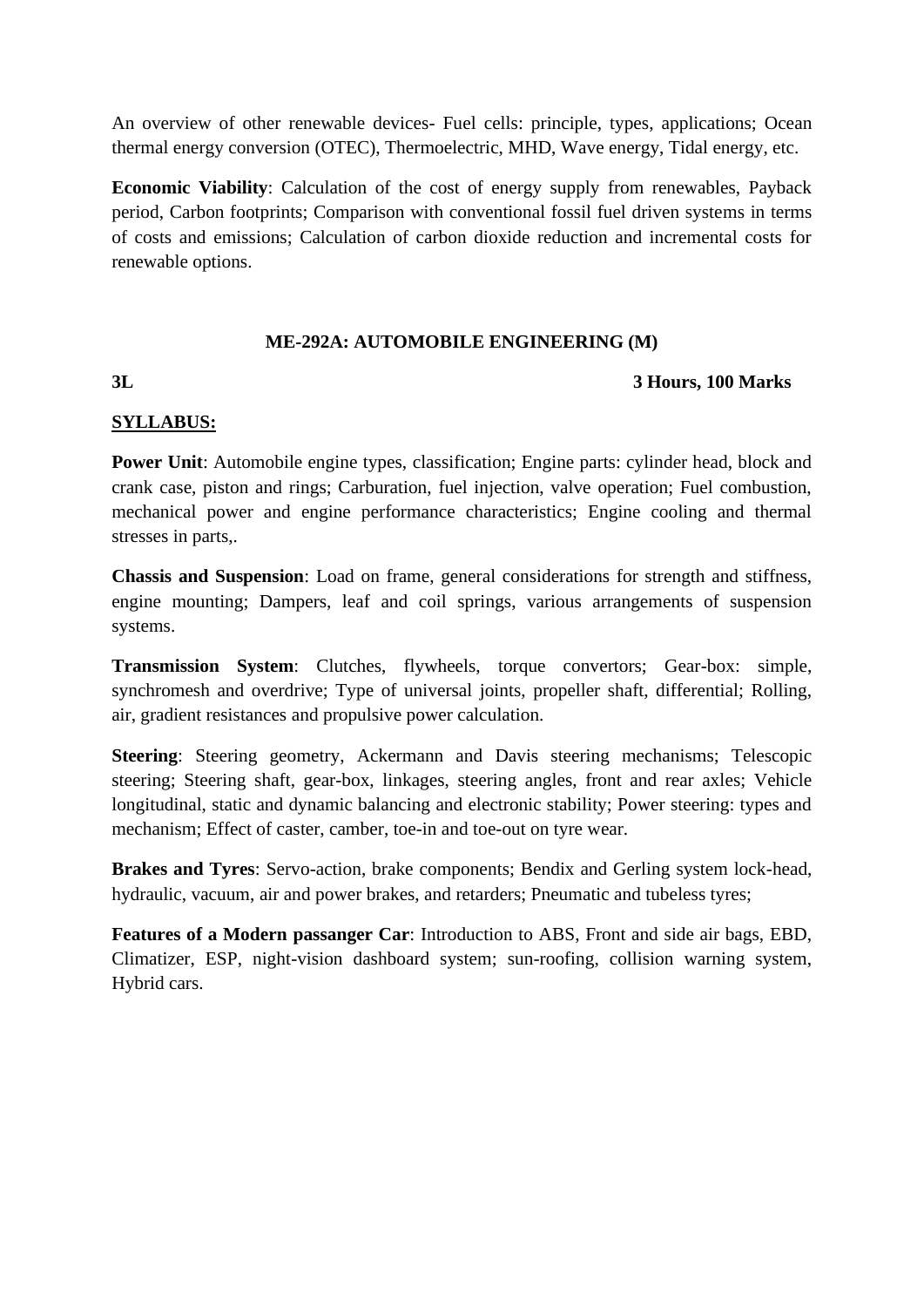An overview of other renewable devices- Fuel cells: principle, types, applications; Ocean thermal energy conversion (OTEC), Thermoelectric, MHD, Wave energy, Tidal energy, etc.

**Economic Viability**: Calculation of the cost of energy supply from renewables, Payback period, Carbon footprints; Comparison with conventional fossil fuel driven systems in terms of costs and emissions; Calculation of carbon dioxide reduction and incremental costs for renewable options.

## ME-292A: AUTOMOBILE ENGINEERING (M)

**3L** **3 Hours, 100 Marks**

**SYLLABUS:**

**Power Unit**: Automobile engine types, classification; Engine parts: cylinder head, block and crank case, piston and rings; Carburation, fuel injection, valve operation; Fuel combustion, mechanical power and engine performance characteristics; Engine cooling and thermal stresses in parts,.

**Chassis and Suspension**: Load on frame, general considerations for strength and stiffness, engine mounting; Dampers, leaf and coil springs, various arrangements of suspension systems.

**Transmission System**: Clutches, flywheels, torque convertors; Gear-box: simple, synchromesh and overdrive; Type of universal joints, propeller shaft, differential; Rolling, air, gradient resistances and propulsive power calculation.

**Steering**: Steering geometry, Ackermann and Davis steering mechanisms; Telescopic steering; Steering shaft, gear-box, linkages, steering angles, front and rear axles; Vehicle longitudinal, static and dynamic balancing and electronic stability; Power steering: types and mechanism; Effect of caster, camber, toe-in and toe-out on tyre wear.

**Brakes and Tyres**: Servo-action, brake components; Bendix and Gerling system lock-head, hydraulic, vacuum, air and power brakes, and retarders; Pneumatic and tubeless tyres;

**Features of a Modern passanger Car**: Introduction to ABS, Front and side air bags, EBD, Climatizer, ESP, night-vision dashboard system; sun-roofing, collision warning system, Hybrid cars.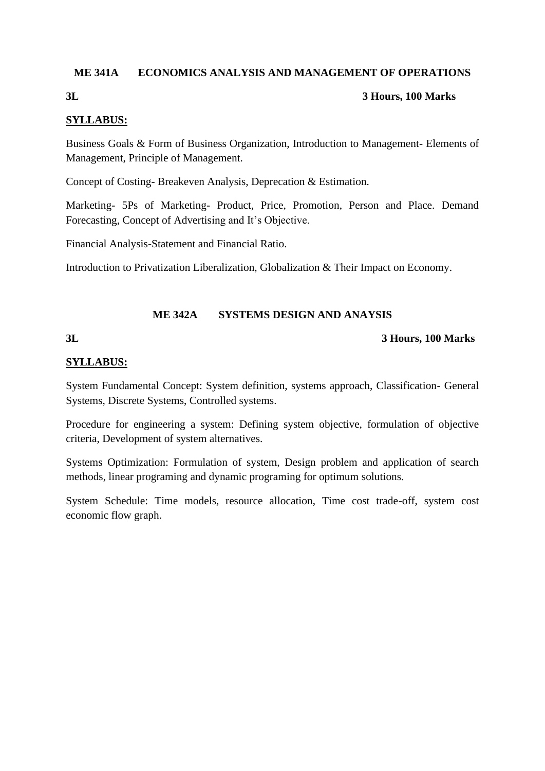## ME 341A ECONOMICS ANALYSIS AND MANAGEMENT OF OPERATIONS

**3L** **3 Hours, 100 Marks**

**SYLLABUS:**

Business Goals & Form of Business Organization, Introduction to Management- Elements of Management, Principle of Management.

Concept of Costing- Breakeven Analysis, Deprecation & Estimation.

Marketing- 5Ps of Marketing- Product, Price, Promotion, Person and Place. Demand Forecasting, Concept of Advertising and It's Objective.

Financial Analysis-Statement and Financial Ratio.

Introduction to Privatization Liberalization, Globalization & Their Impact on Economy.

## ME 342A SYSTEMS DESIGN AND ANAYSIS

**3L** **3 Hours, 100 Marks**

**SYLLABUS:**

System Fundamental Concept: System definition, systems approach, Classification- General Systems, Discrete Systems, Controlled systems.

Procedure for engineering a system: Defining system objective, formulation of objective criteria, Development of system alternatives.

Systems Optimization: Formulation of system, Design problem and application of search methods, linear programing and dynamic programing for optimum solutions.

System Schedule: Time models, resource allocation, Time cost trade-off, system cost economic flow graph.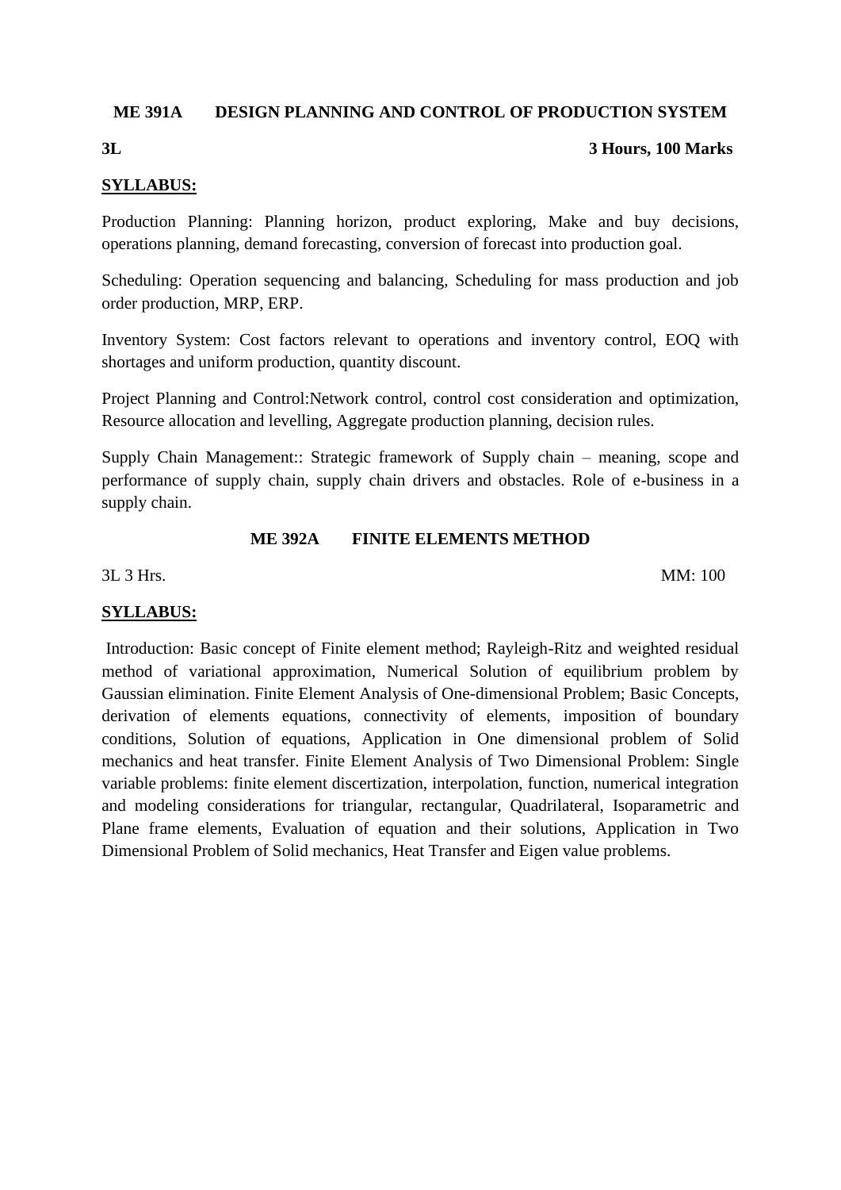## ME 391A DESIGN PLANNING AND CONTROL OF PRODUCTION SYSTEM

**3L** **3 Hours, 100 Marks**

**SYLLABUS:**

Production Planning: Planning horizon, product exploring, Make and buy decisions, operations planning, demand forecasting, conversion of forecast into production goal.

Scheduling: Operation sequencing and balancing, Scheduling for mass production and job order production, MRP, ERP.

Inventory System: Cost factors relevant to operations and inventory control, EOQ with shortages and uniform production, quantity discount.

Project Planning and Control:Network control, control cost consideration and optimization, Resource allocation and levelling, Aggregate production planning, decision rules.

Supply Chain Management:: Strategic framework of Supply chain – meaning, scope and performance of supply chain, supply chain drivers and obstacles. Role of e-business in a supply chain.

## ME 392A FINITE ELEMENTS METHOD

3L 3 Hrs. MM: 100

**SYLLABUS:**

Introduction: Basic concept of Finite element method; Rayleigh-Ritz and weighted residual method of variational approximation, Numerical Solution of equilibrium problem by Gaussian elimination. Finite Element Analysis of One-dimensional Problem; Basic Concepts, derivation of elements equations, connectivity of elements, imposition of boundary conditions, Solution of equations, Application in One dimensional problem of Solid mechanics and heat transfer. Finite Element Analysis of Two Dimensional Problem: Single variable problems: finite element discertization, interpolation, function, numerical integration and modeling considerations for triangular, rectangular, Quadrilateral, Isoparametric and Plane frame elements, Evaluation of equation and their solutions, Application in Two Dimensional Problem of Solid mechanics, Heat Transfer and Eigen value problems.